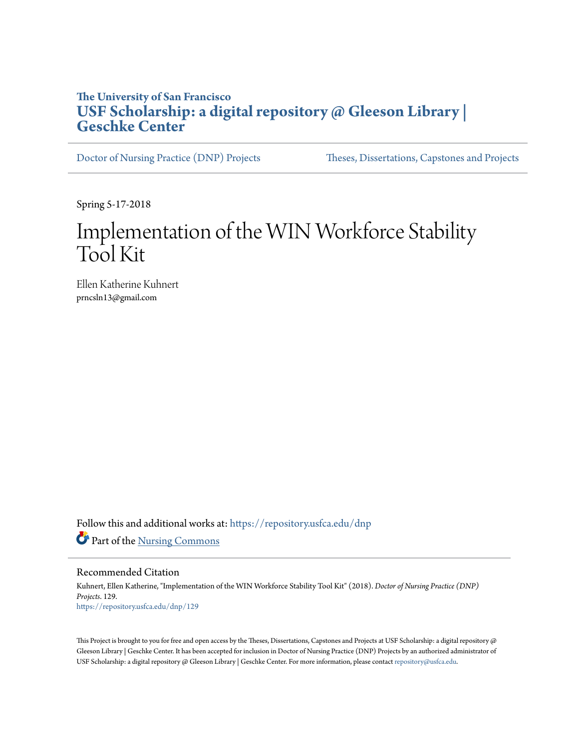**The University of San Francisco**

# USF Scholarship: a digital repository @ Gleeson Library | Geschke Center

Doctor of Nursing Practice (DNP) Projects | Theses, Dissertations, Capstones and Projects

Spring 5-17-2018

# Implementation of the WIN Workforce Stability Tool Kit

Ellen Katherine Kuhnert
prncsln13@gmail.com

Follow this and additional works at: https://repository.usfca.edu/dnp

Part of the Nursing Commons

## Recommended Citation

Kuhnert, Ellen Katherine, "Implementation of the WIN Workforce Stability Tool Kit" (2018). *Doctor of Nursing Practice (DNP) Projects*. 129.
https://repository.usfca.edu/dnp/129

This Project is brought to you for free and open access by the Theses, Dissertations, Capstones and Projects at USF Scholarship: a digital repository @ Gleeson Library | Geschke Center. It has been accepted for inclusion in Doctor of Nursing Practice (DNP) Projects by an authorized administrator of USF Scholarship: a digital repository @ Gleeson Library | Geschke Center. For more information, please contact repository@usfca.edu.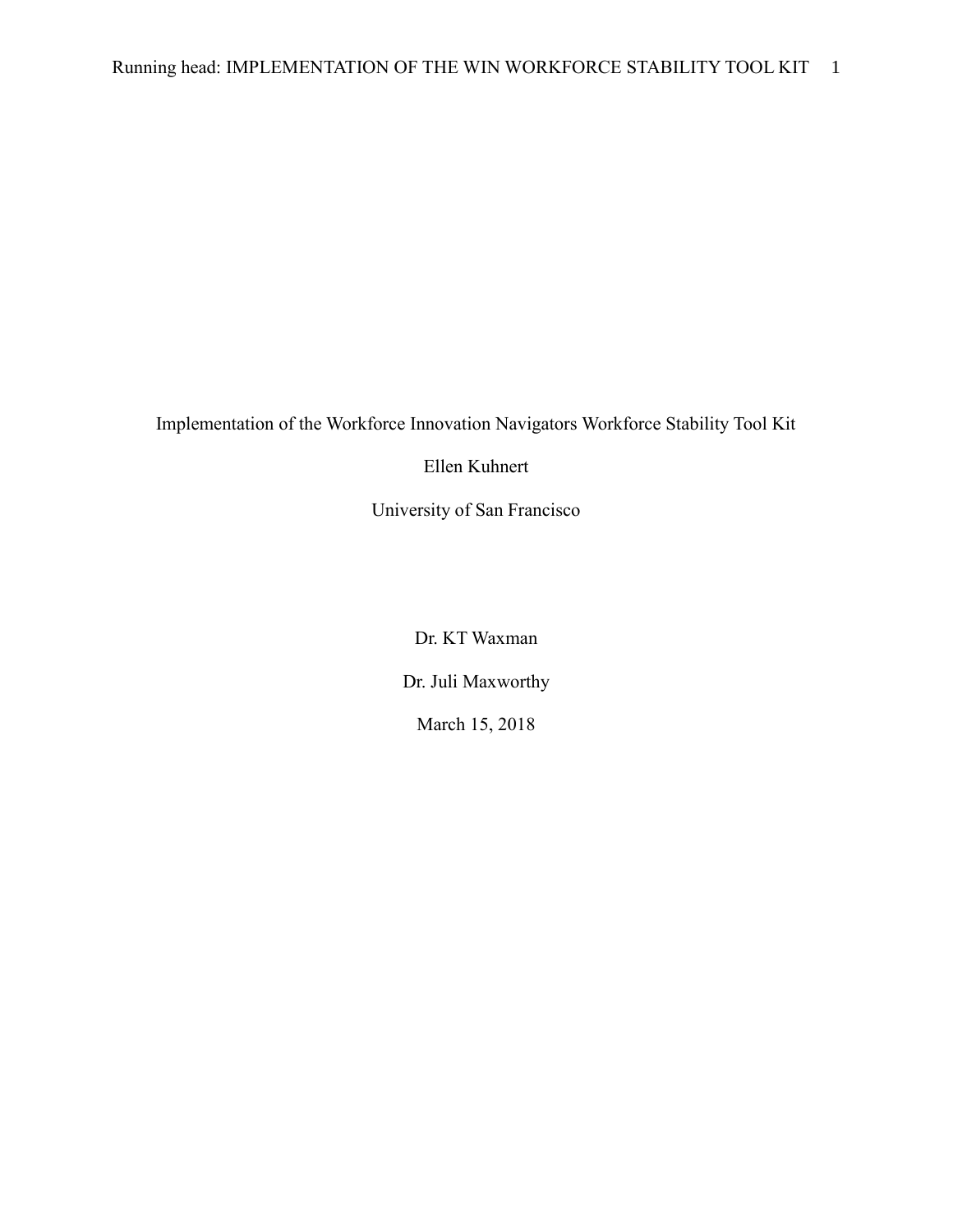Implementation of the Workforce Innovation Navigators Workforce Stability Tool Kit

Ellen Kuhnert

University of San Francisco

Dr. KT Waxman

Dr. Juli Maxworthy

March 15, 2018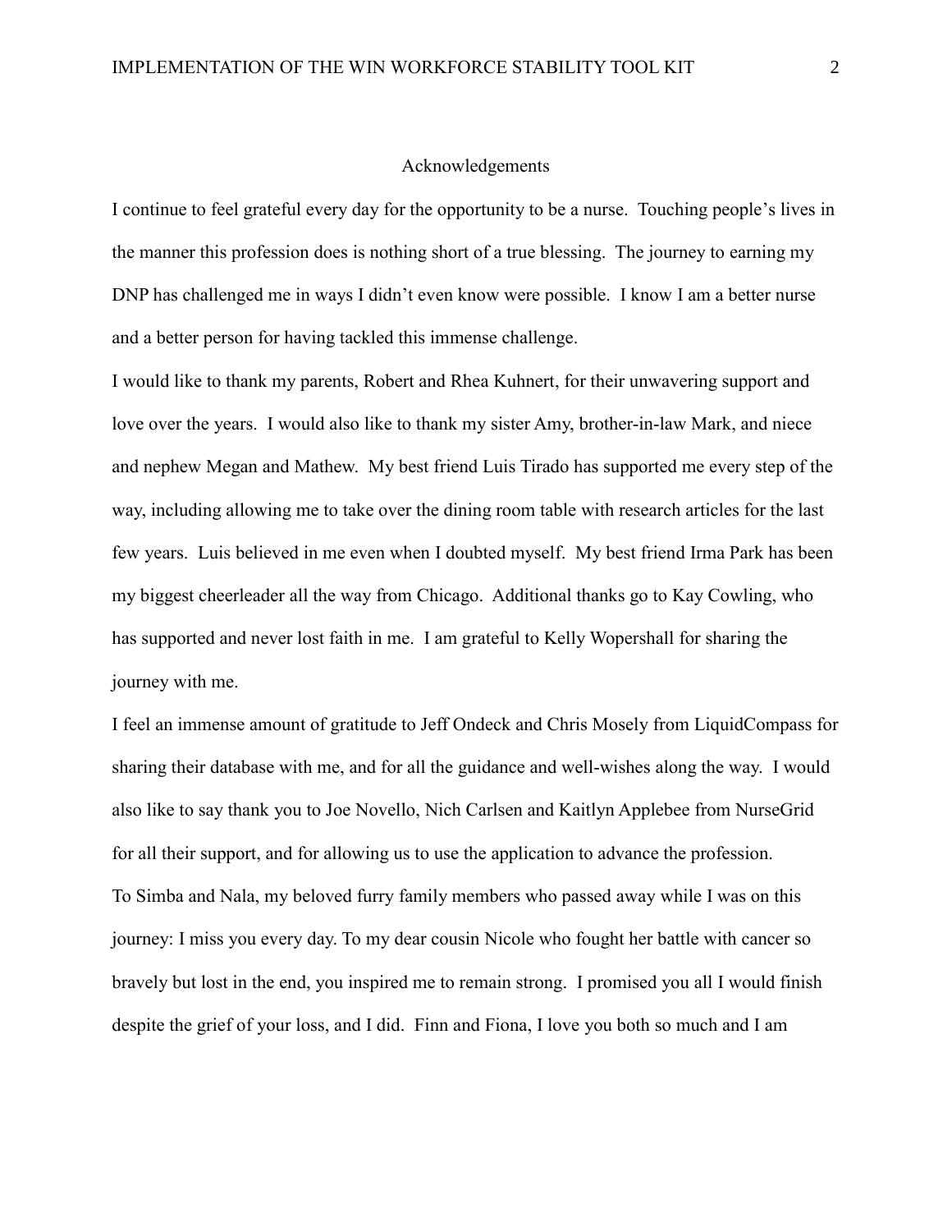## Acknowledgements

I continue to feel grateful every day for the opportunity to be a nurse. Touching people's lives in the manner this profession does is nothing short of a true blessing. The journey to earning my DNP has challenged me in ways I didn't even know were possible. I know I am a better nurse and a better person for having tackled this immense challenge.

I would like to thank my parents, Robert and Rhea Kuhnert, for their unwavering support and love over the years. I would also like to thank my sister Amy, brother-in-law Mark, and niece and nephew Megan and Mathew. My best friend Luis Tirado has supported me every step of the way, including allowing me to take over the dining room table with research articles for the last few years. Luis believed in me even when I doubted myself. My best friend Irma Park has been my biggest cheerleader all the way from Chicago. Additional thanks go to Kay Cowling, who has supported and never lost faith in me. I am grateful to Kelly Wopershall for sharing the journey with me.

I feel an immense amount of gratitude to Jeff Ondeck and Chris Mosely from LiquidCompass for sharing their database with me, and for all the guidance and well-wishes along the way. I would also like to say thank you to Joe Novello, Nich Carlsen and Kaitlyn Applebee from NurseGrid for all their support, and for allowing us to use the application to advance the profession.

To Simba and Nala, my beloved furry family members who passed away while I was on this journey: I miss you every day. To my dear cousin Nicole who fought her battle with cancer so bravely but lost in the end, you inspired me to remain strong. I promised you all I would finish despite the grief of your loss, and I did. Finn and Fiona, I love you both so much and I am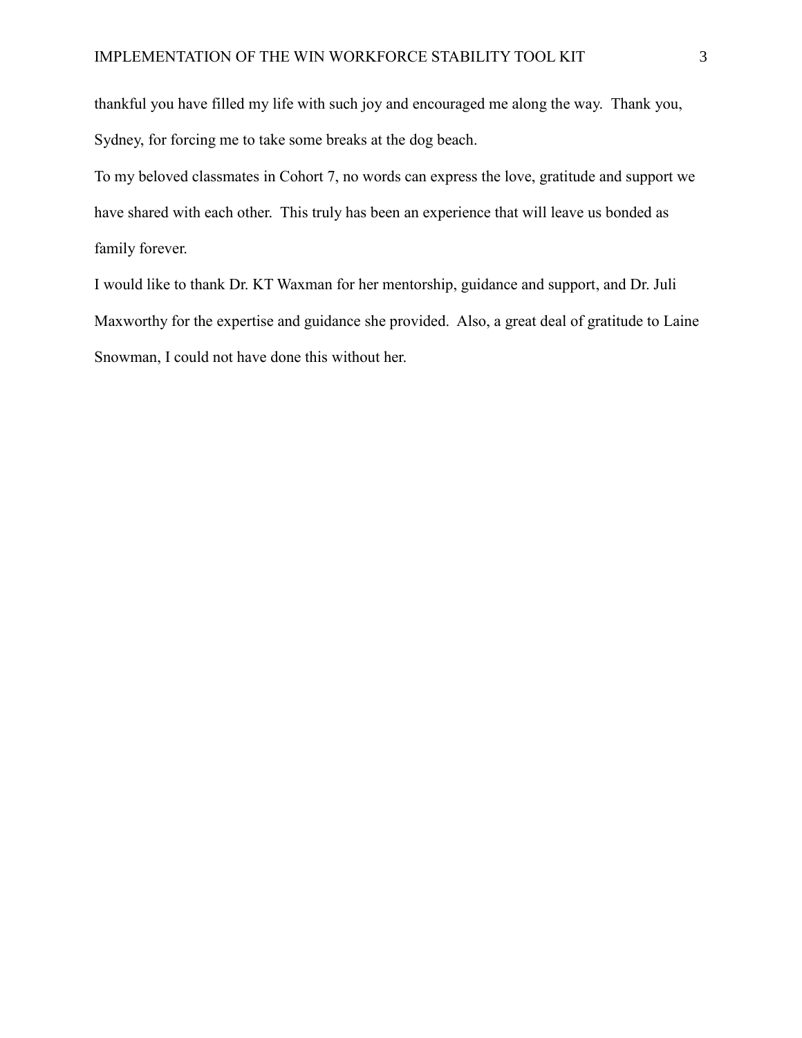thankful you have filled my life with such joy and encouraged me along the way. Thank you, Sydney, for forcing me to take some breaks at the dog beach.

To my beloved classmates in Cohort 7, no words can express the love, gratitude and support we have shared with each other. This truly has been an experience that will leave us bonded as family forever.

I would like to thank Dr. KT Waxman for her mentorship, guidance and support, and Dr. Juli Maxworthy for the expertise and guidance she provided. Also, a great deal of gratitude to Laine Snowman, I could not have done this without her.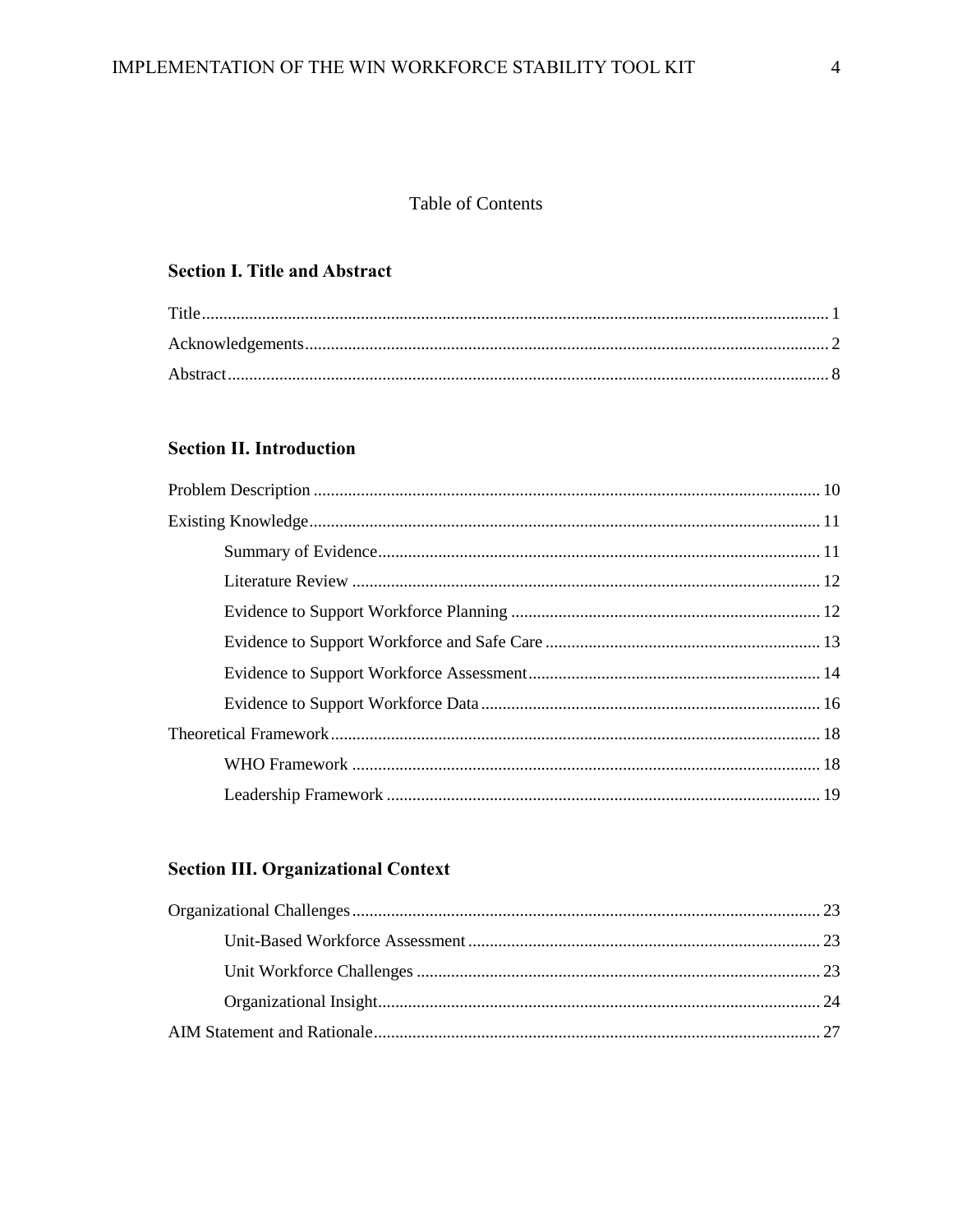Table of Contents

**Section I. Title and Abstract**

Title................................................................................................................................ 1

Acknowledgements........................................................................................................ 2

Abstract........................................................................................................................... 8

**Section II. Introduction**

Problem Description ..................................................................................................... 10

Existing Knowledge...................................................................................................... 11

- Summary of Evidence...................................................................................... 11
- Literature Review ............................................................................................ 12
- Evidence to Support Workforce Planning ....................................................... 12
- Evidence to Support Workforce and Safe Care ............................................... 13
- Evidence to Support Workforce Assessment................................................... 14
- Evidence to Support Workforce Data .............................................................. 16

Theoretical Framework................................................................................................. 18

- WHO Framework ............................................................................................ 18
- Leadership Framework .................................................................................... 19

**Section III. Organizational Context**

Organizational Challenges............................................................................................ 23

- Unit-Based Workforce Assessment ................................................................. 23
- Unit Workforce Challenges ............................................................................. 23
- Organizational Insight...................................................................................... 24

AIM Statement and Rationale....................................................................................... 27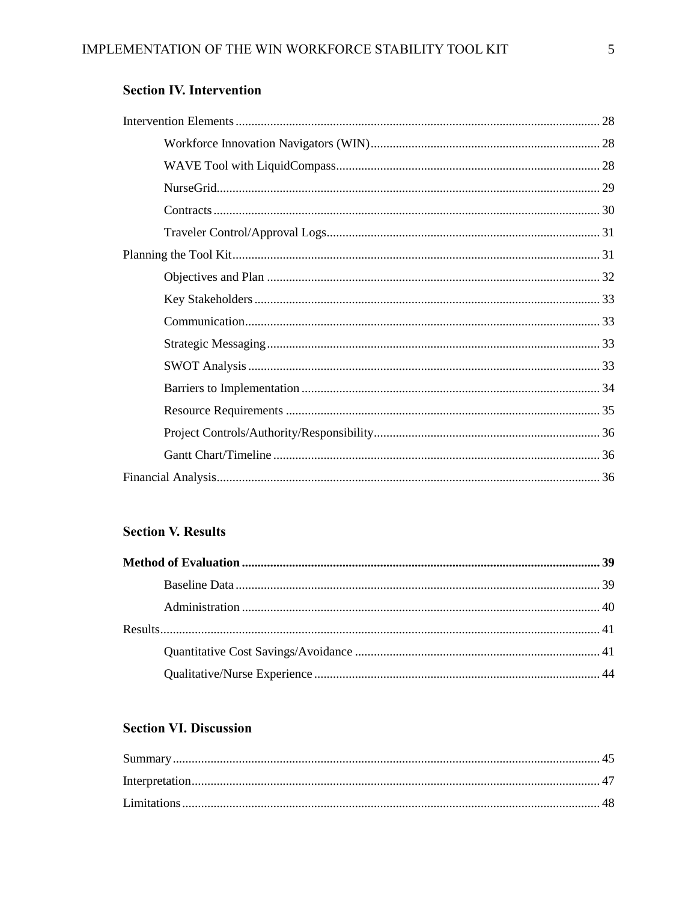## Section IV. Intervention

Intervention Elements ........................................................................................................ 28

- Workforce Innovation Navigators (WIN) ........................................................................ 28
- WAVE Tool with LiquidCompass .................................................................................. 28
- NurseGrid ....................................................................................................................... 29
- Contracts ........................................................................................................................ 30
- Traveler Control/Approval Logs ..................................................................................... 31

Planning the Tool Kit ......................................................................................................... 31

- Objectives and Plan ........................................................................................................ 32
- Key Stakeholders ............................................................................................................ 33
- Communication ............................................................................................................... 33
- Strategic Messaging ........................................................................................................ 33
- SWOT Analysis .............................................................................................................. 33
- Barriers to Implementation ............................................................................................. 34
- Resource Requirements .................................................................................................. 35
- Project Controls/Authority/Responsibility ....................................................................... 36
- Gantt Chart/Timeline ...................................................................................................... 36

Financial Analysis ............................................................................................................... 36

## Section V. Results

**Method of Evaluation ........................................................................................................ 39**

- Baseline Data .................................................................................................................. 39
- Administration ................................................................................................................ 40

Results ................................................................................................................................. 41

- Quantitative Cost Savings/Avoidance ............................................................................ 41
- Qualitative/Nurse Experience ......................................................................................... 44

## Section VI. Discussion

Summary ............................................................................................................................. 45

Interpretation ....................................................................................................................... 47

Limitations .......................................................................................................................... 48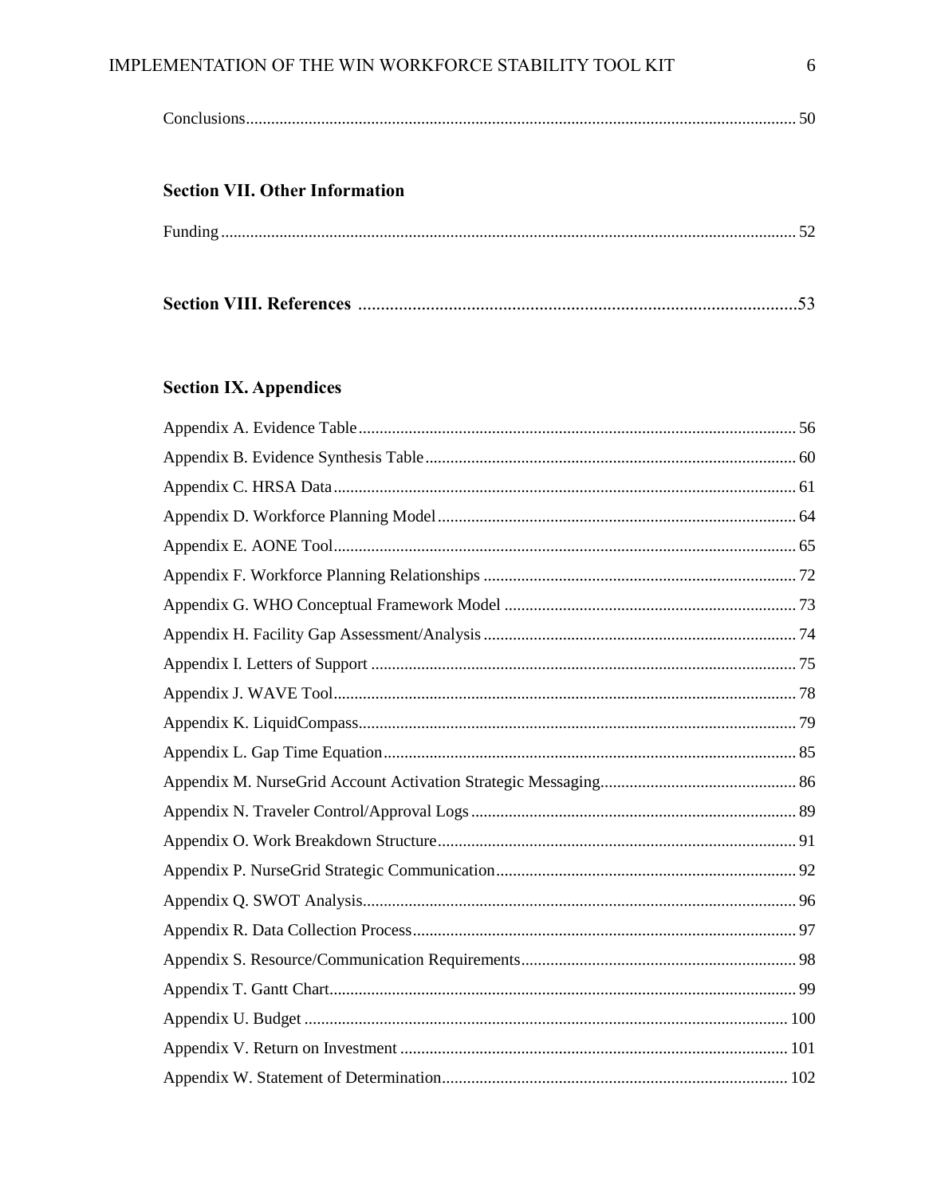Conclusions .................................................................................................................... 50

**Section VII. Other Information**

Funding .......................................................................................................................... 52

**Section VIII. References** ........................................................................................ 53

**Section IX. Appendices**

Appendix A. Evidence Table ........................................................................................ 56
Appendix B. Evidence Synthesis Table ........................................................................ 60
Appendix C. HRSA Data .............................................................................................. 61
Appendix D. Workforce Planning Model ..................................................................... 64
Appendix E. AONE Tool .............................................................................................. 65
Appendix F. Workforce Planning Relationships ........................................................... 72
Appendix G. WHO Conceptual Framework Model ...................................................... 73
Appendix H. Facility Gap Assessment/Analysis ........................................................... 74
Appendix I. Letters of Support ...................................................................................... 75
Appendix J. WAVE Tool ............................................................................................... 78
Appendix K. LiquidCompass ......................................................................................... 79
Appendix L. Gap Time Equation ................................................................................... 85
Appendix M. NurseGrid Account Activation Strategic Messaging ............................... 86
Appendix N. Traveler Control/Approval Logs .............................................................. 89
Appendix O. Work Breakdown Structure ...................................................................... 91
Appendix P. NurseGrid Strategic Communication ........................................................ 92
Appendix Q. SWOT Analysis ........................................................................................ 96
Appendix R. Data Collection Process ............................................................................ 97
Appendix S. Resource/Communication Requirements .................................................. 98
Appendix T. Gantt Chart ................................................................................................ 99
Appendix U. Budget ..................................................................................................... 100
Appendix V. Return on Investment .............................................................................. 101
Appendix W. Statement of Determination .................................................................... 102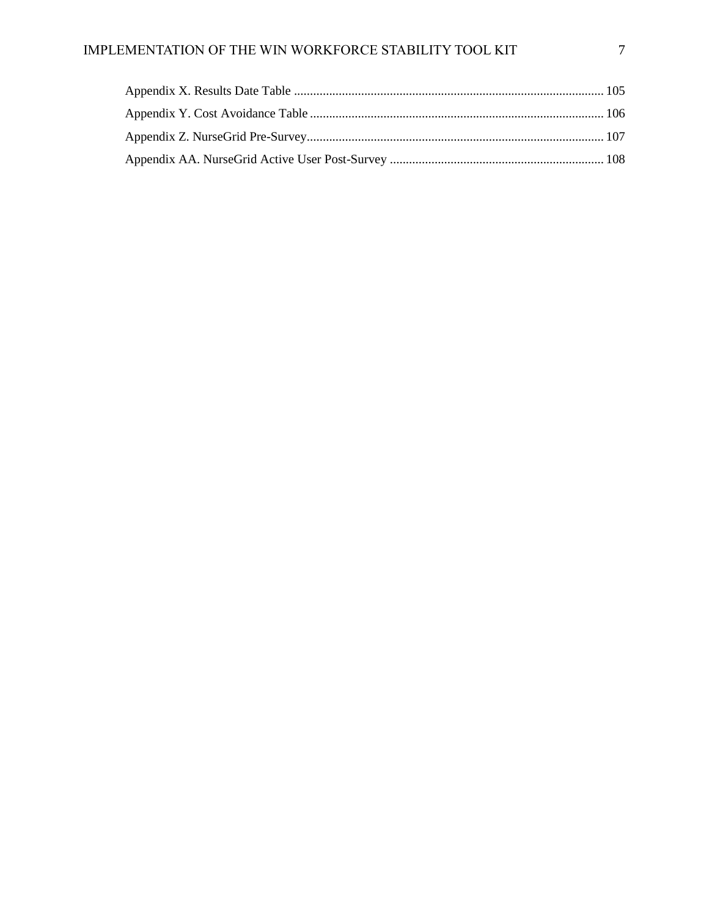Appendix X. Results Date Table ................................................................................................ 105

Appendix Y. Cost Avoidance Table ........................................................................................... 106

Appendix Z. NurseGrid Pre-Survey ............................................................................................ 107

Appendix AA. NurseGrid Active User Post-Survey ................................................................... 108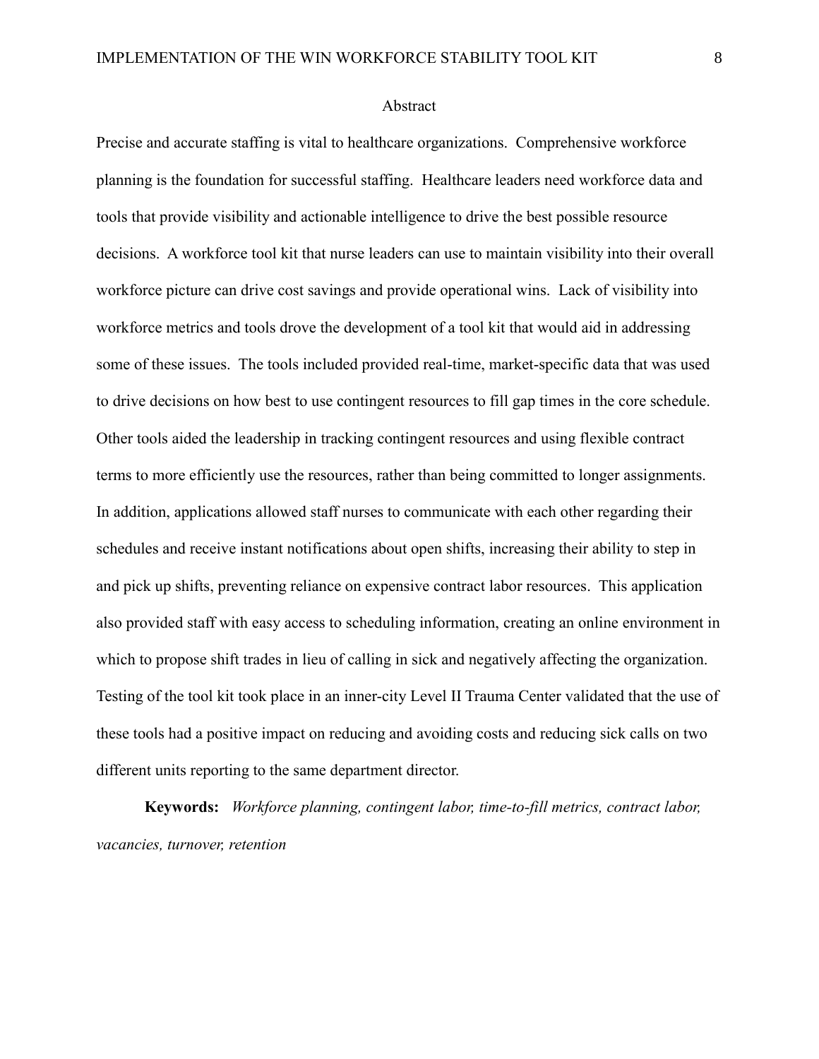## Abstract

Precise and accurate staffing is vital to healthcare organizations. Comprehensive workforce planning is the foundation for successful staffing. Healthcare leaders need workforce data and tools that provide visibility and actionable intelligence to drive the best possible resource decisions. A workforce tool kit that nurse leaders can use to maintain visibility into their overall workforce picture can drive cost savings and provide operational wins. Lack of visibility into workforce metrics and tools drove the development of a tool kit that would aid in addressing some of these issues. The tools included provided real-time, market-specific data that was used to drive decisions on how best to use contingent resources to fill gap times in the core schedule. Other tools aided the leadership in tracking contingent resources and using flexible contract terms to more efficiently use the resources, rather than being committed to longer assignments. In addition, applications allowed staff nurses to communicate with each other regarding their schedules and receive instant notifications about open shifts, increasing their ability to step in and pick up shifts, preventing reliance on expensive contract labor resources. This application also provided staff with easy access to scheduling information, creating an online environment in which to propose shift trades in lieu of calling in sick and negatively affecting the organization. Testing of the tool kit took place in an inner-city Level II Trauma Center validated that the use of these tools had a positive impact on reducing and avoiding costs and reducing sick calls on two different units reporting to the same department director.

**Keywords:** *Workforce planning, contingent labor, time-to-fill metrics, contract labor, vacancies, turnover, retention*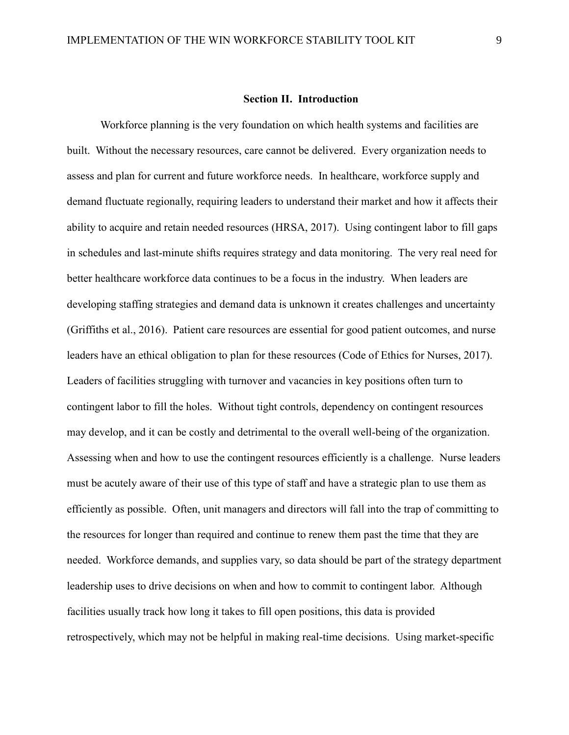## Section II. Introduction

Workforce planning is the very foundation on which health systems and facilities are built. Without the necessary resources, care cannot be delivered. Every organization needs to assess and plan for current and future workforce needs. In healthcare, workforce supply and demand fluctuate regionally, requiring leaders to understand their market and how it affects their ability to acquire and retain needed resources (HRSA, 2017). Using contingent labor to fill gaps in schedules and last-minute shifts requires strategy and data monitoring. The very real need for better healthcare workforce data continues to be a focus in the industry. When leaders are developing staffing strategies and demand data is unknown it creates challenges and uncertainty (Griffiths et al., 2016). Patient care resources are essential for good patient outcomes, and nurse leaders have an ethical obligation to plan for these resources (Code of Ethics for Nurses, 2017). Leaders of facilities struggling with turnover and vacancies in key positions often turn to contingent labor to fill the holes. Without tight controls, dependency on contingent resources may develop, and it can be costly and detrimental to the overall well-being of the organization. Assessing when and how to use the contingent resources efficiently is a challenge. Nurse leaders must be acutely aware of their use of this type of staff and have a strategic plan to use them as efficiently as possible. Often, unit managers and directors will fall into the trap of committing to the resources for longer than required and continue to renew them past the time that they are needed. Workforce demands, and supplies vary, so data should be part of the strategy department leadership uses to drive decisions on when and how to commit to contingent labor. Although facilities usually track how long it takes to fill open positions, this data is provided retrospectively, which may not be helpful in making real-time decisions. Using market-specific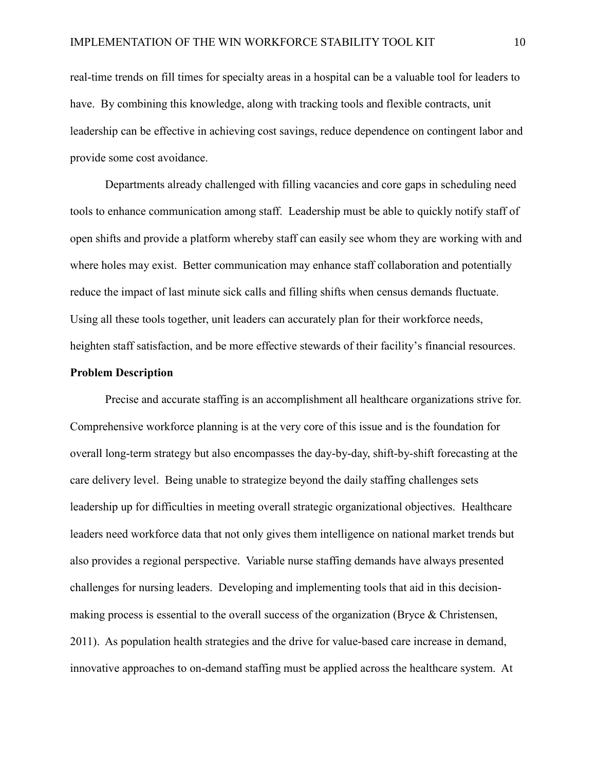real-time trends on fill times for specialty areas in a hospital can be a valuable tool for leaders to have. By combining this knowledge, along with tracking tools and flexible contracts, unit leadership can be effective in achieving cost savings, reduce dependence on contingent labor and provide some cost avoidance.

Departments already challenged with filling vacancies and core gaps in scheduling need tools to enhance communication among staff. Leadership must be able to quickly notify staff of open shifts and provide a platform whereby staff can easily see whom they are working with and where holes may exist. Better communication may enhance staff collaboration and potentially reduce the impact of last minute sick calls and filling shifts when census demands fluctuate. Using all these tools together, unit leaders can accurately plan for their workforce needs, heighten staff satisfaction, and be more effective stewards of their facility's financial resources.

**Problem Description**

Precise and accurate staffing is an accomplishment all healthcare organizations strive for. Comprehensive workforce planning is at the very core of this issue and is the foundation for overall long-term strategy but also encompasses the day-by-day, shift-by-shift forecasting at the care delivery level. Being unable to strategize beyond the daily staffing challenges sets leadership up for difficulties in meeting overall strategic organizational objectives. Healthcare leaders need workforce data that not only gives them intelligence on national market trends but also provides a regional perspective. Variable nurse staffing demands have always presented challenges for nursing leaders. Developing and implementing tools that aid in this decision-making process is essential to the overall success of the organization (Bryce & Christensen, 2011). As population health strategies and the drive for value-based care increase in demand, innovative approaches to on-demand staffing must be applied across the healthcare system. At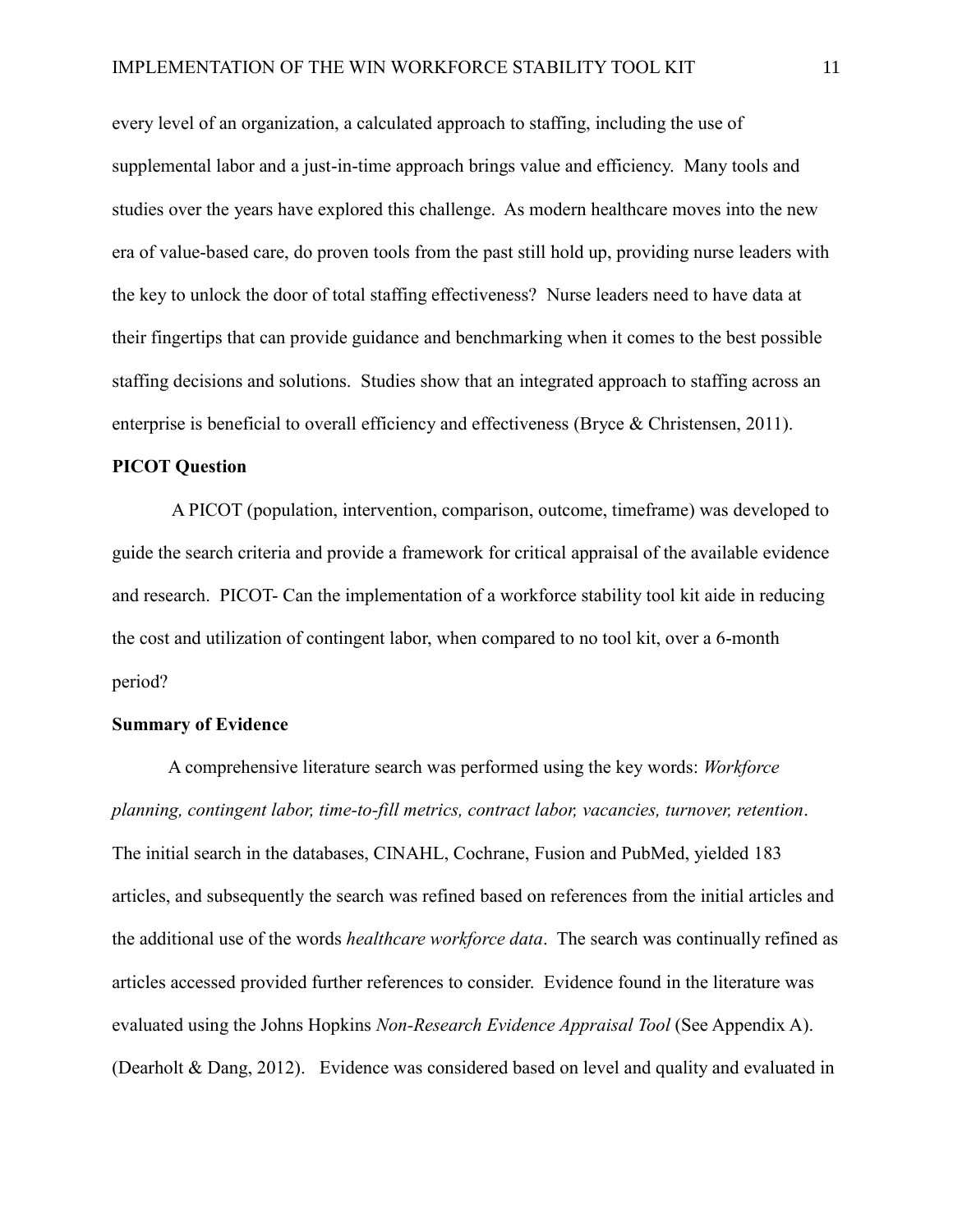every level of an organization, a calculated approach to staffing, including the use of supplemental labor and a just-in-time approach brings value and efficiency. Many tools and studies over the years have explored this challenge. As modern healthcare moves into the new era of value-based care, do proven tools from the past still hold up, providing nurse leaders with the key to unlock the door of total staffing effectiveness? Nurse leaders need to have data at their fingertips that can provide guidance and benchmarking when it comes to the best possible staffing decisions and solutions. Studies show that an integrated approach to staffing across an enterprise is beneficial to overall efficiency and effectiveness (Bryce & Christensen, 2011).

**PICOT Question**

A PICOT (population, intervention, comparison, outcome, timeframe) was developed to guide the search criteria and provide a framework for critical appraisal of the available evidence and research. PICOT- Can the implementation of a workforce stability tool kit aide in reducing the cost and utilization of contingent labor, when compared to no tool kit, over a 6-month period?

**Summary of Evidence**

A comprehensive literature search was performed using the key words: *Workforce planning, contingent labor, time-to-fill metrics, contract labor, vacancies, turnover, retention*. The initial search in the databases, CINAHL, Cochrane, Fusion and PubMed, yielded 183 articles, and subsequently the search was refined based on references from the initial articles and the additional use of the words *healthcare workforce data*. The search was continually refined as articles accessed provided further references to consider. Evidence found in the literature was evaluated using the Johns Hopkins *Non-Research Evidence Appraisal Tool* (See Appendix A). (Dearholt & Dang, 2012). Evidence was considered based on level and quality and evaluated in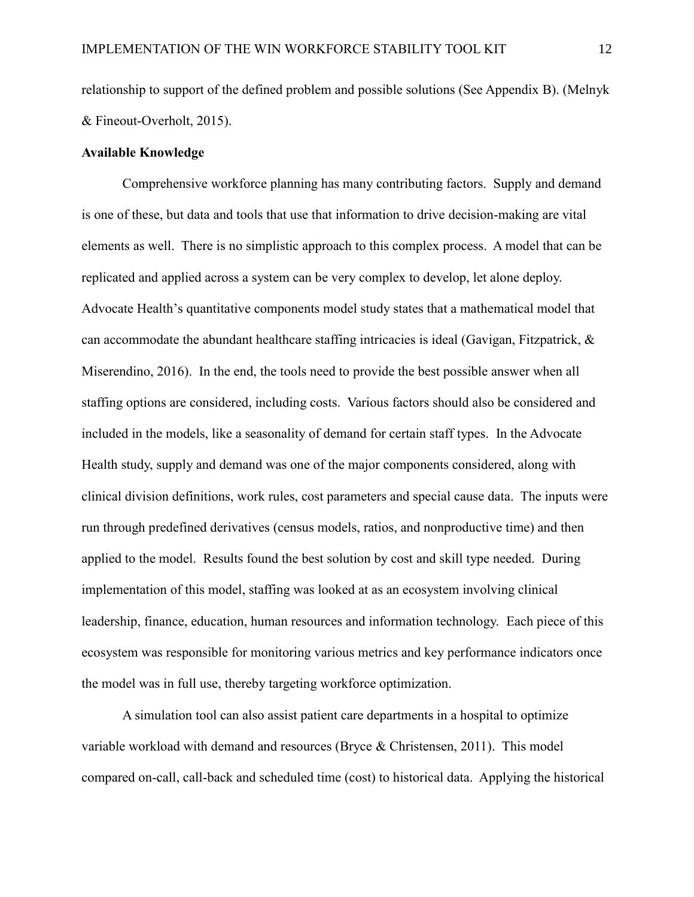relationship to support of the defined problem and possible solutions (See Appendix B). (Melnyk & Fineout-Overholt, 2015).

**Available Knowledge**

Comprehensive workforce planning has many contributing factors. Supply and demand is one of these, but data and tools that use that information to drive decision-making are vital elements as well. There is no simplistic approach to this complex process. A model that can be replicated and applied across a system can be very complex to develop, let alone deploy. Advocate Health's quantitative components model study states that a mathematical model that can accommodate the abundant healthcare staffing intricacies is ideal (Gavigan, Fitzpatrick, & Miserendino, 2016). In the end, the tools need to provide the best possible answer when all staffing options are considered, including costs. Various factors should also be considered and included in the models, like a seasonality of demand for certain staff types. In the Advocate Health study, supply and demand was one of the major components considered, along with clinical division definitions, work rules, cost parameters and special cause data. The inputs were run through predefined derivatives (census models, ratios, and nonproductive time) and then applied to the model. Results found the best solution by cost and skill type needed. During implementation of this model, staffing was looked at as an ecosystem involving clinical leadership, finance, education, human resources and information technology. Each piece of this ecosystem was responsible for monitoring various metrics and key performance indicators once the model was in full use, thereby targeting workforce optimization.

A simulation tool can also assist patient care departments in a hospital to optimize variable workload with demand and resources (Bryce & Christensen, 2011). This model compared on-call, call-back and scheduled time (cost) to historical data. Applying the historical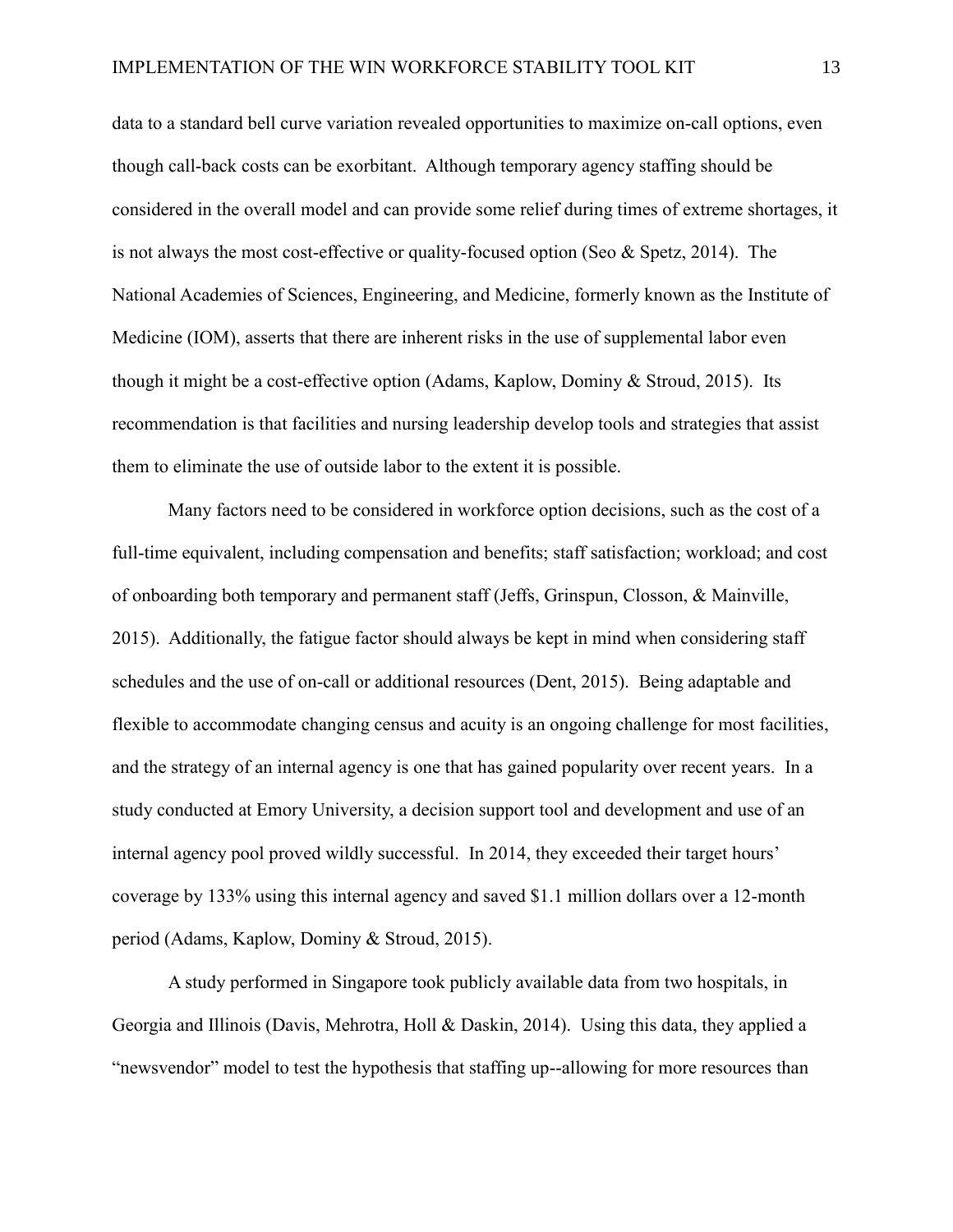data to a standard bell curve variation revealed opportunities to maximize on-call options, even though call-back costs can be exorbitant. Although temporary agency staffing should be considered in the overall model and can provide some relief during times of extreme shortages, it is not always the most cost-effective or quality-focused option (Seo & Spetz, 2014). The National Academies of Sciences, Engineering, and Medicine, formerly known as the Institute of Medicine (IOM), asserts that there are inherent risks in the use of supplemental labor even though it might be a cost-effective option (Adams, Kaplow, Dominy & Stroud, 2015). Its recommendation is that facilities and nursing leadership develop tools and strategies that assist them to eliminate the use of outside labor to the extent it is possible.

Many factors need to be considered in workforce option decisions, such as the cost of a full-time equivalent, including compensation and benefits; staff satisfaction; workload; and cost of onboarding both temporary and permanent staff (Jeffs, Grinspun, Closson, & Mainville, 2015). Additionally, the fatigue factor should always be kept in mind when considering staff schedules and the use of on-call or additional resources (Dent, 2015). Being adaptable and flexible to accommodate changing census and acuity is an ongoing challenge for most facilities, and the strategy of an internal agency is one that has gained popularity over recent years. In a study conducted at Emory University, a decision support tool and development and use of an internal agency pool proved wildly successful. In 2014, they exceeded their target hours' coverage by 133% using this internal agency and saved $1.1 million dollars over a 12-month period (Adams, Kaplow, Dominy & Stroud, 2015).

A study performed in Singapore took publicly available data from two hospitals, in Georgia and Illinois (Davis, Mehrotra, Holl & Daskin, 2014). Using this data, they applied a "newsvendor" model to test the hypothesis that staffing up--allowing for more resources than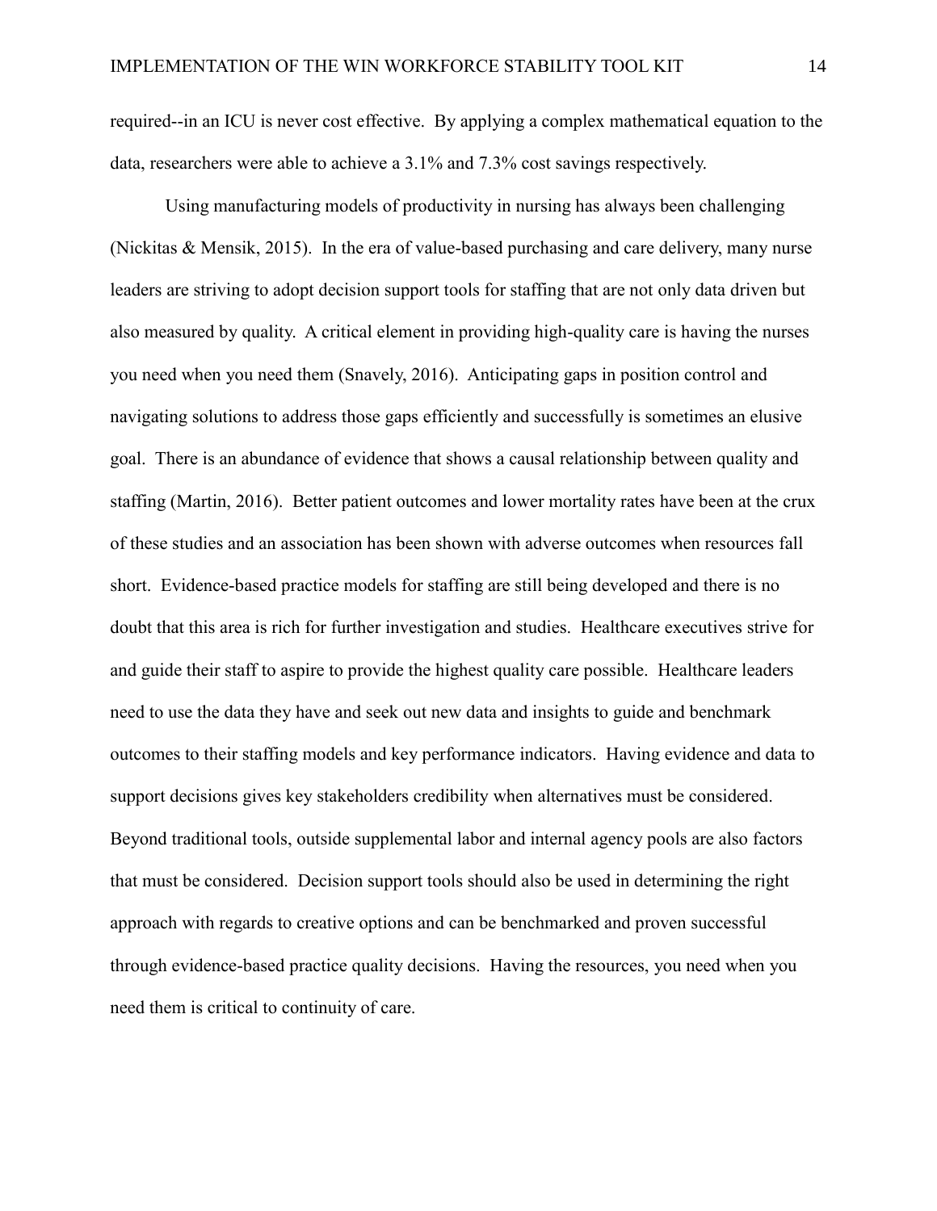required--in an ICU is never cost effective. By applying a complex mathematical equation to the data, researchers were able to achieve a 3.1% and 7.3% cost savings respectively.

Using manufacturing models of productivity in nursing has always been challenging (Nickitas & Mensik, 2015). In the era of value-based purchasing and care delivery, many nurse leaders are striving to adopt decision support tools for staffing that are not only data driven but also measured by quality. A critical element in providing high-quality care is having the nurses you need when you need them (Snavely, 2016). Anticipating gaps in position control and navigating solutions to address those gaps efficiently and successfully is sometimes an elusive goal. There is an abundance of evidence that shows a causal relationship between quality and staffing (Martin, 2016). Better patient outcomes and lower mortality rates have been at the crux of these studies and an association has been shown with adverse outcomes when resources fall short. Evidence-based practice models for staffing are still being developed and there is no doubt that this area is rich for further investigation and studies. Healthcare executives strive for and guide their staff to aspire to provide the highest quality care possible. Healthcare leaders need to use the data they have and seek out new data and insights to guide and benchmark outcomes to their staffing models and key performance indicators. Having evidence and data to support decisions gives key stakeholders credibility when alternatives must be considered. Beyond traditional tools, outside supplemental labor and internal agency pools are also factors that must be considered. Decision support tools should also be used in determining the right approach with regards to creative options and can be benchmarked and proven successful through evidence-based practice quality decisions. Having the resources, you need when you need them is critical to continuity of care.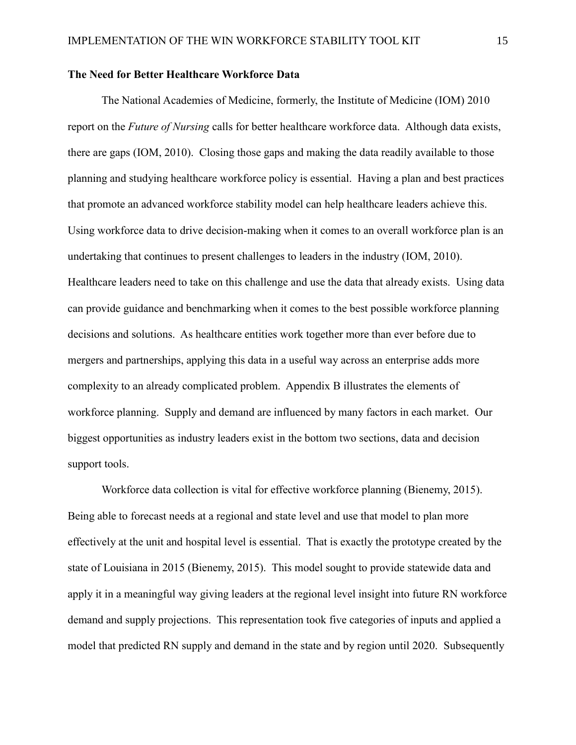**The Need for Better Healthcare Workforce Data**

The National Academies of Medicine, formerly, the Institute of Medicine (IOM) 2010 report on the *Future of Nursing* calls for better healthcare workforce data. Although data exists, there are gaps (IOM, 2010). Closing those gaps and making the data readily available to those planning and studying healthcare workforce policy is essential. Having a plan and best practices that promote an advanced workforce stability model can help healthcare leaders achieve this. Using workforce data to drive decision-making when it comes to an overall workforce plan is an undertaking that continues to present challenges to leaders in the industry (IOM, 2010). Healthcare leaders need to take on this challenge and use the data that already exists. Using data can provide guidance and benchmarking when it comes to the best possible workforce planning decisions and solutions. As healthcare entities work together more than ever before due to mergers and partnerships, applying this data in a useful way across an enterprise adds more complexity to an already complicated problem. Appendix B illustrates the elements of workforce planning. Supply and demand are influenced by many factors in each market. Our biggest opportunities as industry leaders exist in the bottom two sections, data and decision support tools.

Workforce data collection is vital for effective workforce planning (Bienemy, 2015). Being able to forecast needs at a regional and state level and use that model to plan more effectively at the unit and hospital level is essential. That is exactly the prototype created by the state of Louisiana in 2015 (Bienemy, 2015). This model sought to provide statewide data and apply it in a meaningful way giving leaders at the regional level insight into future RN workforce demand and supply projections. This representation took five categories of inputs and applied a model that predicted RN supply and demand in the state and by region until 2020. Subsequently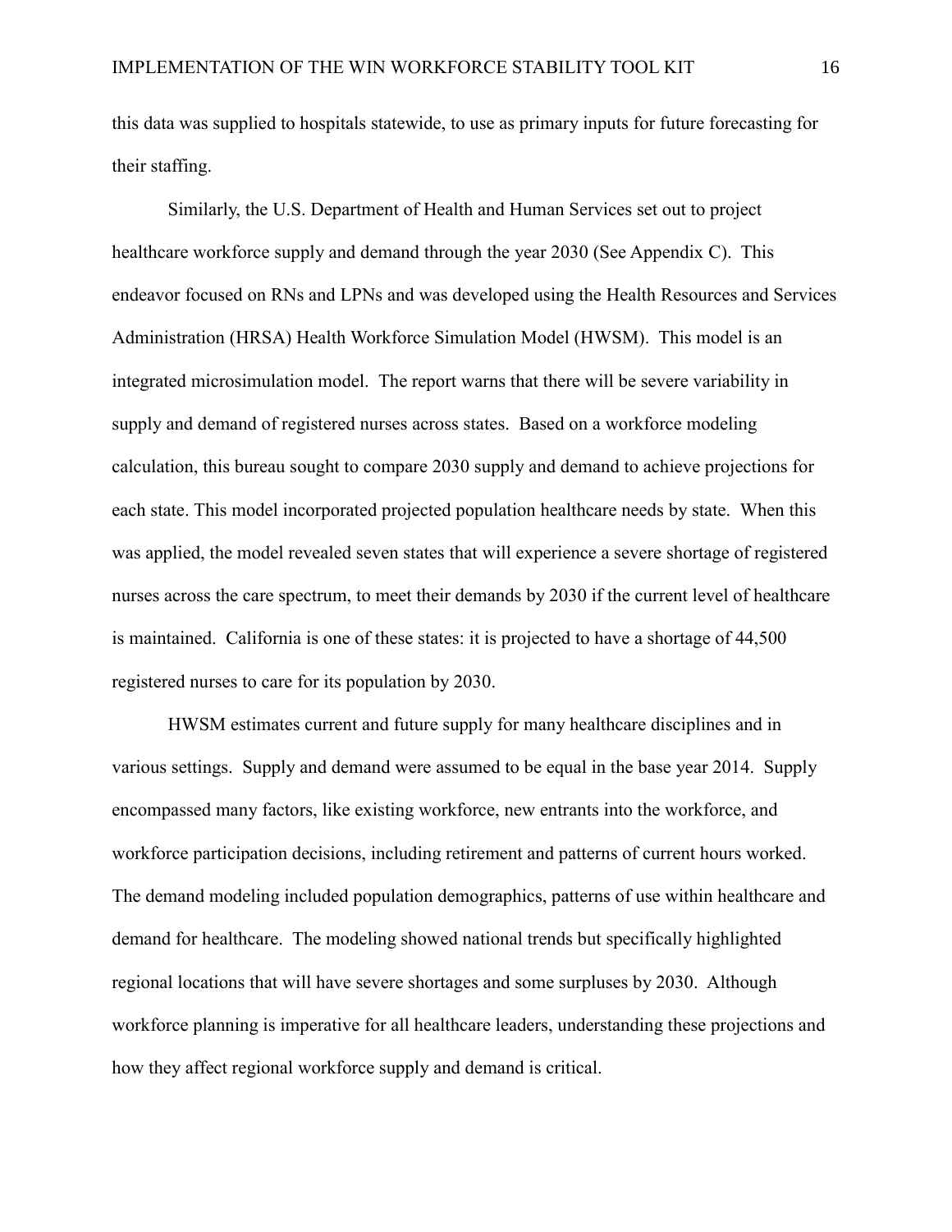this data was supplied to hospitals statewide, to use as primary inputs for future forecasting for their staffing.

Similarly, the U.S. Department of Health and Human Services set out to project healthcare workforce supply and demand through the year 2030 (See Appendix C). This endeavor focused on RNs and LPNs and was developed using the Health Resources and Services Administration (HRSA) Health Workforce Simulation Model (HWSM). This model is an integrated microsimulation model. The report warns that there will be severe variability in supply and demand of registered nurses across states. Based on a workforce modeling calculation, this bureau sought to compare 2030 supply and demand to achieve projections for each state. This model incorporated projected population healthcare needs by state. When this was applied, the model revealed seven states that will experience a severe shortage of registered nurses across the care spectrum, to meet their demands by 2030 if the current level of healthcare is maintained. California is one of these states: it is projected to have a shortage of 44,500 registered nurses to care for its population by 2030.

HWSM estimates current and future supply for many healthcare disciplines and in various settings. Supply and demand were assumed to be equal in the base year 2014. Supply encompassed many factors, like existing workforce, new entrants into the workforce, and workforce participation decisions, including retirement and patterns of current hours worked. The demand modeling included population demographics, patterns of use within healthcare and demand for healthcare. The modeling showed national trends but specifically highlighted regional locations that will have severe shortages and some surpluses by 2030. Although workforce planning is imperative for all healthcare leaders, understanding these projections and how they affect regional workforce supply and demand is critical.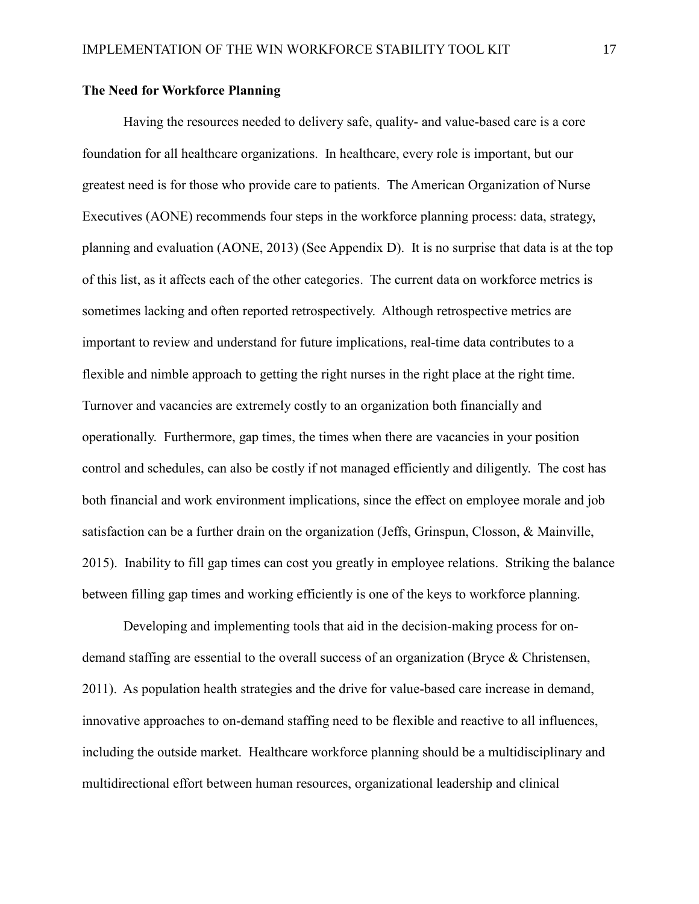**The Need for Workforce Planning**

Having the resources needed to delivery safe, quality- and value-based care is a core foundation for all healthcare organizations. In healthcare, every role is important, but our greatest need is for those who provide care to patients. The American Organization of Nurse Executives (AONE) recommends four steps in the workforce planning process: data, strategy, planning and evaluation (AONE, 2013) (See Appendix D). It is no surprise that data is at the top of this list, as it affects each of the other categories. The current data on workforce metrics is sometimes lacking and often reported retrospectively. Although retrospective metrics are important to review and understand for future implications, real-time data contributes to a flexible and nimble approach to getting the right nurses in the right place at the right time. Turnover and vacancies are extremely costly to an organization both financially and operationally. Furthermore, gap times, the times when there are vacancies in your position control and schedules, can also be costly if not managed efficiently and diligently. The cost has both financial and work environment implications, since the effect on employee morale and job satisfaction can be a further drain on the organization (Jeffs, Grinspun, Closson, & Mainville, 2015). Inability to fill gap times can cost you greatly in employee relations. Striking the balance between filling gap times and working efficiently is one of the keys to workforce planning.

Developing and implementing tools that aid in the decision-making process for on-demand staffing are essential to the overall success of an organization (Bryce & Christensen, 2011). As population health strategies and the drive for value-based care increase in demand, innovative approaches to on-demand staffing need to be flexible and reactive to all influences, including the outside market. Healthcare workforce planning should be a multidisciplinary and multidirectional effort between human resources, organizational leadership and clinical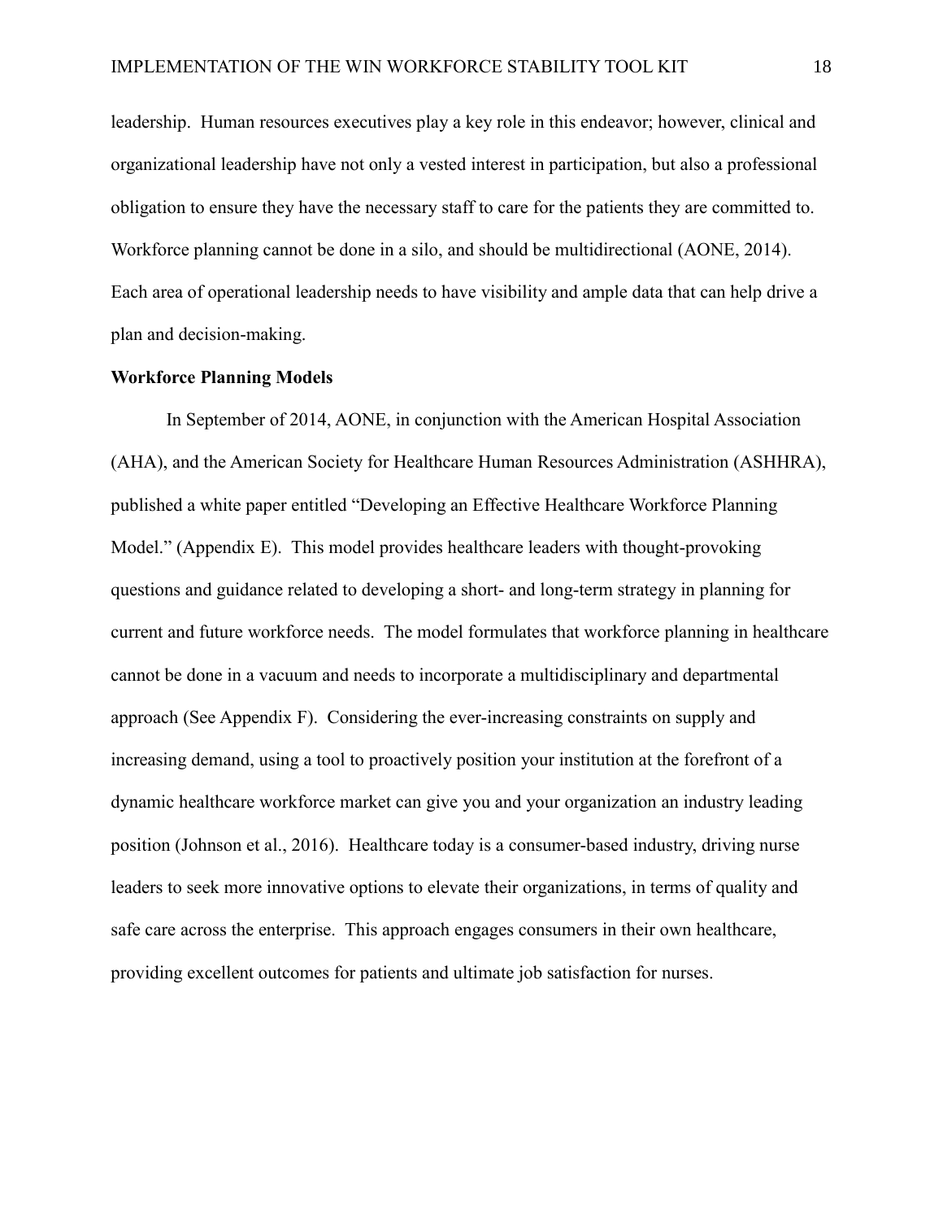leadership. Human resources executives play a key role in this endeavor; however, clinical and organizational leadership have not only a vested interest in participation, but also a professional obligation to ensure they have the necessary staff to care for the patients they are committed to. Workforce planning cannot be done in a silo, and should be multidirectional (AONE, 2014). Each area of operational leadership needs to have visibility and ample data that can help drive a plan and decision-making.

**Workforce Planning Models**

In September of 2014, AONE, in conjunction with the American Hospital Association (AHA), and the American Society for Healthcare Human Resources Administration (ASHHRA), published a white paper entitled "Developing an Effective Healthcare Workforce Planning Model." (Appendix E). This model provides healthcare leaders with thought-provoking questions and guidance related to developing a short- and long-term strategy in planning for current and future workforce needs. The model formulates that workforce planning in healthcare cannot be done in a vacuum and needs to incorporate a multidisciplinary and departmental approach (See Appendix F). Considering the ever-increasing constraints on supply and increasing demand, using a tool to proactively position your institution at the forefront of a dynamic healthcare workforce market can give you and your organization an industry leading position (Johnson et al., 2016). Healthcare today is a consumer-based industry, driving nurse leaders to seek more innovative options to elevate their organizations, in terms of quality and safe care across the enterprise. This approach engages consumers in their own healthcare, providing excellent outcomes for patients and ultimate job satisfaction for nurses.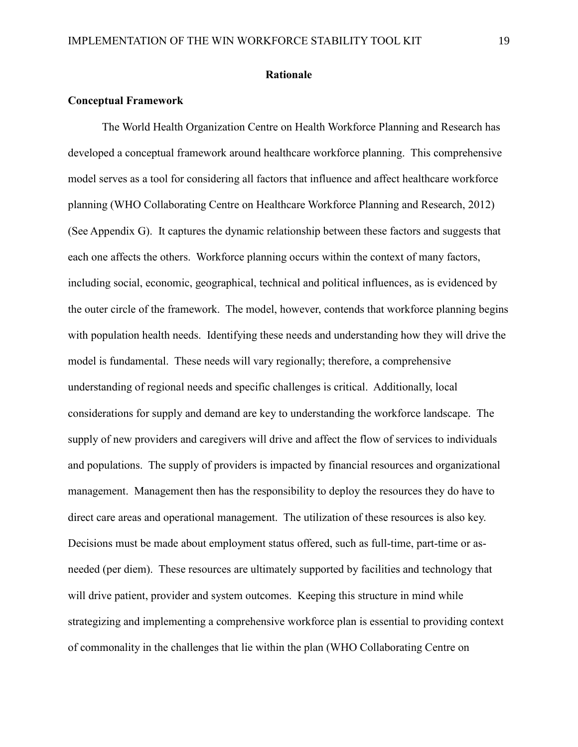## Rationale

### Conceptual Framework

The World Health Organization Centre on Health Workforce Planning and Research has developed a conceptual framework around healthcare workforce planning. This comprehensive model serves as a tool for considering all factors that influence and affect healthcare workforce planning (WHO Collaborating Centre on Healthcare Workforce Planning and Research, 2012) (See Appendix G). It captures the dynamic relationship between these factors and suggests that each one affects the others. Workforce planning occurs within the context of many factors, including social, economic, geographical, technical and political influences, as is evidenced by the outer circle of the framework. The model, however, contends that workforce planning begins with population health needs. Identifying these needs and understanding how they will drive the model is fundamental. These needs will vary regionally; therefore, a comprehensive understanding of regional needs and specific challenges is critical. Additionally, local considerations for supply and demand are key to understanding the workforce landscape. The supply of new providers and caregivers will drive and affect the flow of services to individuals and populations. The supply of providers is impacted by financial resources and organizational management. Management then has the responsibility to deploy the resources they do have to direct care areas and operational management. The utilization of these resources is also key. Decisions must be made about employment status offered, such as full-time, part-time or as-needed (per diem). These resources are ultimately supported by facilities and technology that will drive patient, provider and system outcomes. Keeping this structure in mind while strategizing and implementing a comprehensive workforce plan is essential to providing context of commonality in the challenges that lie within the plan (WHO Collaborating Centre on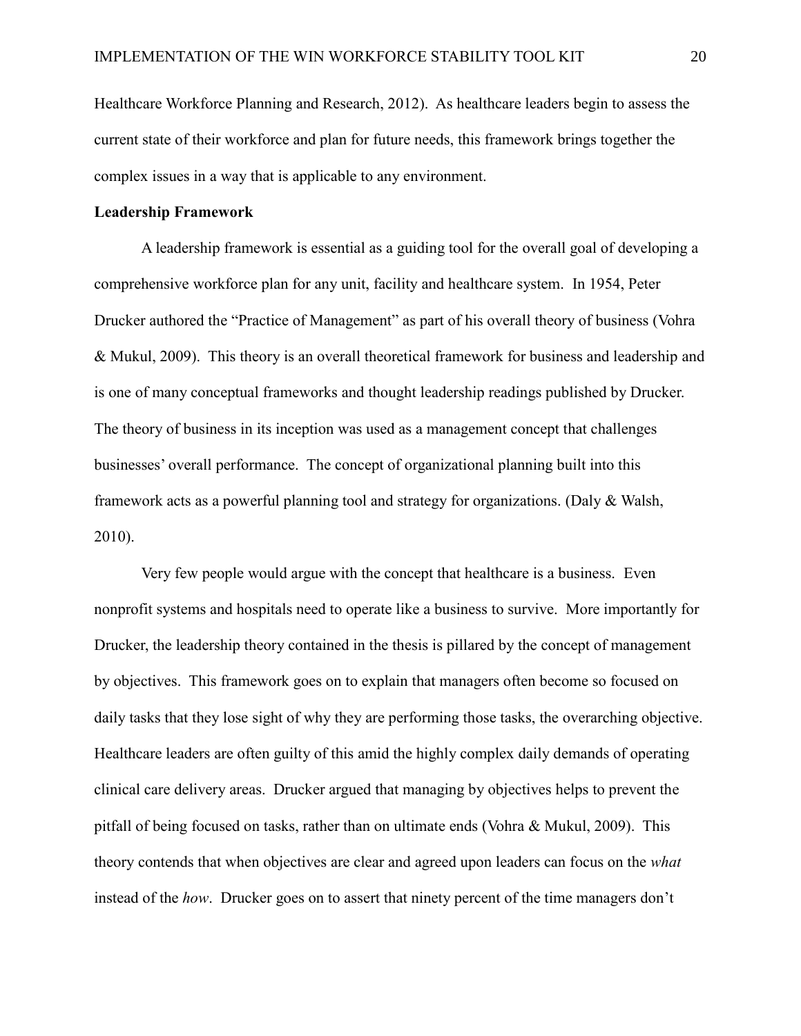Healthcare Workforce Planning and Research, 2012). As healthcare leaders begin to assess the current state of their workforce and plan for future needs, this framework brings together the complex issues in a way that is applicable to any environment.

**Leadership Framework**

A leadership framework is essential as a guiding tool for the overall goal of developing a comprehensive workforce plan for any unit, facility and healthcare system. In 1954, Peter Drucker authored the "Practice of Management" as part of his overall theory of business (Vohra & Mukul, 2009). This theory is an overall theoretical framework for business and leadership and is one of many conceptual frameworks and thought leadership readings published by Drucker. The theory of business in its inception was used as a management concept that challenges businesses' overall performance. The concept of organizational planning built into this framework acts as a powerful planning tool and strategy for organizations. (Daly & Walsh, 2010).

Very few people would argue with the concept that healthcare is a business. Even nonprofit systems and hospitals need to operate like a business to survive. More importantly for Drucker, the leadership theory contained in the thesis is pillared by the concept of management by objectives. This framework goes on to explain that managers often become so focused on daily tasks that they lose sight of why they are performing those tasks, the overarching objective. Healthcare leaders are often guilty of this amid the highly complex daily demands of operating clinical care delivery areas. Drucker argued that managing by objectives helps to prevent the pitfall of being focused on tasks, rather than on ultimate ends (Vohra & Mukul, 2009). This theory contends that when objectives are clear and agreed upon leaders can focus on the *what* instead of the *how*. Drucker goes on to assert that ninety percent of the time managers don't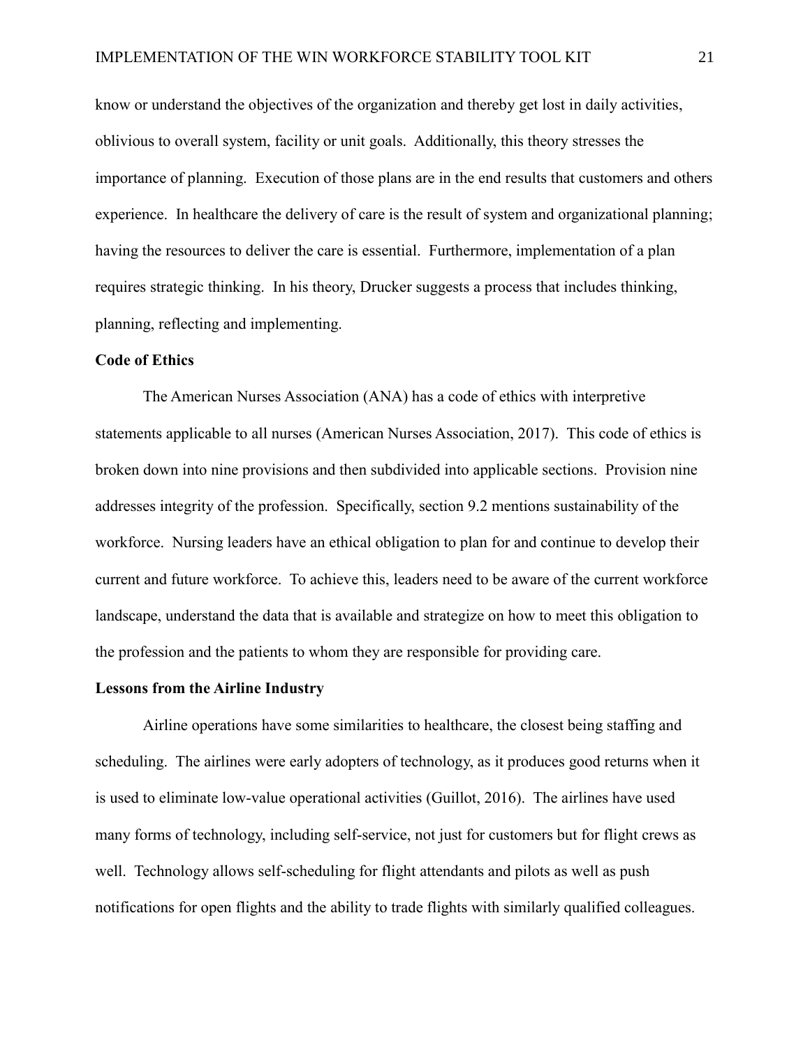know or understand the objectives of the organization and thereby get lost in daily activities, oblivious to overall system, facility or unit goals. Additionally, this theory stresses the importance of planning. Execution of those plans are in the end results that customers and others experience. In healthcare the delivery of care is the result of system and organizational planning; having the resources to deliver the care is essential. Furthermore, implementation of a plan requires strategic thinking. In his theory, Drucker suggests a process that includes thinking, planning, reflecting and implementing.

**Code of Ethics**

The American Nurses Association (ANA) has a code of ethics with interpretive statements applicable to all nurses (American Nurses Association, 2017). This code of ethics is broken down into nine provisions and then subdivided into applicable sections. Provision nine addresses integrity of the profession. Specifically, section 9.2 mentions sustainability of the workforce. Nursing leaders have an ethical obligation to plan for and continue to develop their current and future workforce. To achieve this, leaders need to be aware of the current workforce landscape, understand the data that is available and strategize on how to meet this obligation to the profession and the patients to whom they are responsible for providing care.

**Lessons from the Airline Industry**

Airline operations have some similarities to healthcare, the closest being staffing and scheduling. The airlines were early adopters of technology, as it produces good returns when it is used to eliminate low-value operational activities (Guillot, 2016). The airlines have used many forms of technology, including self-service, not just for customers but for flight crews as well. Technology allows self-scheduling for flight attendants and pilots as well as push notifications for open flights and the ability to trade flights with similarly qualified colleagues.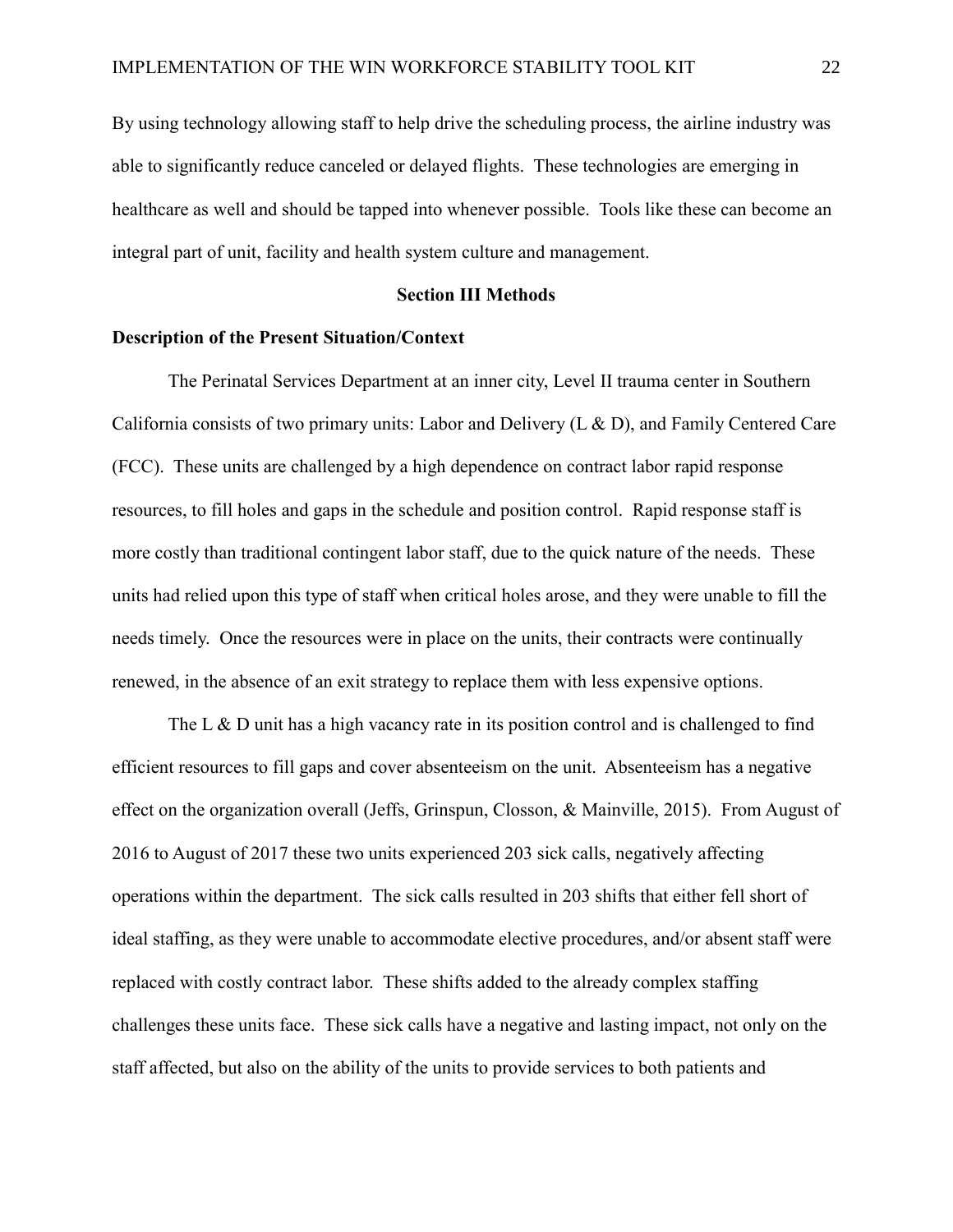By using technology allowing staff to help drive the scheduling process, the airline industry was able to significantly reduce canceled or delayed flights. These technologies are emerging in healthcare as well and should be tapped into whenever possible. Tools like these can become an integral part of unit, facility and health system culture and management.

## Section III Methods

### Description of the Present Situation/Context

The Perinatal Services Department at an inner city, Level II trauma center in Southern California consists of two primary units: Labor and Delivery (L & D), and Family Centered Care (FCC). These units are challenged by a high dependence on contract labor rapid response resources, to fill holes and gaps in the schedule and position control. Rapid response staff is more costly than traditional contingent labor staff, due to the quick nature of the needs. These units had relied upon this type of staff when critical holes arose, and they were unable to fill the needs timely. Once the resources were in place on the units, their contracts were continually renewed, in the absence of an exit strategy to replace them with less expensive options.

The L & D unit has a high vacancy rate in its position control and is challenged to find efficient resources to fill gaps and cover absenteeism on the unit. Absenteeism has a negative effect on the organization overall (Jeffs, Grinspun, Closson, & Mainville, 2015). From August of 2016 to August of 2017 these two units experienced 203 sick calls, negatively affecting operations within the department. The sick calls resulted in 203 shifts that either fell short of ideal staffing, as they were unable to accommodate elective procedures, and/or absent staff were replaced with costly contract labor. These shifts added to the already complex staffing challenges these units face. These sick calls have a negative and lasting impact, not only on the staff affected, but also on the ability of the units to provide services to both patients and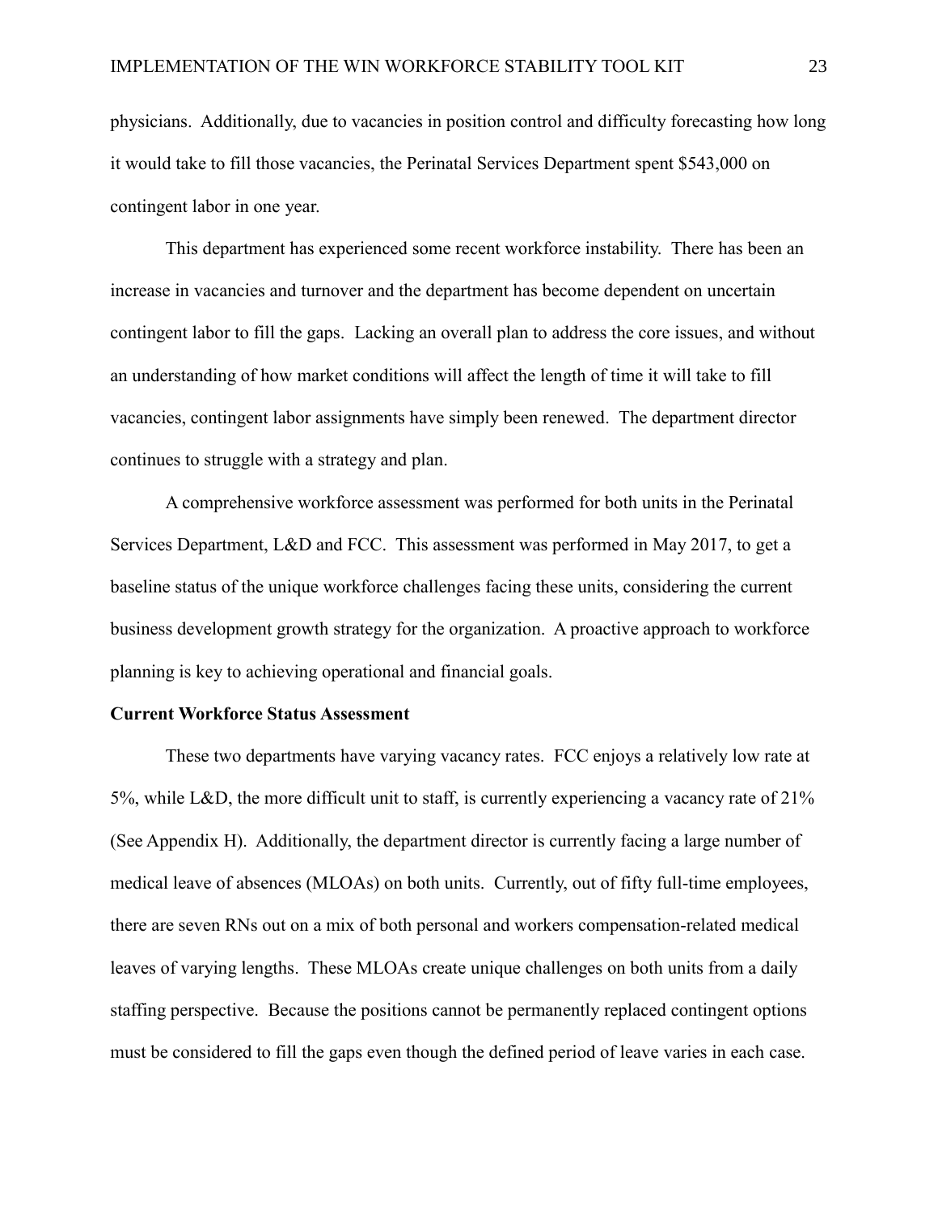physicians. Additionally, due to vacancies in position control and difficulty forecasting how long it would take to fill those vacancies, the Perinatal Services Department spent $543,000 on contingent labor in one year.

This department has experienced some recent workforce instability. There has been an increase in vacancies and turnover and the department has become dependent on uncertain contingent labor to fill the gaps. Lacking an overall plan to address the core issues, and without an understanding of how market conditions will affect the length of time it will take to fill vacancies, contingent labor assignments have simply been renewed. The department director continues to struggle with a strategy and plan.

A comprehensive workforce assessment was performed for both units in the Perinatal Services Department, L&D and FCC. This assessment was performed in May 2017, to get a baseline status of the unique workforce challenges facing these units, considering the current business development growth strategy for the organization. A proactive approach to workforce planning is key to achieving operational and financial goals.

**Current Workforce Status Assessment**

These two departments have varying vacancy rates. FCC enjoys a relatively low rate at 5%, while L&D, the more difficult unit to staff, is currently experiencing a vacancy rate of 21% (See Appendix H). Additionally, the department director is currently facing a large number of medical leave of absences (MLOAs) on both units. Currently, out of fifty full-time employees, there are seven RNs out on a mix of both personal and workers compensation-related medical leaves of varying lengths. These MLOAs create unique challenges on both units from a daily staffing perspective. Because the positions cannot be permanently replaced contingent options must be considered to fill the gaps even though the defined period of leave varies in each case.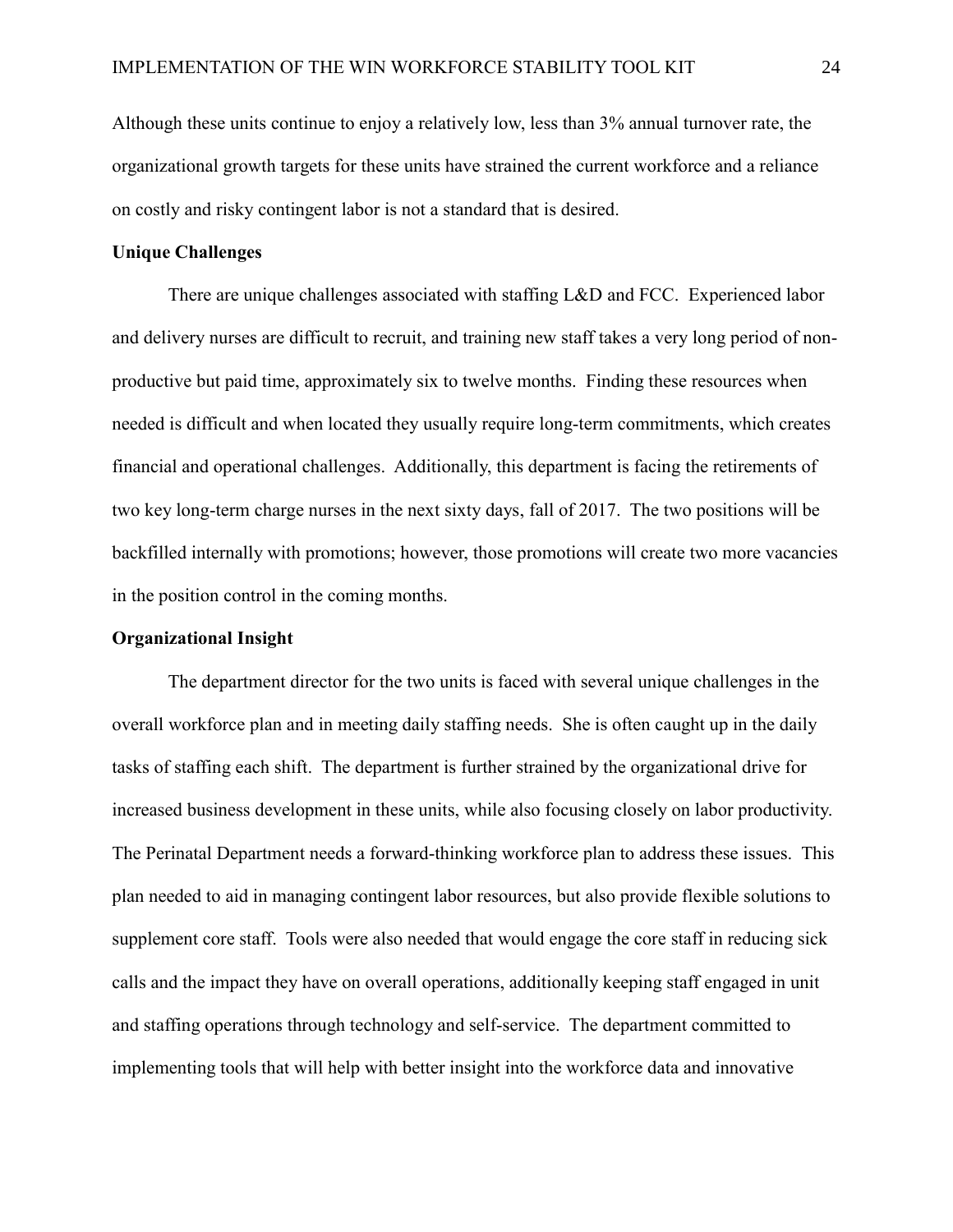Although these units continue to enjoy a relatively low, less than 3% annual turnover rate, the organizational growth targets for these units have strained the current workforce and a reliance on costly and risky contingent labor is not a standard that is desired.

**Unique Challenges**

There are unique challenges associated with staffing L&D and FCC. Experienced labor and delivery nurses are difficult to recruit, and training new staff takes a very long period of non-productive but paid time, approximately six to twelve months. Finding these resources when needed is difficult and when located they usually require long-term commitments, which creates financial and operational challenges. Additionally, this department is facing the retirements of two key long-term charge nurses in the next sixty days, fall of 2017. The two positions will be backfilled internally with promotions; however, those promotions will create two more vacancies in the position control in the coming months.

**Organizational Insight**

The department director for the two units is faced with several unique challenges in the overall workforce plan and in meeting daily staffing needs. She is often caught up in the daily tasks of staffing each shift. The department is further strained by the organizational drive for increased business development in these units, while also focusing closely on labor productivity. The Perinatal Department needs a forward-thinking workforce plan to address these issues. This plan needed to aid in managing contingent labor resources, but also provide flexible solutions to supplement core staff. Tools were also needed that would engage the core staff in reducing sick calls and the impact they have on overall operations, additionally keeping staff engaged in unit and staffing operations through technology and self-service. The department committed to implementing tools that will help with better insight into the workforce data and innovative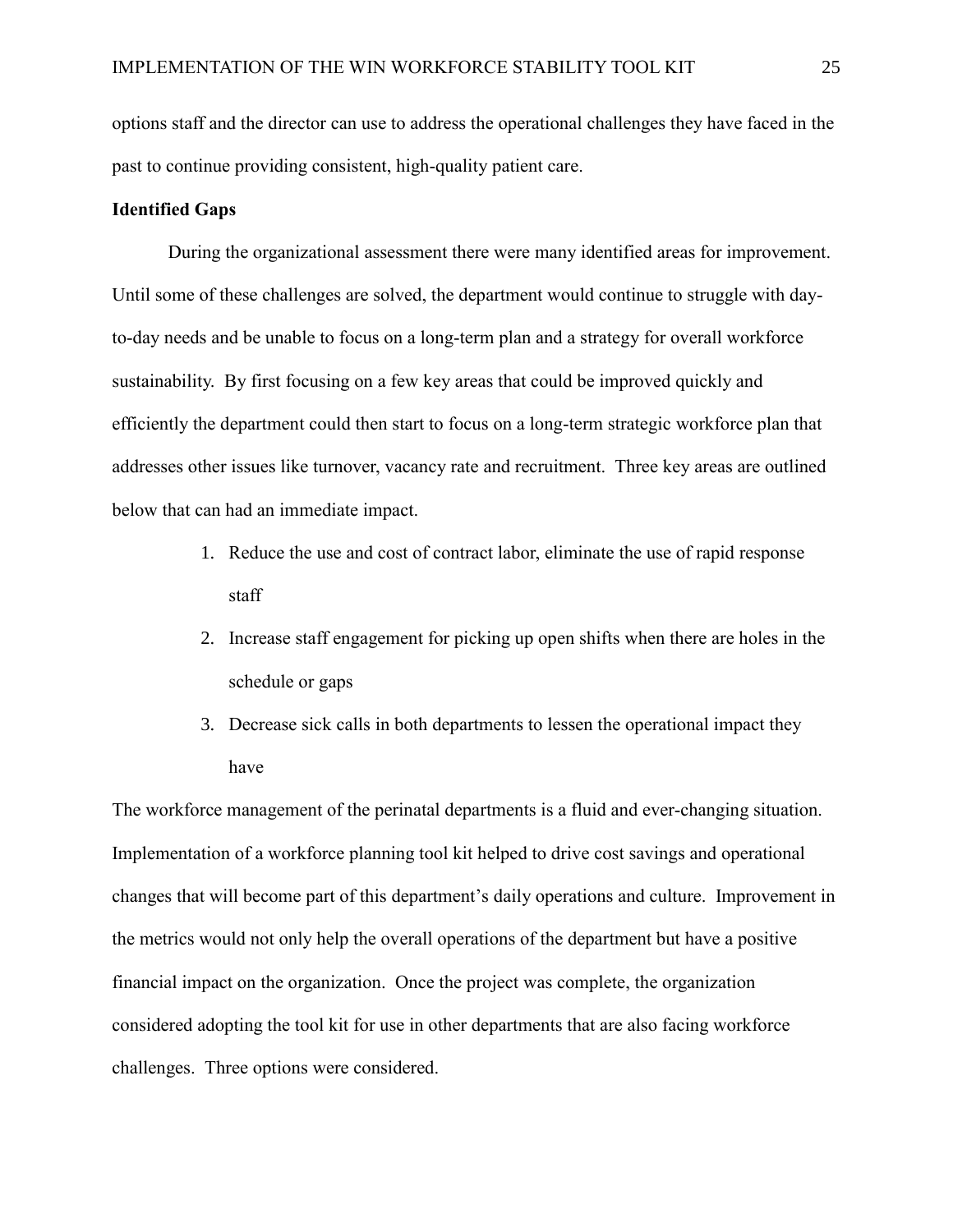options staff and the director can use to address the operational challenges they have faced in the past to continue providing consistent, high-quality patient care.

**Identified Gaps**

During the organizational assessment there were many identified areas for improvement. Until some of these challenges are solved, the department would continue to struggle with day-to-day needs and be unable to focus on a long-term plan and a strategy for overall workforce sustainability. By first focusing on a few key areas that could be improved quickly and efficiently the department could then start to focus on a long-term strategic workforce plan that addresses other issues like turnover, vacancy rate and recruitment. Three key areas are outlined below that can had an immediate impact.

1. Reduce the use and cost of contract labor, eliminate the use of rapid response staff
2. Increase staff engagement for picking up open shifts when there are holes in the schedule or gaps
3. Decrease sick calls in both departments to lessen the operational impact they have

The workforce management of the perinatal departments is a fluid and ever-changing situation. Implementation of a workforce planning tool kit helped to drive cost savings and operational changes that will become part of this department's daily operations and culture. Improvement in the metrics would not only help the overall operations of the department but have a positive financial impact on the organization. Once the project was complete, the organization considered adopting the tool kit for use in other departments that are also facing workforce challenges. Three options were considered.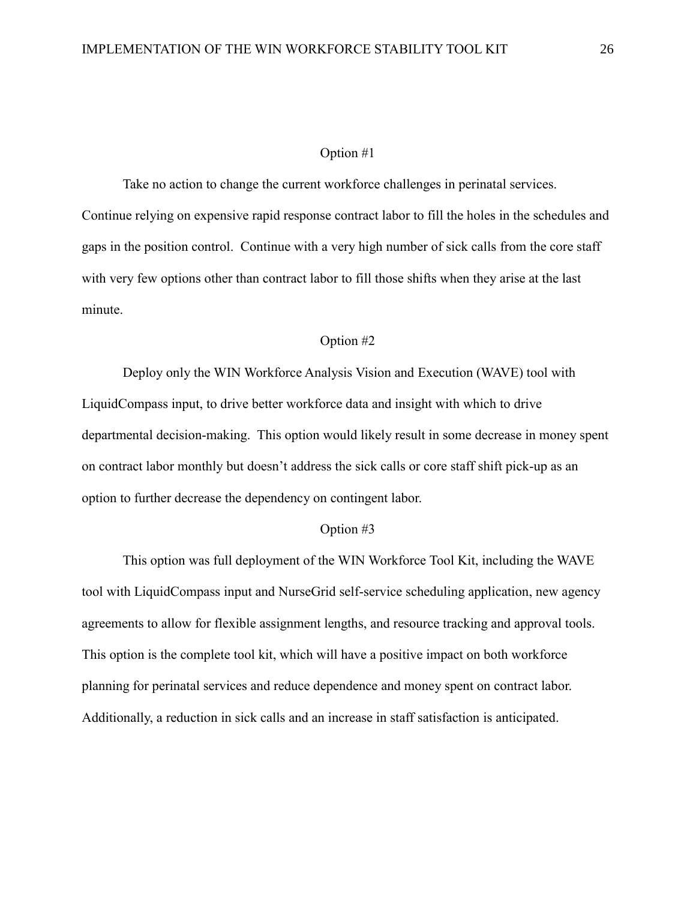### Option #1

Take no action to change the current workforce challenges in perinatal services. Continue relying on expensive rapid response contract labor to fill the holes in the schedules and gaps in the position control. Continue with a very high number of sick calls from the core staff with very few options other than contract labor to fill those shifts when they arise at the last minute.

### Option #2

Deploy only the WIN Workforce Analysis Vision and Execution (WAVE) tool with LiquidCompass input, to drive better workforce data and insight with which to drive departmental decision-making. This option would likely result in some decrease in money spent on contract labor monthly but doesn't address the sick calls or core staff shift pick-up as an option to further decrease the dependency on contingent labor.

### Option #3

This option was full deployment of the WIN Workforce Tool Kit, including the WAVE tool with LiquidCompass input and NurseGrid self-service scheduling application, new agency agreements to allow for flexible assignment lengths, and resource tracking and approval tools. This option is the complete tool kit, which will have a positive impact on both workforce planning for perinatal services and reduce dependence and money spent on contract labor. Additionally, a reduction in sick calls and an increase in staff satisfaction is anticipated.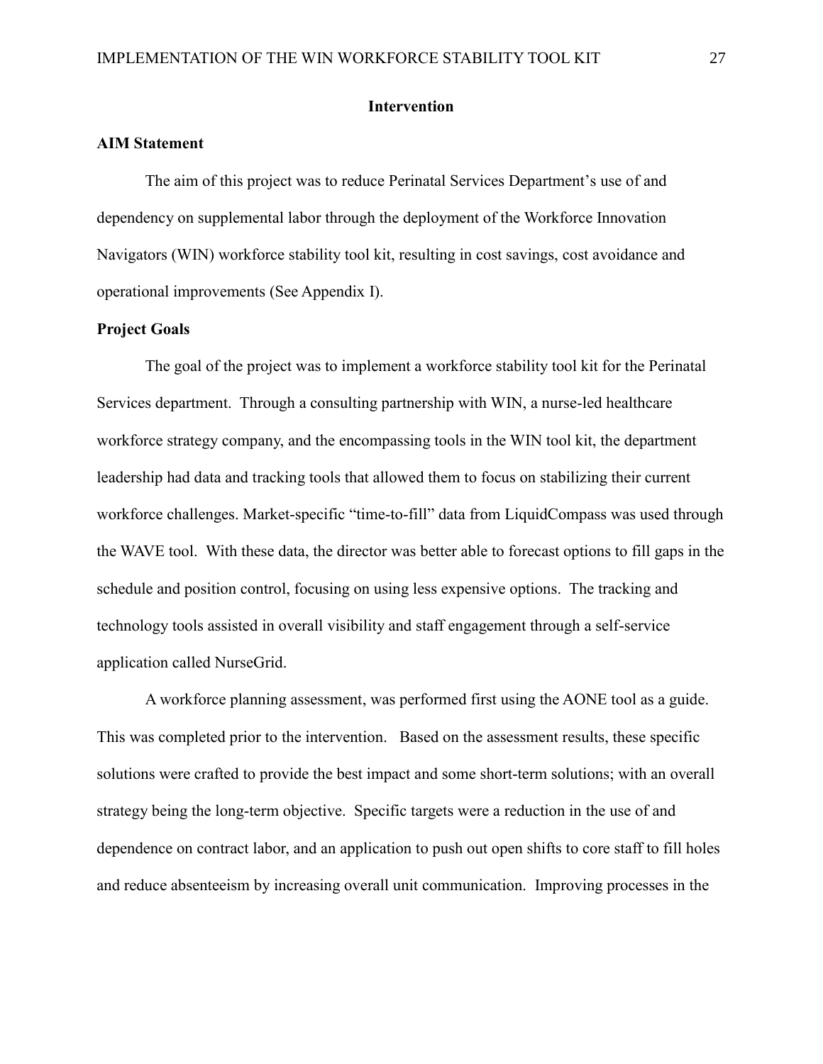## Intervention

### AIM Statement

The aim of this project was to reduce Perinatal Services Department's use of and dependency on supplemental labor through the deployment of the Workforce Innovation Navigators (WIN) workforce stability tool kit, resulting in cost savings, cost avoidance and operational improvements (See Appendix I).

### Project Goals

The goal of the project was to implement a workforce stability tool kit for the Perinatal Services department. Through a consulting partnership with WIN, a nurse-led healthcare workforce strategy company, and the encompassing tools in the WIN tool kit, the department leadership had data and tracking tools that allowed them to focus on stabilizing their current workforce challenges. Market-specific "time-to-fill" data from LiquidCompass was used through the WAVE tool. With these data, the director was better able to forecast options to fill gaps in the schedule and position control, focusing on using less expensive options. The tracking and technology tools assisted in overall visibility and staff engagement through a self-service application called NurseGrid.

A workforce planning assessment, was performed first using the AONE tool as a guide. This was completed prior to the intervention. Based on the assessment results, these specific solutions were crafted to provide the best impact and some short-term solutions; with an overall strategy being the long-term objective. Specific targets were a reduction in the use of and dependence on contract labor, and an application to push out open shifts to core staff to fill holes and reduce absenteeism by increasing overall unit communication. Improving processes in the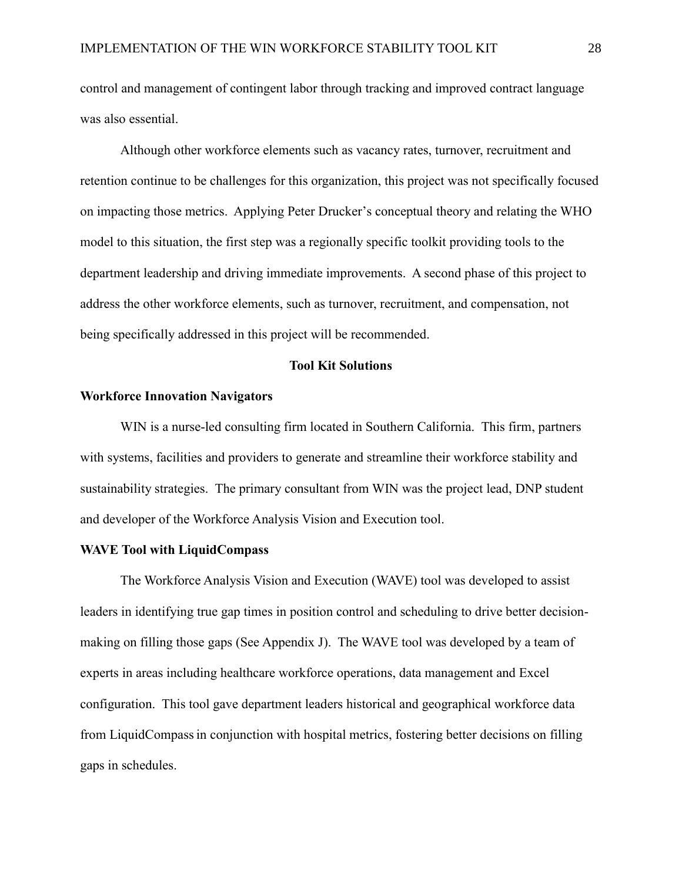control and management of contingent labor through tracking and improved contract language was also essential.

Although other workforce elements such as vacancy rates, turnover, recruitment and retention continue to be challenges for this organization, this project was not specifically focused on impacting those metrics. Applying Peter Drucker's conceptual theory and relating the WHO model to this situation, the first step was a regionally specific toolkit providing tools to the department leadership and driving immediate improvements. A second phase of this project to address the other workforce elements, such as turnover, recruitment, and compensation, not being specifically addressed in this project will be recommended.

## Tool Kit Solutions

### Workforce Innovation Navigators

WIN is a nurse-led consulting firm located in Southern California. This firm, partners with systems, facilities and providers to generate and streamline their workforce stability and sustainability strategies. The primary consultant from WIN was the project lead, DNP student and developer of the Workforce Analysis Vision and Execution tool.

### WAVE Tool with LiquidCompass

The Workforce Analysis Vision and Execution (WAVE) tool was developed to assist leaders in identifying true gap times in position control and scheduling to drive better decision-making on filling those gaps (See Appendix J). The WAVE tool was developed by a team of experts in areas including healthcare workforce operations, data management and Excel configuration. This tool gave department leaders historical and geographical workforce data from LiquidCompass in conjunction with hospital metrics, fostering better decisions on filling gaps in schedules.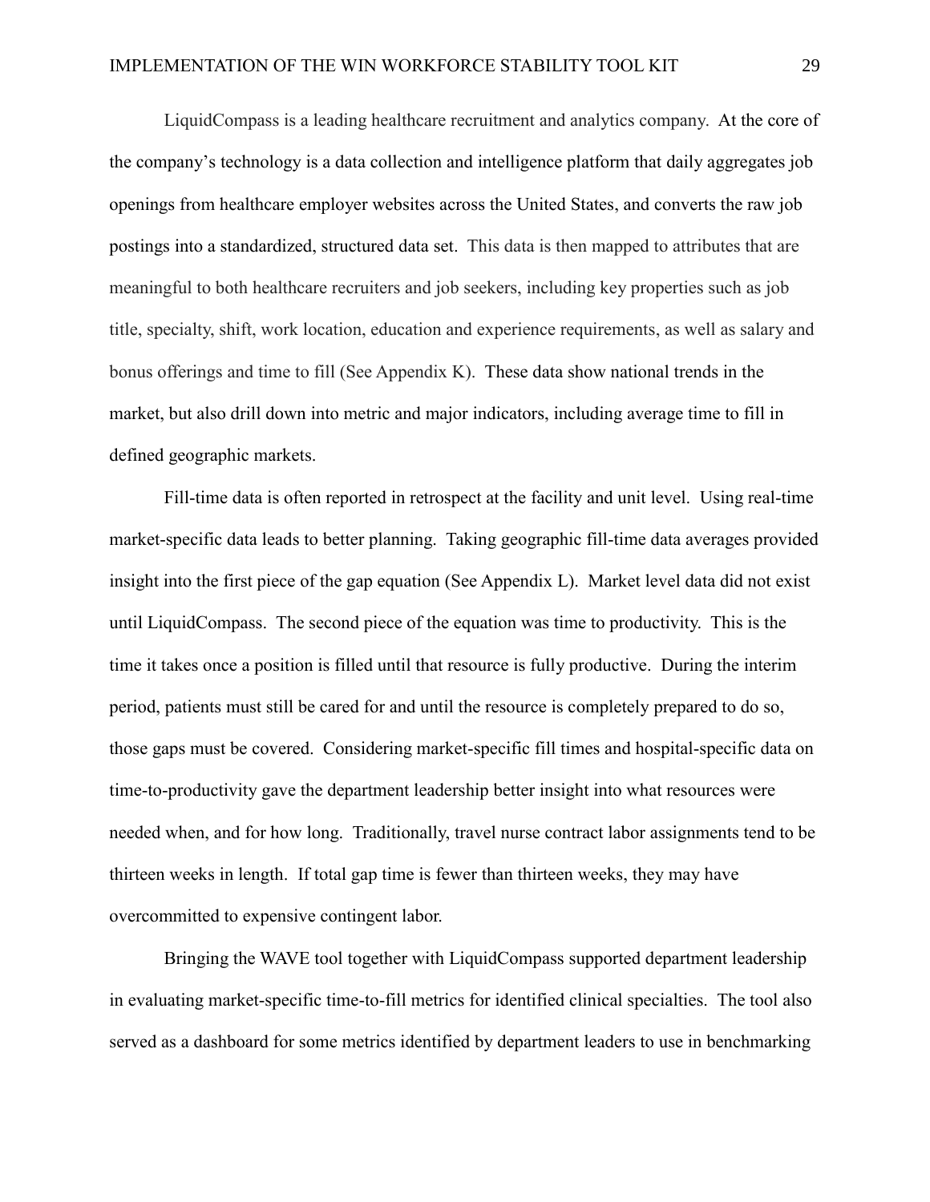LiquidCompass is a leading healthcare recruitment and analytics company. At the core of the company's technology is a data collection and intelligence platform that daily aggregates job openings from healthcare employer websites across the United States, and converts the raw job postings into a standardized, structured data set. This data is then mapped to attributes that are meaningful to both healthcare recruiters and job seekers, including key properties such as job title, specialty, shift, work location, education and experience requirements, as well as salary and bonus offerings and time to fill (See Appendix K). These data show national trends in the market, but also drill down into metric and major indicators, including average time to fill in defined geographic markets.

Fill-time data is often reported in retrospect at the facility and unit level. Using real-time market-specific data leads to better planning. Taking geographic fill-time data averages provided insight into the first piece of the gap equation (See Appendix L). Market level data did not exist until LiquidCompass. The second piece of the equation was time to productivity. This is the time it takes once a position is filled until that resource is fully productive. During the interim period, patients must still be cared for and until the resource is completely prepared to do so, those gaps must be covered. Considering market-specific fill times and hospital-specific data on time-to-productivity gave the department leadership better insight into what resources were needed when, and for how long. Traditionally, travel nurse contract labor assignments tend to be thirteen weeks in length. If total gap time is fewer than thirteen weeks, they may have overcommitted to expensive contingent labor.

Bringing the WAVE tool together with LiquidCompass supported department leadership in evaluating market-specific time-to-fill metrics for identified clinical specialties. The tool also served as a dashboard for some metrics identified by department leaders to use in benchmarking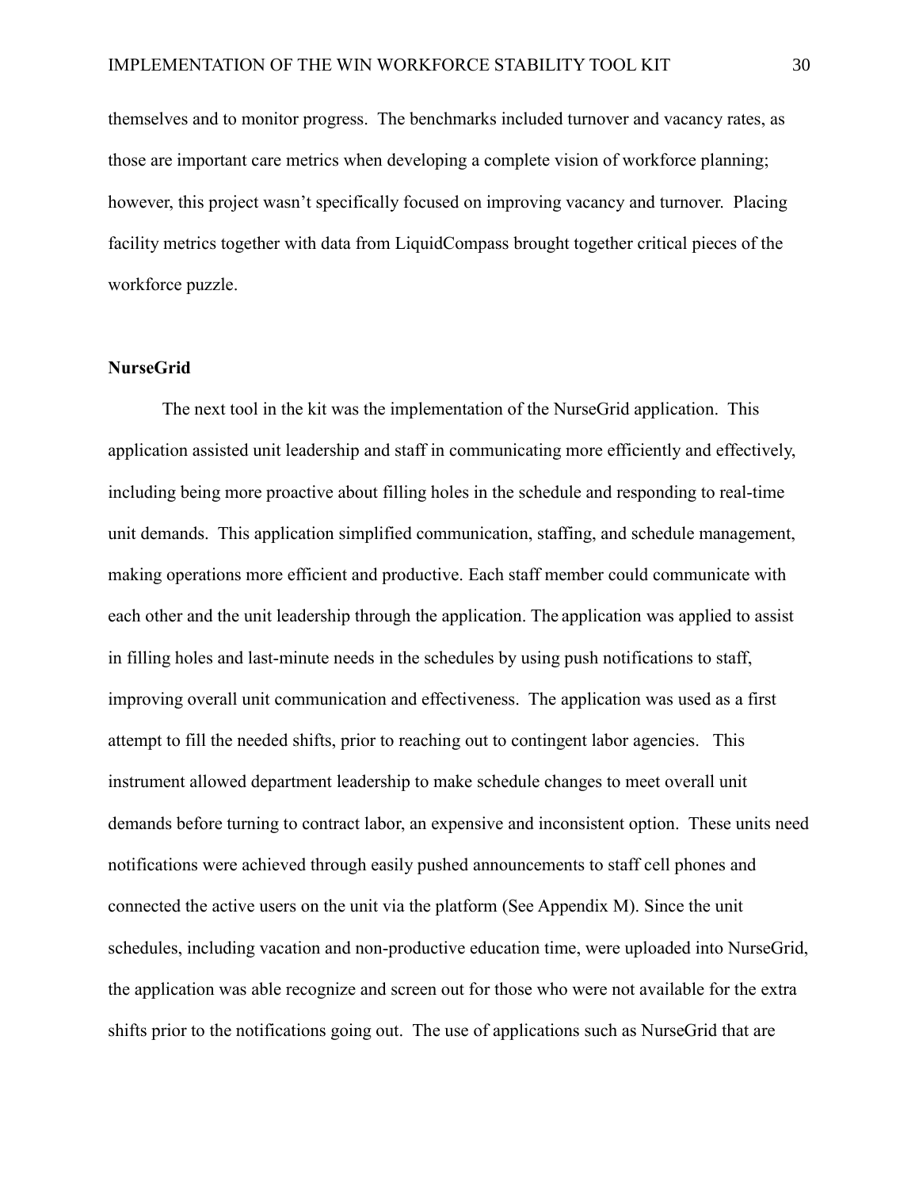themselves and to monitor progress. The benchmarks included turnover and vacancy rates, as those are important care metrics when developing a complete vision of workforce planning; however, this project wasn't specifically focused on improving vacancy and turnover. Placing facility metrics together with data from LiquidCompass brought together critical pieces of the workforce puzzle.

**NurseGrid**

The next tool in the kit was the implementation of the NurseGrid application. This application assisted unit leadership and staff in communicating more efficiently and effectively, including being more proactive about filling holes in the schedule and responding to real-time unit demands. This application simplified communication, staffing, and schedule management, making operations more efficient and productive. Each staff member could communicate with each other and the unit leadership through the application. The application was applied to assist in filling holes and last-minute needs in the schedules by using push notifications to staff, improving overall unit communication and effectiveness. The application was used as a first attempt to fill the needed shifts, prior to reaching out to contingent labor agencies. This instrument allowed department leadership to make schedule changes to meet overall unit demands before turning to contract labor, an expensive and inconsistent option. These units need notifications were achieved through easily pushed announcements to staff cell phones and connected the active users on the unit via the platform (See Appendix M). Since the unit schedules, including vacation and non-productive education time, were uploaded into NurseGrid, the application was able recognize and screen out for those who were not available for the extra shifts prior to the notifications going out. The use of applications such as NurseGrid that are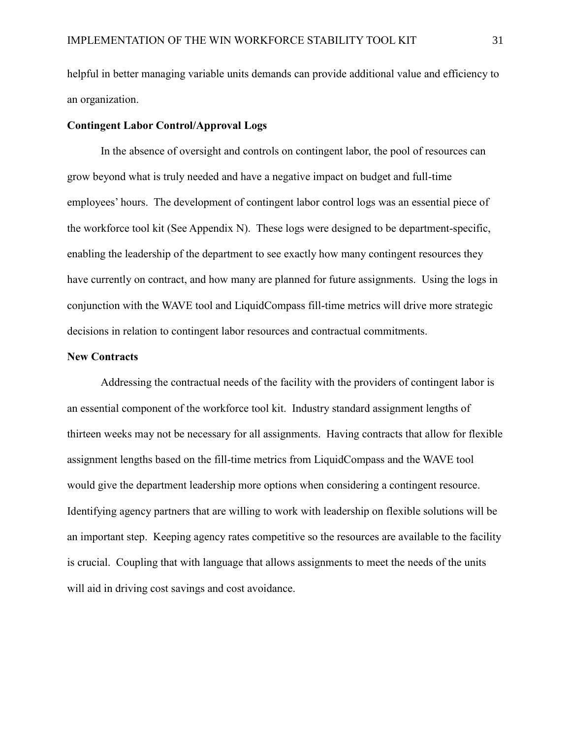helpful in better managing variable units demands can provide additional value and efficiency to an organization.

**Contingent Labor Control/Approval Logs**

In the absence of oversight and controls on contingent labor, the pool of resources can grow beyond what is truly needed and have a negative impact on budget and full-time employees' hours. The development of contingent labor control logs was an essential piece of the workforce tool kit (See Appendix N). These logs were designed to be department-specific, enabling the leadership of the department to see exactly how many contingent resources they have currently on contract, and how many are planned for future assignments. Using the logs in conjunction with the WAVE tool and LiquidCompass fill-time metrics will drive more strategic decisions in relation to contingent labor resources and contractual commitments.

**New Contracts**

Addressing the contractual needs of the facility with the providers of contingent labor is an essential component of the workforce tool kit. Industry standard assignment lengths of thirteen weeks may not be necessary for all assignments. Having contracts that allow for flexible assignment lengths based on the fill-time metrics from LiquidCompass and the WAVE tool would give the department leadership more options when considering a contingent resource. Identifying agency partners that are willing to work with leadership on flexible solutions will be an important step. Keeping agency rates competitive so the resources are available to the facility is crucial. Coupling that with language that allows assignments to meet the needs of the units will aid in driving cost savings and cost avoidance.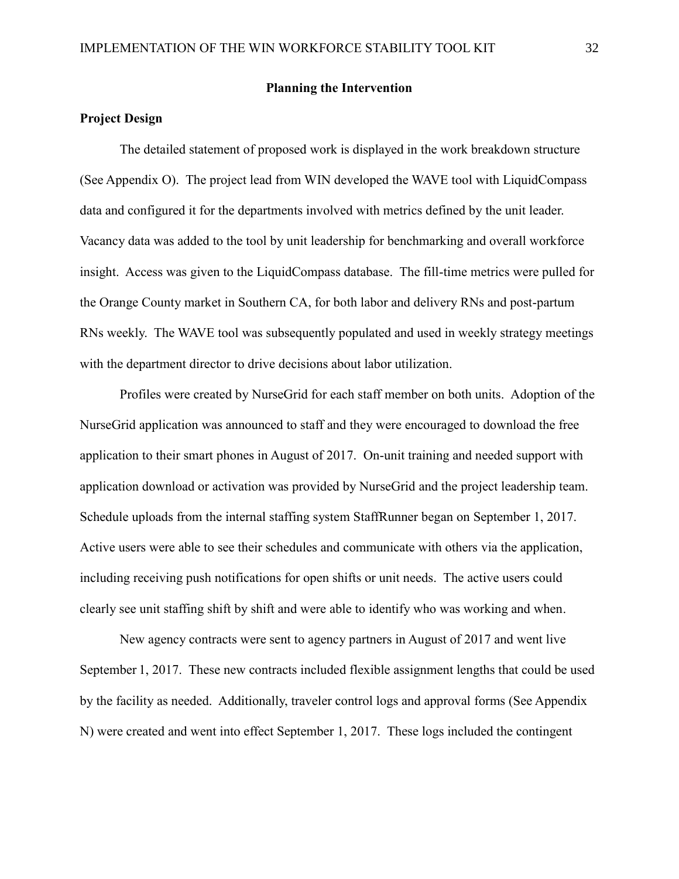## Planning the Intervention

### Project Design

The detailed statement of proposed work is displayed in the work breakdown structure (See Appendix O). The project lead from WIN developed the WAVE tool with LiquidCompass data and configured it for the departments involved with metrics defined by the unit leader. Vacancy data was added to the tool by unit leadership for benchmarking and overall workforce insight. Access was given to the LiquidCompass database. The fill-time metrics were pulled for the Orange County market in Southern CA, for both labor and delivery RNs and post-partum RNs weekly. The WAVE tool was subsequently populated and used in weekly strategy meetings with the department director to drive decisions about labor utilization.

Profiles were created by NurseGrid for each staff member on both units. Adoption of the NurseGrid application was announced to staff and they were encouraged to download the free application to their smart phones in August of 2017. On-unit training and needed support with application download or activation was provided by NurseGrid and the project leadership team. Schedule uploads from the internal staffing system StaffRunner began on September 1, 2017. Active users were able to see their schedules and communicate with others via the application, including receiving push notifications for open shifts or unit needs. The active users could clearly see unit staffing shift by shift and were able to identify who was working and when.

New agency contracts were sent to agency partners in August of 2017 and went live September 1, 2017. These new contracts included flexible assignment lengths that could be used by the facility as needed. Additionally, traveler control logs and approval forms (See Appendix N) were created and went into effect September 1, 2017. These logs included the contingent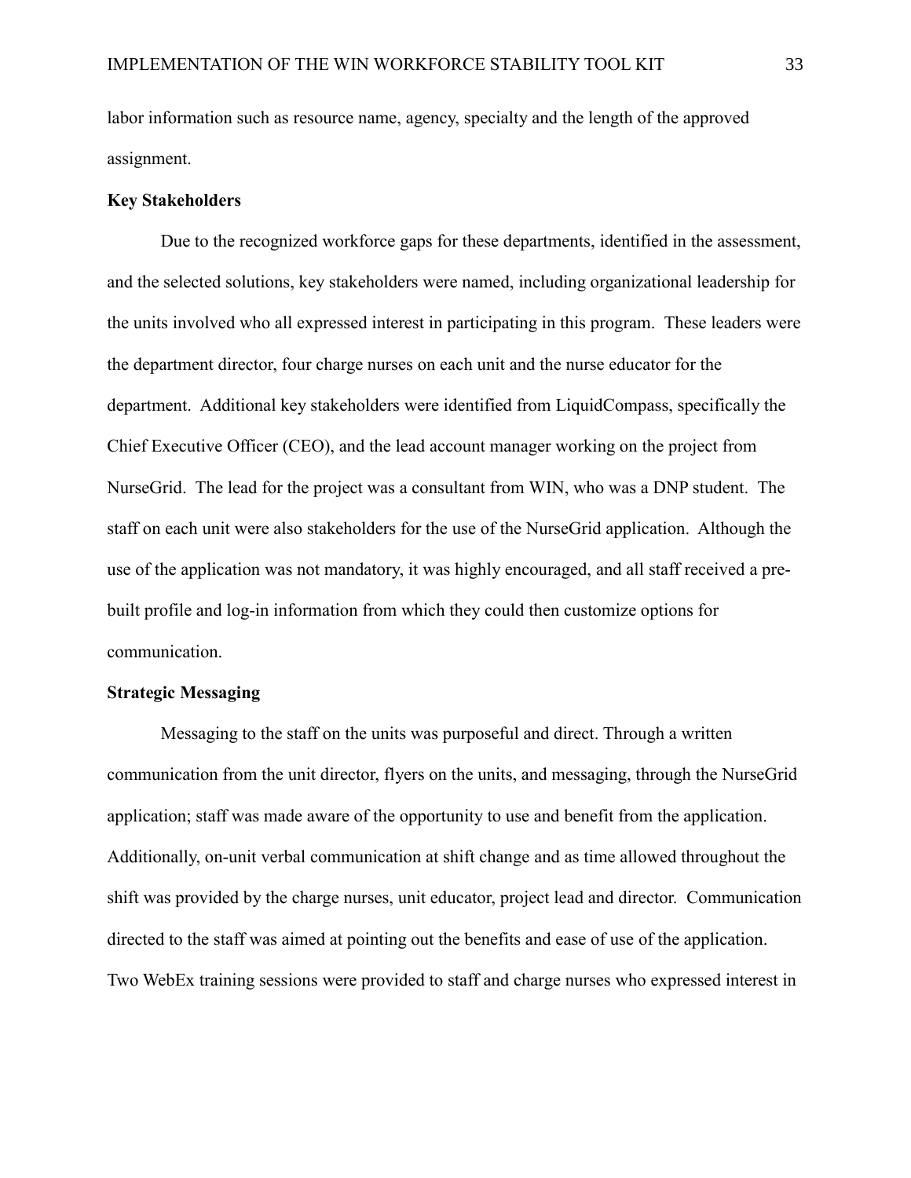labor information such as resource name, agency, specialty and the length of the approved assignment.

**Key Stakeholders**

Due to the recognized workforce gaps for these departments, identified in the assessment, and the selected solutions, key stakeholders were named, including organizational leadership for the units involved who all expressed interest in participating in this program. These leaders were the department director, four charge nurses on each unit and the nurse educator for the department. Additional key stakeholders were identified from LiquidCompass, specifically the Chief Executive Officer (CEO), and the lead account manager working on the project from NurseGrid. The lead for the project was a consultant from WIN, who was a DNP student. The staff on each unit were also stakeholders for the use of the NurseGrid application. Although the use of the application was not mandatory, it was highly encouraged, and all staff received a pre-built profile and log-in information from which they could then customize options for communication.

**Strategic Messaging**

Messaging to the staff on the units was purposeful and direct. Through a written communication from the unit director, flyers on the units, and messaging, through the NurseGrid application; staff was made aware of the opportunity to use and benefit from the application. Additionally, on-unit verbal communication at shift change and as time allowed throughout the shift was provided by the charge nurses, unit educator, project lead and director. Communication directed to the staff was aimed at pointing out the benefits and ease of use of the application. Two WebEx training sessions were provided to staff and charge nurses who expressed interest in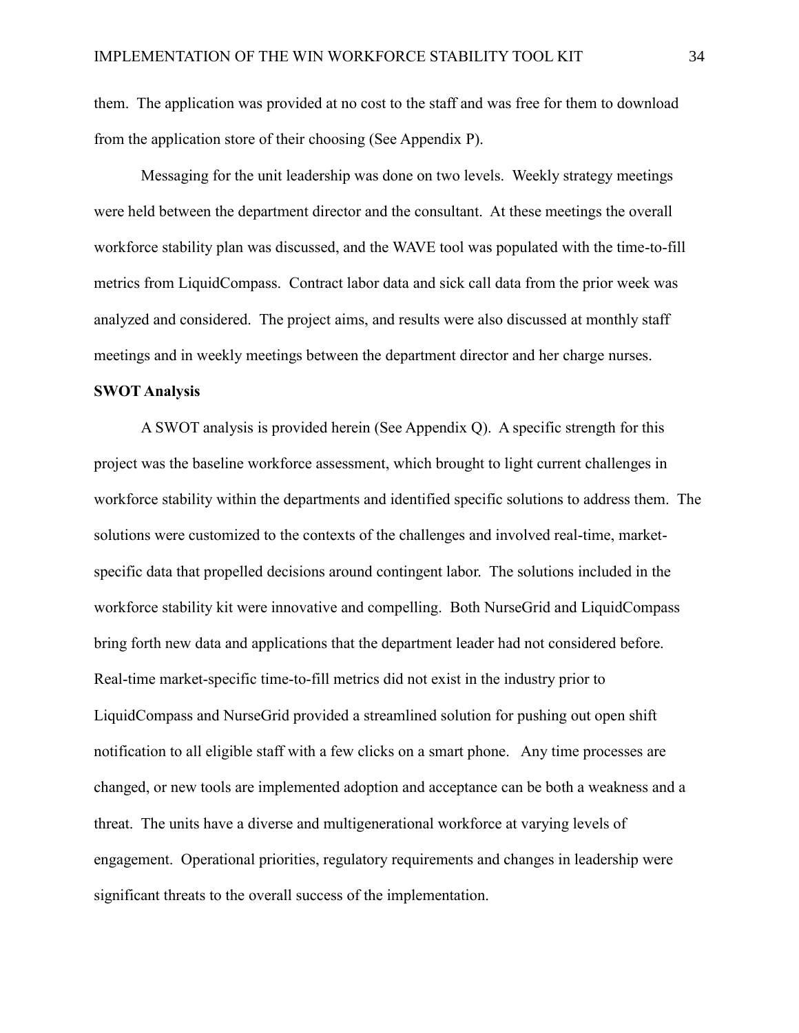them. The application was provided at no cost to the staff and was free for them to download from the application store of their choosing (See Appendix P).

Messaging for the unit leadership was done on two levels. Weekly strategy meetings were held between the department director and the consultant. At these meetings the overall workforce stability plan was discussed, and the WAVE tool was populated with the time-to-fill metrics from LiquidCompass. Contract labor data and sick call data from the prior week was analyzed and considered. The project aims, and results were also discussed at monthly staff meetings and in weekly meetings between the department director and her charge nurses.

**SWOT Analysis**

A SWOT analysis is provided herein (See Appendix Q). A specific strength for this project was the baseline workforce assessment, which brought to light current challenges in workforce stability within the departments and identified specific solutions to address them. The solutions were customized to the contexts of the challenges and involved real-time, market-specific data that propelled decisions around contingent labor. The solutions included in the workforce stability kit were innovative and compelling. Both NurseGrid and LiquidCompass bring forth new data and applications that the department leader had not considered before. Real-time market-specific time-to-fill metrics did not exist in the industry prior to LiquidCompass and NurseGrid provided a streamlined solution for pushing out open shift notification to all eligible staff with a few clicks on a smart phone. Any time processes are changed, or new tools are implemented adoption and acceptance can be both a weakness and a threat. The units have a diverse and multigenerational workforce at varying levels of engagement. Operational priorities, regulatory requirements and changes in leadership were significant threats to the overall success of the implementation.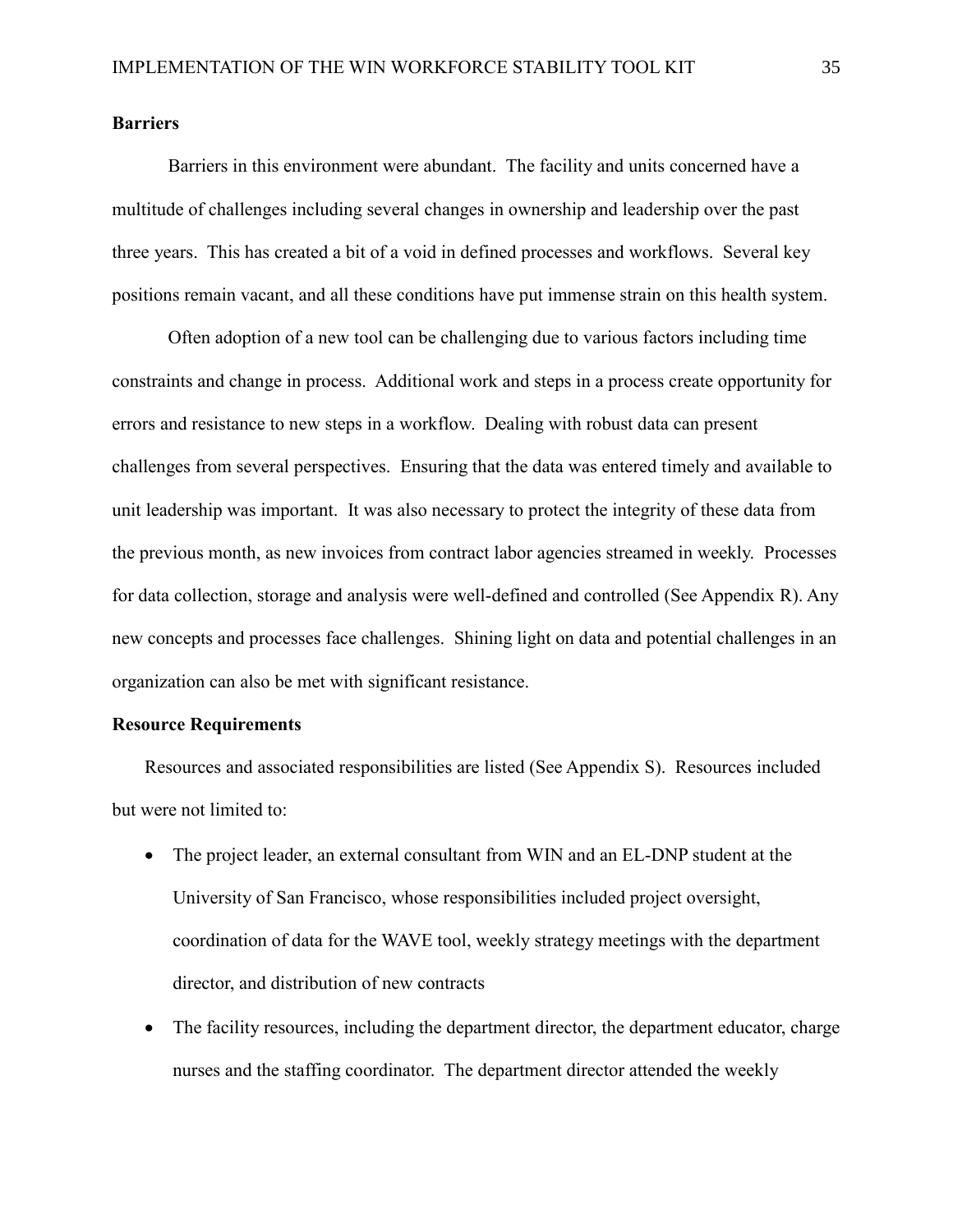## Barriers

Barriers in this environment were abundant. The facility and units concerned have a multitude of challenges including several changes in ownership and leadership over the past three years. This has created a bit of a void in defined processes and workflows. Several key positions remain vacant, and all these conditions have put immense strain on this health system.

Often adoption of a new tool can be challenging due to various factors including time constraints and change in process. Additional work and steps in a process create opportunity for errors and resistance to new steps in a workflow. Dealing with robust data can present challenges from several perspectives. Ensuring that the data was entered timely and available to unit leadership was important. It was also necessary to protect the integrity of these data from the previous month, as new invoices from contract labor agencies streamed in weekly. Processes for data collection, storage and analysis were well-defined and controlled (See Appendix R). Any new concepts and processes face challenges. Shining light on data and potential challenges in an organization can also be met with significant resistance.

## Resource Requirements

Resources and associated responsibilities are listed (See Appendix S). Resources included but were not limited to:

- The project leader, an external consultant from WIN and an EL-DNP student at the University of San Francisco, whose responsibilities included project oversight, coordination of data for the WAVE tool, weekly strategy meetings with the department director, and distribution of new contracts
- The facility resources, including the department director, the department educator, charge nurses and the staffing coordinator. The department director attended the weekly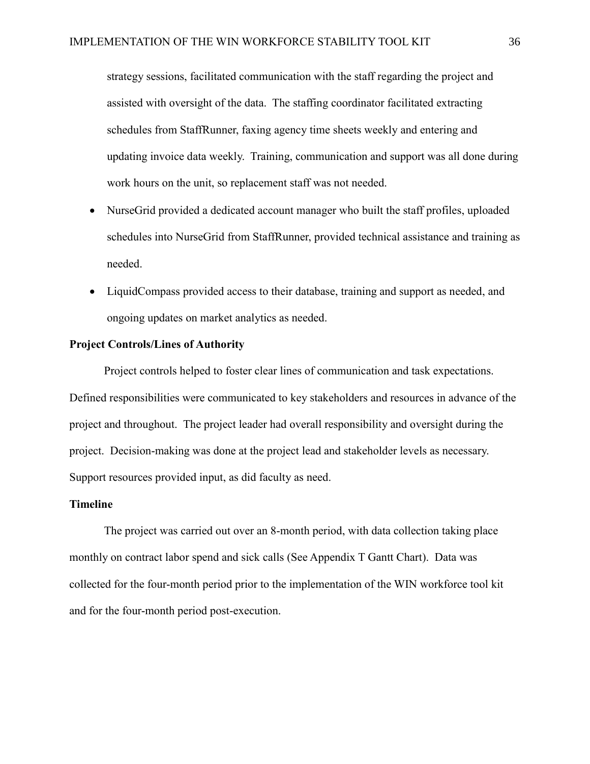strategy sessions, facilitated communication with the staff regarding the project and assisted with oversight of the data. The staffing coordinator facilitated extracting schedules from StaffRunner, faxing agency time sheets weekly and entering and updating invoice data weekly. Training, communication and support was all done during work hours on the unit, so replacement staff was not needed.

- NurseGrid provided a dedicated account manager who built the staff profiles, uploaded schedules into NurseGrid from StaffRunner, provided technical assistance and training as needed.
- LiquidCompass provided access to their database, training and support as needed, and ongoing updates on market analytics as needed.

**Project Controls/Lines of Authority**

Project controls helped to foster clear lines of communication and task expectations. Defined responsibilities were communicated to key stakeholders and resources in advance of the project and throughout. The project leader had overall responsibility and oversight during the project. Decision-making was done at the project lead and stakeholder levels as necessary. Support resources provided input, as did faculty as need.

**Timeline**

The project was carried out over an 8-month period, with data collection taking place monthly on contract labor spend and sick calls (See Appendix T Gantt Chart). Data was collected for the four-month period prior to the implementation of the WIN workforce tool kit and for the four-month period post-execution.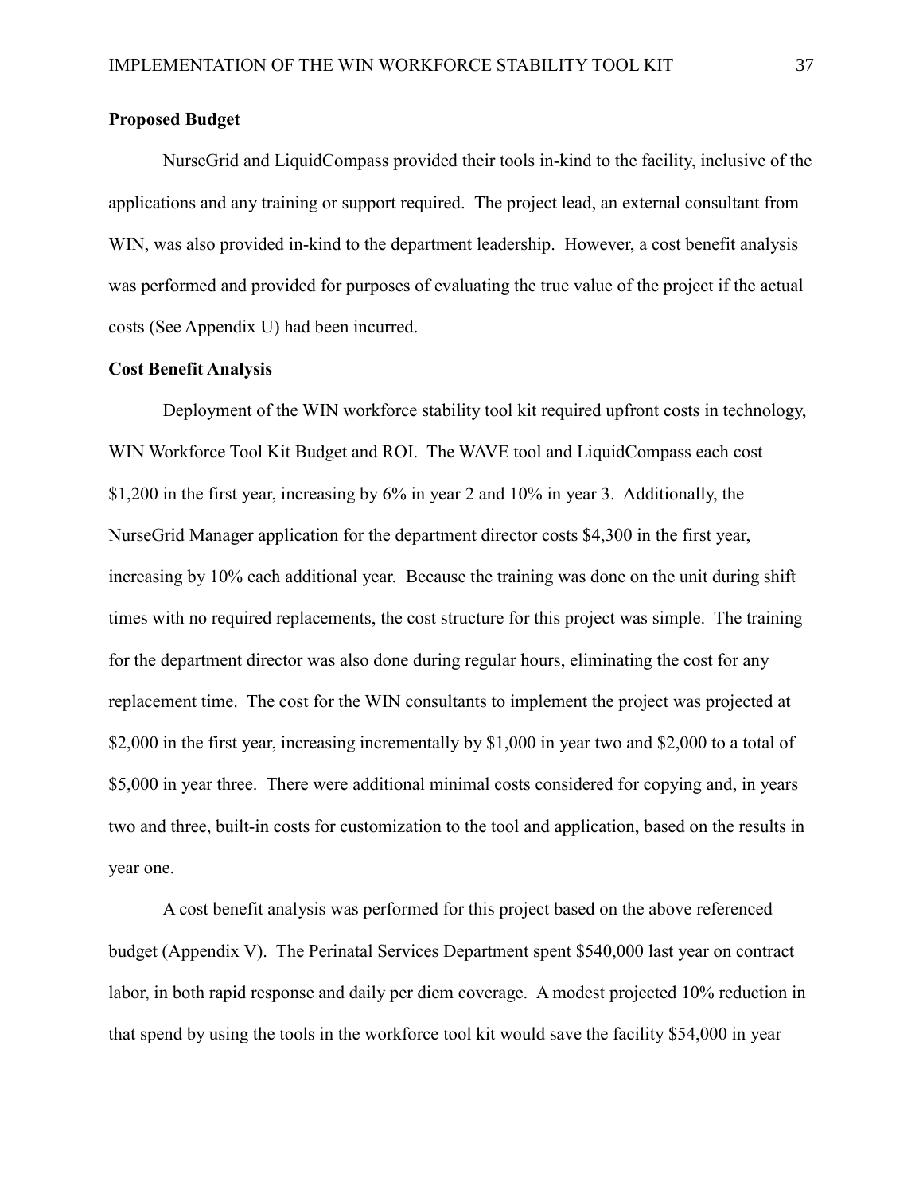**Proposed Budget**

NurseGrid and LiquidCompass provided their tools in-kind to the facility, inclusive of the applications and any training or support required. The project lead, an external consultant from WIN, was also provided in-kind to the department leadership. However, a cost benefit analysis was performed and provided for purposes of evaluating the true value of the project if the actual costs (See Appendix U) had been incurred.

**Cost Benefit Analysis**

Deployment of the WIN workforce stability tool kit required upfront costs in technology, WIN Workforce Tool Kit Budget and ROI. The WAVE tool and LiquidCompass each cost $1,200 in the first year, increasing by 6% in year 2 and 10% in year 3. Additionally, the NurseGrid Manager application for the department director costs $4,300 in the first year, increasing by 10% each additional year. Because the training was done on the unit during shift times with no required replacements, the cost structure for this project was simple. The training for the department director was also done during regular hours, eliminating the cost for any replacement time. The cost for the WIN consultants to implement the project was projected at $2,000 in the first year, increasing incrementally by $1,000 in year two and $2,000 to a total of $5,000 in year three. There were additional minimal costs considered for copying and, in years two and three, built-in costs for customization to the tool and application, based on the results in year one.

A cost benefit analysis was performed for this project based on the above referenced budget (Appendix V). The Perinatal Services Department spent $540,000 last year on contract labor, in both rapid response and daily per diem coverage. A modest projected 10% reduction in that spend by using the tools in the workforce tool kit would save the facility $54,000 in year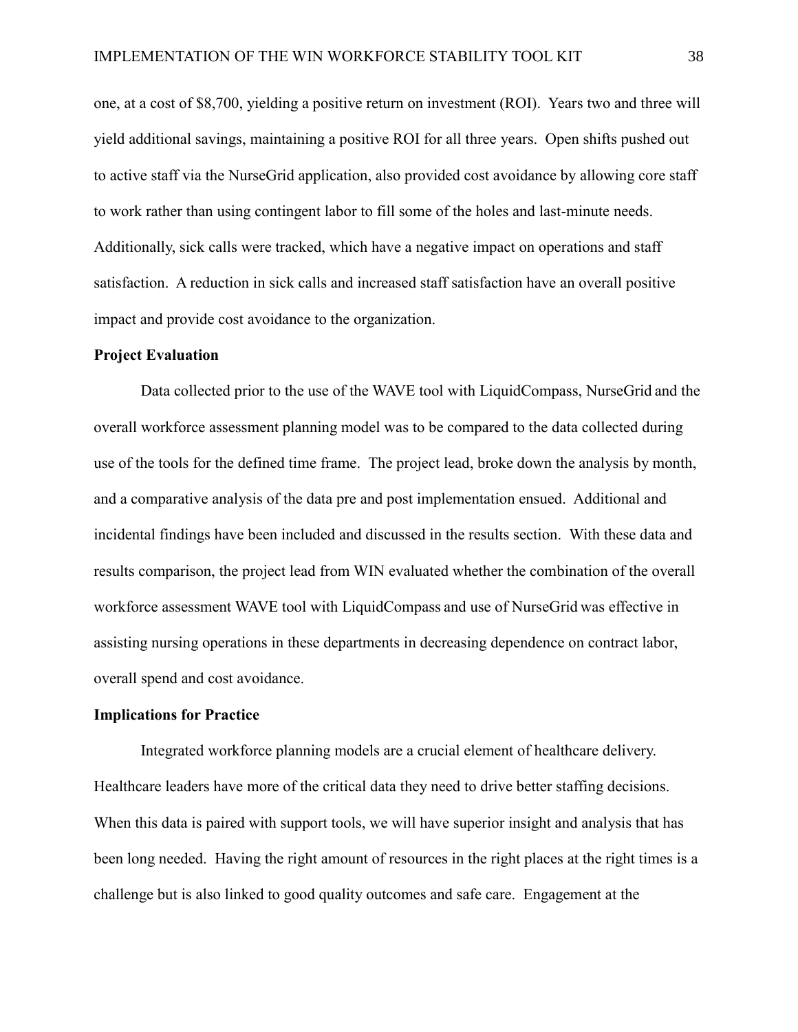one, at a cost of $8,700, yielding a positive return on investment (ROI). Years two and three will yield additional savings, maintaining a positive ROI for all three years. Open shifts pushed out to active staff via the NurseGrid application, also provided cost avoidance by allowing core staff to work rather than using contingent labor to fill some of the holes and last-minute needs. Additionally, sick calls were tracked, which have a negative impact on operations and staff satisfaction. A reduction in sick calls and increased staff satisfaction have an overall positive impact and provide cost avoidance to the organization.

**Project Evaluation**

Data collected prior to the use of the WAVE tool with LiquidCompass, NurseGrid and the overall workforce assessment planning model was to be compared to the data collected during use of the tools for the defined time frame. The project lead, broke down the analysis by month, and a comparative analysis of the data pre and post implementation ensued. Additional and incidental findings have been included and discussed in the results section. With these data and results comparison, the project lead from WIN evaluated whether the combination of the overall workforce assessment WAVE tool with LiquidCompass and use of NurseGrid was effective in assisting nursing operations in these departments in decreasing dependence on contract labor, overall spend and cost avoidance.

**Implications for Practice**

Integrated workforce planning models are a crucial element of healthcare delivery. Healthcare leaders have more of the critical data they need to drive better staffing decisions. When this data is paired with support tools, we will have superior insight and analysis that has been long needed. Having the right amount of resources in the right places at the right times is a challenge but is also linked to good quality outcomes and safe care. Engagement at the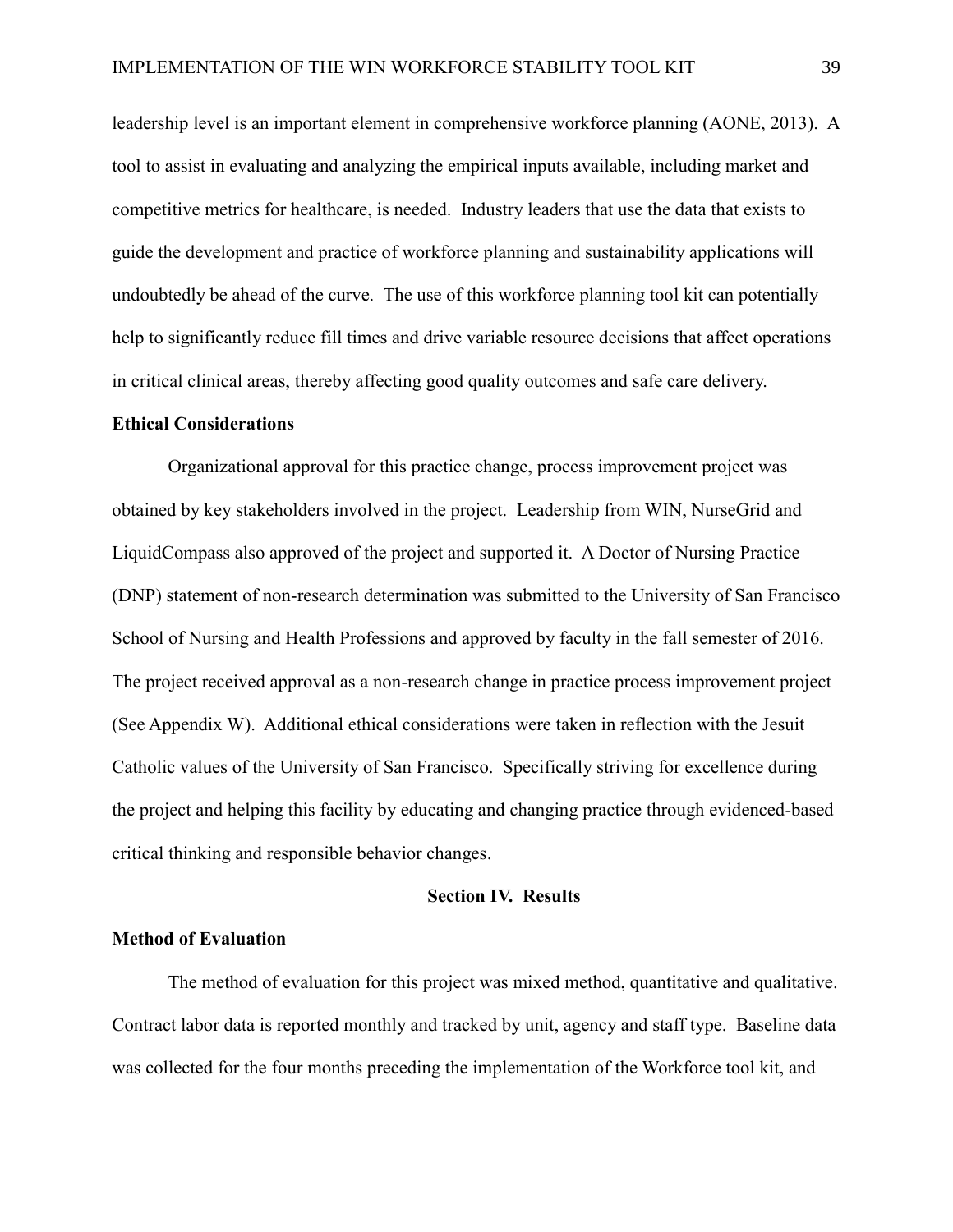leadership level is an important element in comprehensive workforce planning (AONE, 2013). A tool to assist in evaluating and analyzing the empirical inputs available, including market and competitive metrics for healthcare, is needed. Industry leaders that use the data that exists to guide the development and practice of workforce planning and sustainability applications will undoubtedly be ahead of the curve. The use of this workforce planning tool kit can potentially help to significantly reduce fill times and drive variable resource decisions that affect operations in critical clinical areas, thereby affecting good quality outcomes and safe care delivery.

**Ethical Considerations**

Organizational approval for this practice change, process improvement project was obtained by key stakeholders involved in the project. Leadership from WIN, NurseGrid and LiquidCompass also approved of the project and supported it. A Doctor of Nursing Practice (DNP) statement of non-research determination was submitted to the University of San Francisco School of Nursing and Health Professions and approved by faculty in the fall semester of 2016. The project received approval as a non-research change in practice process improvement project (See Appendix W). Additional ethical considerations were taken in reflection with the Jesuit Catholic values of the University of San Francisco. Specifically striving for excellence during the project and helping this facility by educating and changing practice through evidenced-based critical thinking and responsible behavior changes.

## Section IV. Results

**Method of Evaluation**

The method of evaluation for this project was mixed method, quantitative and qualitative. Contract labor data is reported monthly and tracked by unit, agency and staff type. Baseline data was collected for the four months preceding the implementation of the Workforce tool kit, and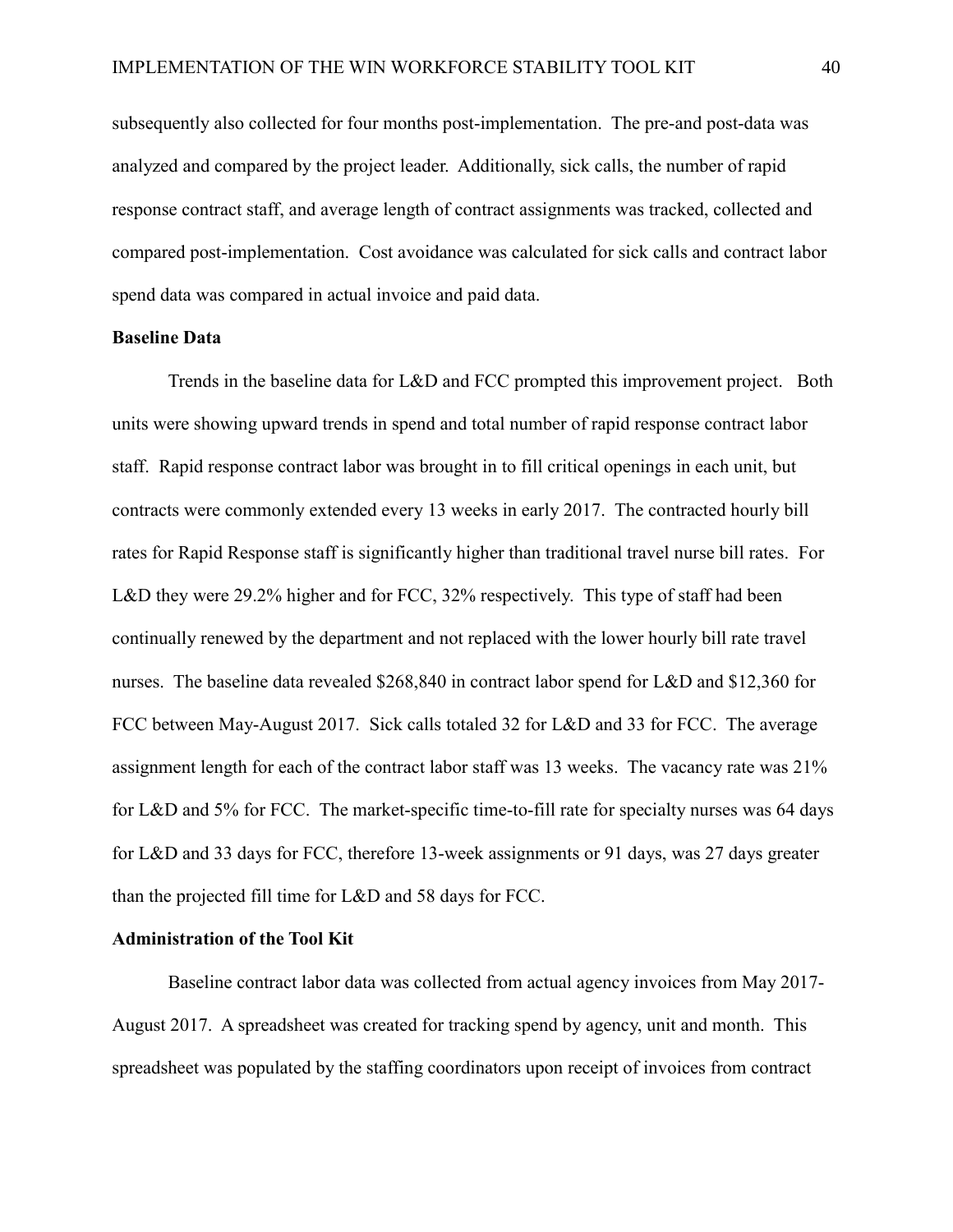subsequently also collected for four months post-implementation. The pre-and post-data was analyzed and compared by the project leader. Additionally, sick calls, the number of rapid response contract staff, and average length of contract assignments was tracked, collected and compared post-implementation. Cost avoidance was calculated for sick calls and contract labor spend data was compared in actual invoice and paid data.

**Baseline Data**

Trends in the baseline data for L&D and FCC prompted this improvement project. Both units were showing upward trends in spend and total number of rapid response contract labor staff. Rapid response contract labor was brought in to fill critical openings in each unit, but contracts were commonly extended every 13 weeks in early 2017. The contracted hourly bill rates for Rapid Response staff is significantly higher than traditional travel nurse bill rates. For L&D they were 29.2% higher and for FCC, 32% respectively. This type of staff had been continually renewed by the department and not replaced with the lower hourly bill rate travel nurses. The baseline data revealed $268,840 in contract labor spend for L&D and $12,360 for FCC between May-August 2017. Sick calls totaled 32 for L&D and 33 for FCC. The average assignment length for each of the contract labor staff was 13 weeks. The vacancy rate was 21% for L&D and 5% for FCC. The market-specific time-to-fill rate for specialty nurses was 64 days for L&D and 33 days for FCC, therefore 13-week assignments or 91 days, was 27 days greater than the projected fill time for L&D and 58 days for FCC.

**Administration of the Tool Kit**

Baseline contract labor data was collected from actual agency invoices from May 2017-August 2017. A spreadsheet was created for tracking spend by agency, unit and month. This spreadsheet was populated by the staffing coordinators upon receipt of invoices from contract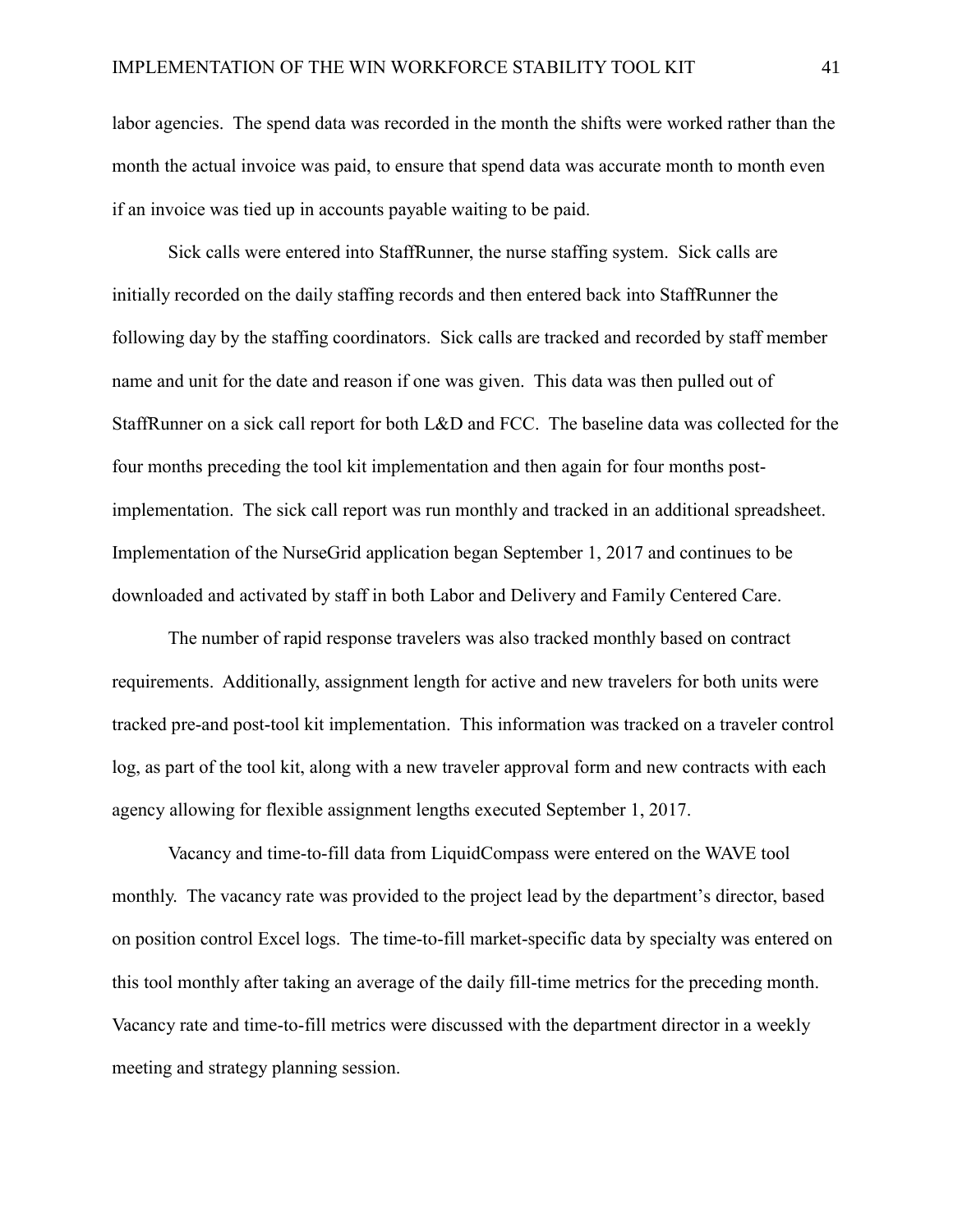labor agencies. The spend data was recorded in the month the shifts were worked rather than the month the actual invoice was paid, to ensure that spend data was accurate month to month even if an invoice was tied up in accounts payable waiting to be paid.

Sick calls were entered into StaffRunner, the nurse staffing system. Sick calls are initially recorded on the daily staffing records and then entered back into StaffRunner the following day by the staffing coordinators. Sick calls are tracked and recorded by staff member name and unit for the date and reason if one was given. This data was then pulled out of StaffRunner on a sick call report for both L&D and FCC. The baseline data was collected for the four months preceding the tool kit implementation and then again for four months post-implementation. The sick call report was run monthly and tracked in an additional spreadsheet. Implementation of the NurseGrid application began September 1, 2017 and continues to be downloaded and activated by staff in both Labor and Delivery and Family Centered Care.

The number of rapid response travelers was also tracked monthly based on contract requirements. Additionally, assignment length for active and new travelers for both units were tracked pre-and post-tool kit implementation. This information was tracked on a traveler control log, as part of the tool kit, along with a new traveler approval form and new contracts with each agency allowing for flexible assignment lengths executed September 1, 2017.

Vacancy and time-to-fill data from LiquidCompass were entered on the WAVE tool monthly. The vacancy rate was provided to the project lead by the department's director, based on position control Excel logs. The time-to-fill market-specific data by specialty was entered on this tool monthly after taking an average of the daily fill-time metrics for the preceding month. Vacancy rate and time-to-fill metrics were discussed with the department director in a weekly meeting and strategy planning session.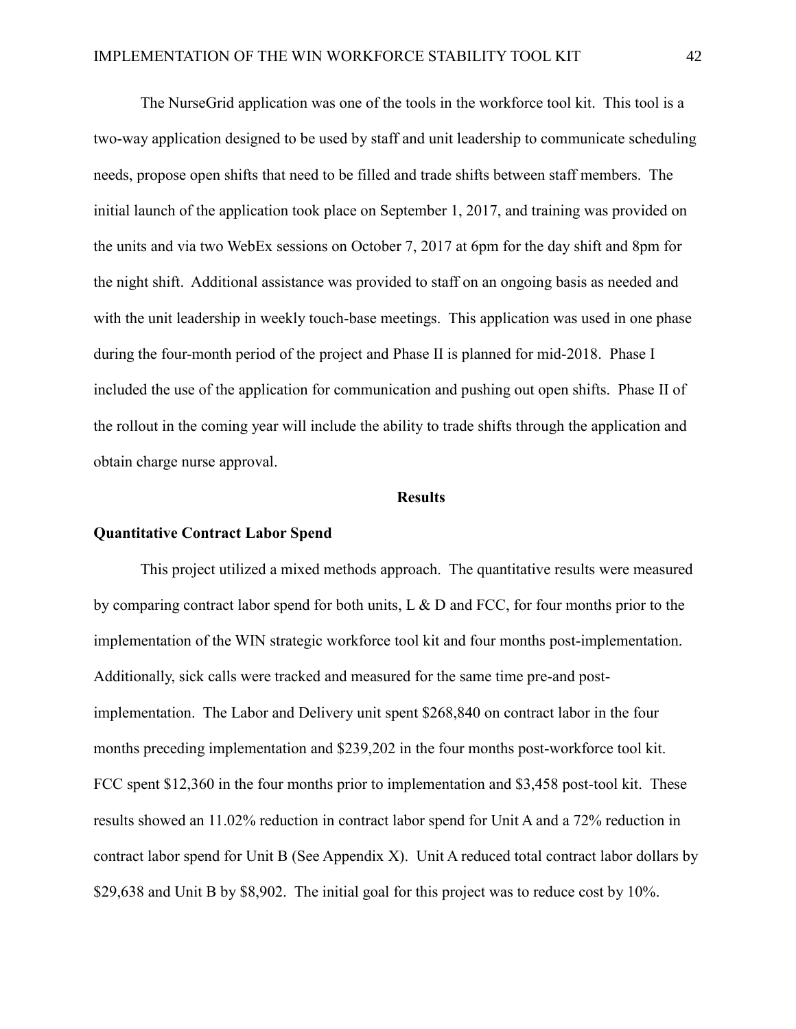The NurseGrid application was one of the tools in the workforce tool kit. This tool is a two-way application designed to be used by staff and unit leadership to communicate scheduling needs, propose open shifts that need to be filled and trade shifts between staff members. The initial launch of the application took place on September 1, 2017, and training was provided on the units and via two WebEx sessions on October 7, 2017 at 6pm for the day shift and 8pm for the night shift. Additional assistance was provided to staff on an ongoing basis as needed and with the unit leadership in weekly touch-base meetings. This application was used in one phase during the four-month period of the project and Phase II is planned for mid-2018. Phase I included the use of the application for communication and pushing out open shifts. Phase II of the rollout in the coming year will include the ability to trade shifts through the application and obtain charge nurse approval.

## Results

### Quantitative Contract Labor Spend

This project utilized a mixed methods approach. The quantitative results were measured by comparing contract labor spend for both units, L & D and FCC, for four months prior to the implementation of the WIN strategic workforce tool kit and four months post-implementation. Additionally, sick calls were tracked and measured for the same time pre-and post-implementation. The Labor and Delivery unit spent $268,840 on contract labor in the four months preceding implementation and $239,202 in the four months post-workforce tool kit. FCC spent $12,360 in the four months prior to implementation and $3,458 post-tool kit. These results showed an 11.02% reduction in contract labor spend for Unit A and a 72% reduction in contract labor spend for Unit B (See Appendix X). Unit A reduced total contract labor dollars by $29,638 and Unit B by $8,902. The initial goal for this project was to reduce cost by 10%.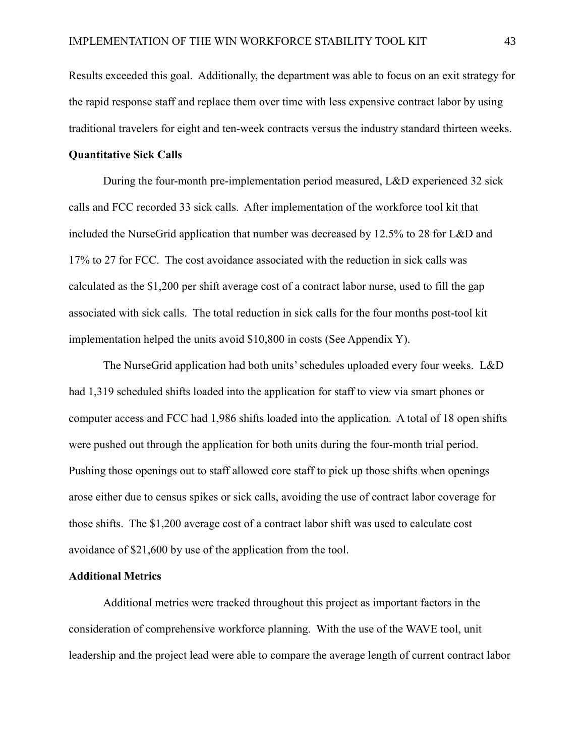Results exceeded this goal. Additionally, the department was able to focus on an exit strategy for the rapid response staff and replace them over time with less expensive contract labor by using traditional travelers for eight and ten-week contracts versus the industry standard thirteen weeks.

**Quantitative Sick Calls**

During the four-month pre-implementation period measured, L&D experienced 32 sick calls and FCC recorded 33 sick calls. After implementation of the workforce tool kit that included the NurseGrid application that number was decreased by 12.5% to 28 for L&D and 17% to 27 for FCC. The cost avoidance associated with the reduction in sick calls was calculated as the $1,200 per shift average cost of a contract labor nurse, used to fill the gap associated with sick calls. The total reduction in sick calls for the four months post-tool kit implementation helped the units avoid $10,800 in costs (See Appendix Y).

The NurseGrid application had both units' schedules uploaded every four weeks. L&D had 1,319 scheduled shifts loaded into the application for staff to view via smart phones or computer access and FCC had 1,986 shifts loaded into the application. A total of 18 open shifts were pushed out through the application for both units during the four-month trial period. Pushing those openings out to staff allowed core staff to pick up those shifts when openings arose either due to census spikes or sick calls, avoiding the use of contract labor coverage for those shifts. The $1,200 average cost of a contract labor shift was used to calculate cost avoidance of $21,600 by use of the application from the tool.

**Additional Metrics**

Additional metrics were tracked throughout this project as important factors in the consideration of comprehensive workforce planning. With the use of the WAVE tool, unit leadership and the project lead were able to compare the average length of current contract labor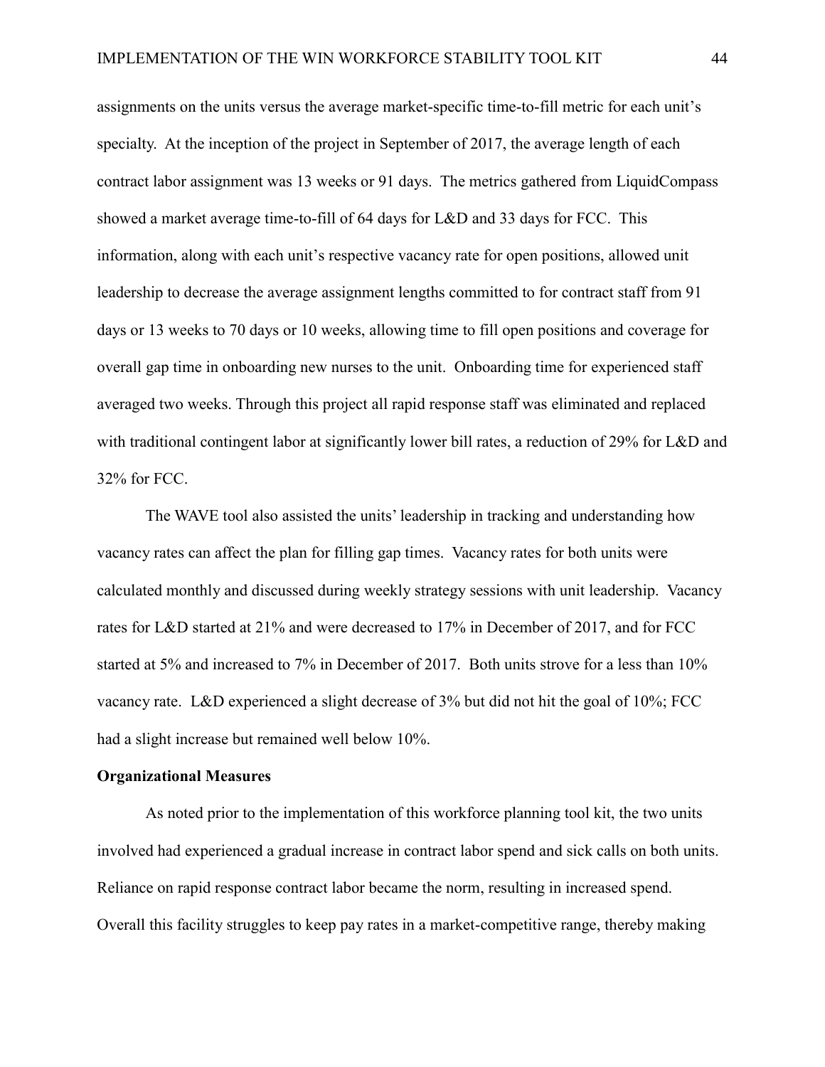assignments on the units versus the average market-specific time-to-fill metric for each unit's specialty. At the inception of the project in September of 2017, the average length of each contract labor assignment was 13 weeks or 91 days. The metrics gathered from LiquidCompass showed a market average time-to-fill of 64 days for L&D and 33 days for FCC. This information, along with each unit's respective vacancy rate for open positions, allowed unit leadership to decrease the average assignment lengths committed to for contract staff from 91 days or 13 weeks to 70 days or 10 weeks, allowing time to fill open positions and coverage for overall gap time in onboarding new nurses to the unit. Onboarding time for experienced staff averaged two weeks. Through this project all rapid response staff was eliminated and replaced with traditional contingent labor at significantly lower bill rates, a reduction of 29% for L&D and 32% for FCC.

The WAVE tool also assisted the units' leadership in tracking and understanding how vacancy rates can affect the plan for filling gap times. Vacancy rates for both units were calculated monthly and discussed during weekly strategy sessions with unit leadership. Vacancy rates for L&D started at 21% and were decreased to 17% in December of 2017, and for FCC started at 5% and increased to 7% in December of 2017. Both units strove for a less than 10% vacancy rate. L&D experienced a slight decrease of 3% but did not hit the goal of 10%; FCC had a slight increase but remained well below 10%.

**Organizational Measures**

As noted prior to the implementation of this workforce planning tool kit, the two units involved had experienced a gradual increase in contract labor spend and sick calls on both units. Reliance on rapid response contract labor became the norm, resulting in increased spend. Overall this facility struggles to keep pay rates in a market-competitive range, thereby making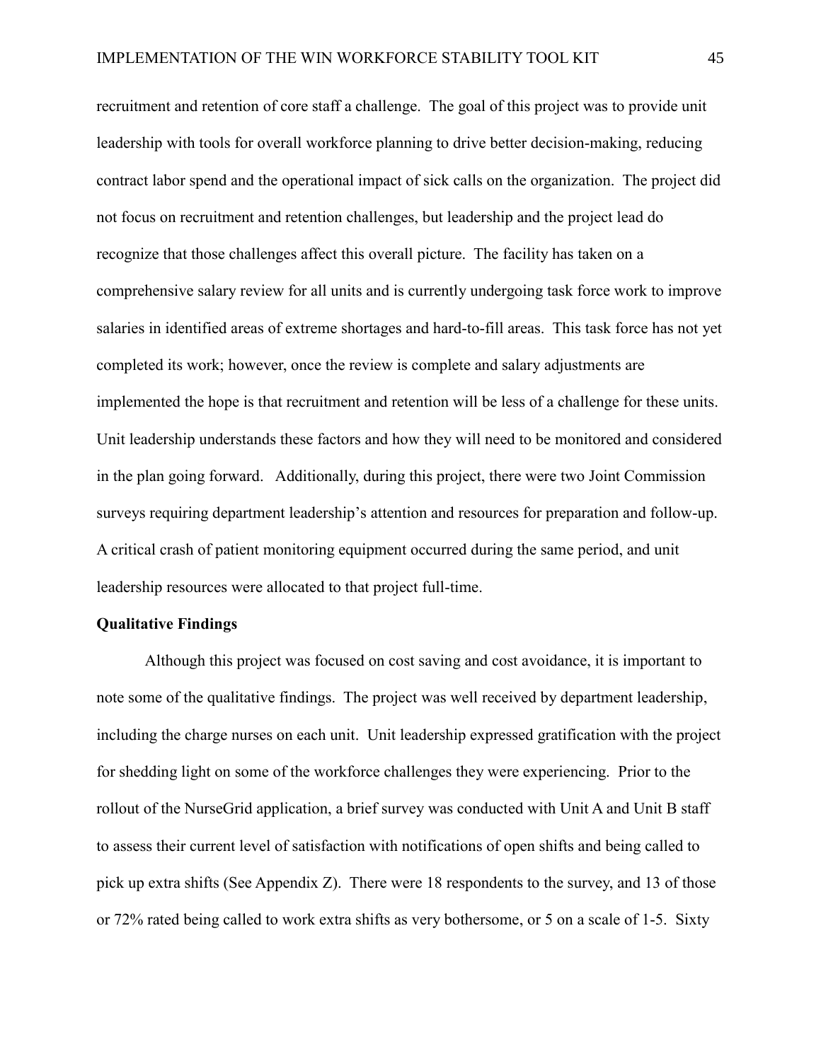recruitment and retention of core staff a challenge. The goal of this project was to provide unit leadership with tools for overall workforce planning to drive better decision-making, reducing contract labor spend and the operational impact of sick calls on the organization. The project did not focus on recruitment and retention challenges, but leadership and the project lead do recognize that those challenges affect this overall picture. The facility has taken on a comprehensive salary review for all units and is currently undergoing task force work to improve salaries in identified areas of extreme shortages and hard-to-fill areas. This task force has not yet completed its work; however, once the review is complete and salary adjustments are implemented the hope is that recruitment and retention will be less of a challenge for these units. Unit leadership understands these factors and how they will need to be monitored and considered in the plan going forward. Additionally, during this project, there were two Joint Commission surveys requiring department leadership's attention and resources for preparation and follow-up. A critical crash of patient monitoring equipment occurred during the same period, and unit leadership resources were allocated to that project full-time.

**Qualitative Findings**

Although this project was focused on cost saving and cost avoidance, it is important to note some of the qualitative findings. The project was well received by department leadership, including the charge nurses on each unit. Unit leadership expressed gratification with the project for shedding light on some of the workforce challenges they were experiencing. Prior to the rollout of the NurseGrid application, a brief survey was conducted with Unit A and Unit B staff to assess their current level of satisfaction with notifications of open shifts and being called to pick up extra shifts (See Appendix Z). There were 18 respondents to the survey, and 13 of those or 72% rated being called to work extra shifts as very bothersome, or 5 on a scale of 1-5. Sixty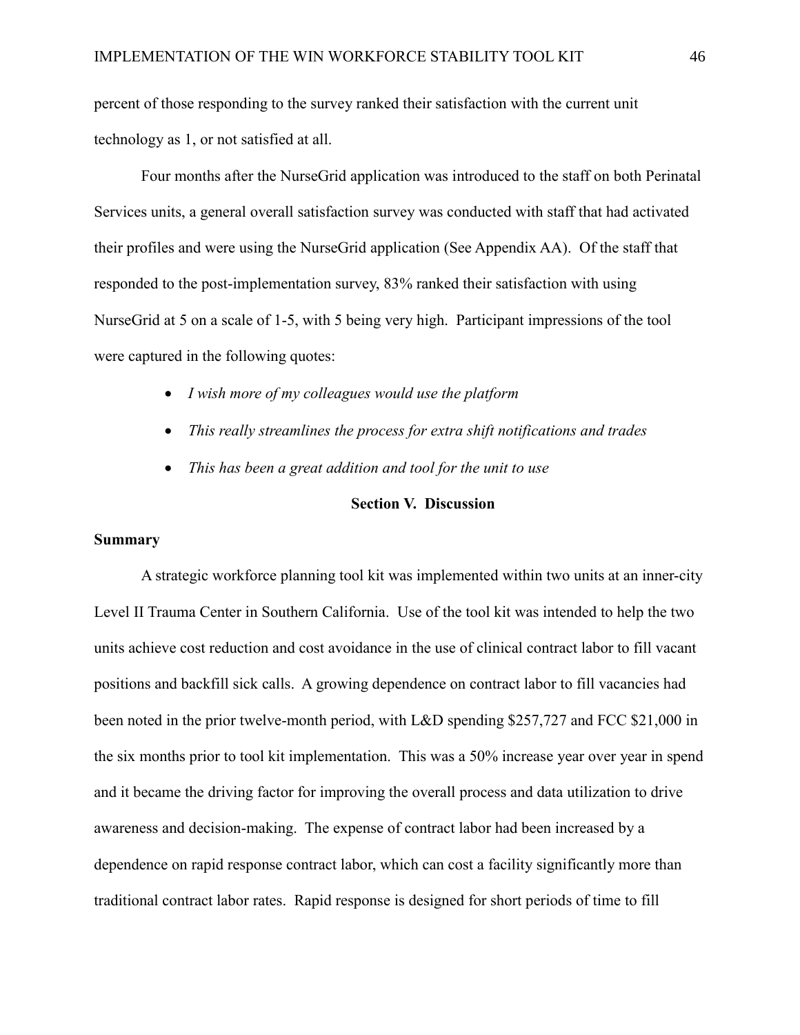percent of those responding to the survey ranked their satisfaction with the current unit technology as 1, or not satisfied at all.

Four months after the NurseGrid application was introduced to the staff on both Perinatal Services units, a general overall satisfaction survey was conducted with staff that had activated their profiles and were using the NurseGrid application (See Appendix AA). Of the staff that responded to the post-implementation survey, 83% ranked their satisfaction with using NurseGrid at 5 on a scale of 1-5, with 5 being very high. Participant impressions of the tool were captured in the following quotes:

- *I wish more of my colleagues would use the platform*
- *This really streamlines the process for extra shift notifications and trades*
- *This has been a great addition and tool for the unit to use*

## Section V. Discussion

### Summary

A strategic workforce planning tool kit was implemented within two units at an inner-city Level II Trauma Center in Southern California. Use of the tool kit was intended to help the two units achieve cost reduction and cost avoidance in the use of clinical contract labor to fill vacant positions and backfill sick calls. A growing dependence on contract labor to fill vacancies had been noted in the prior twelve-month period, with L&D spending $257,727 and FCC $21,000 in the six months prior to tool kit implementation. This was a 50% increase year over year in spend and it became the driving factor for improving the overall process and data utilization to drive awareness and decision-making. The expense of contract labor had been increased by a dependence on rapid response contract labor, which can cost a facility significantly more than traditional contract labor rates. Rapid response is designed for short periods of time to fill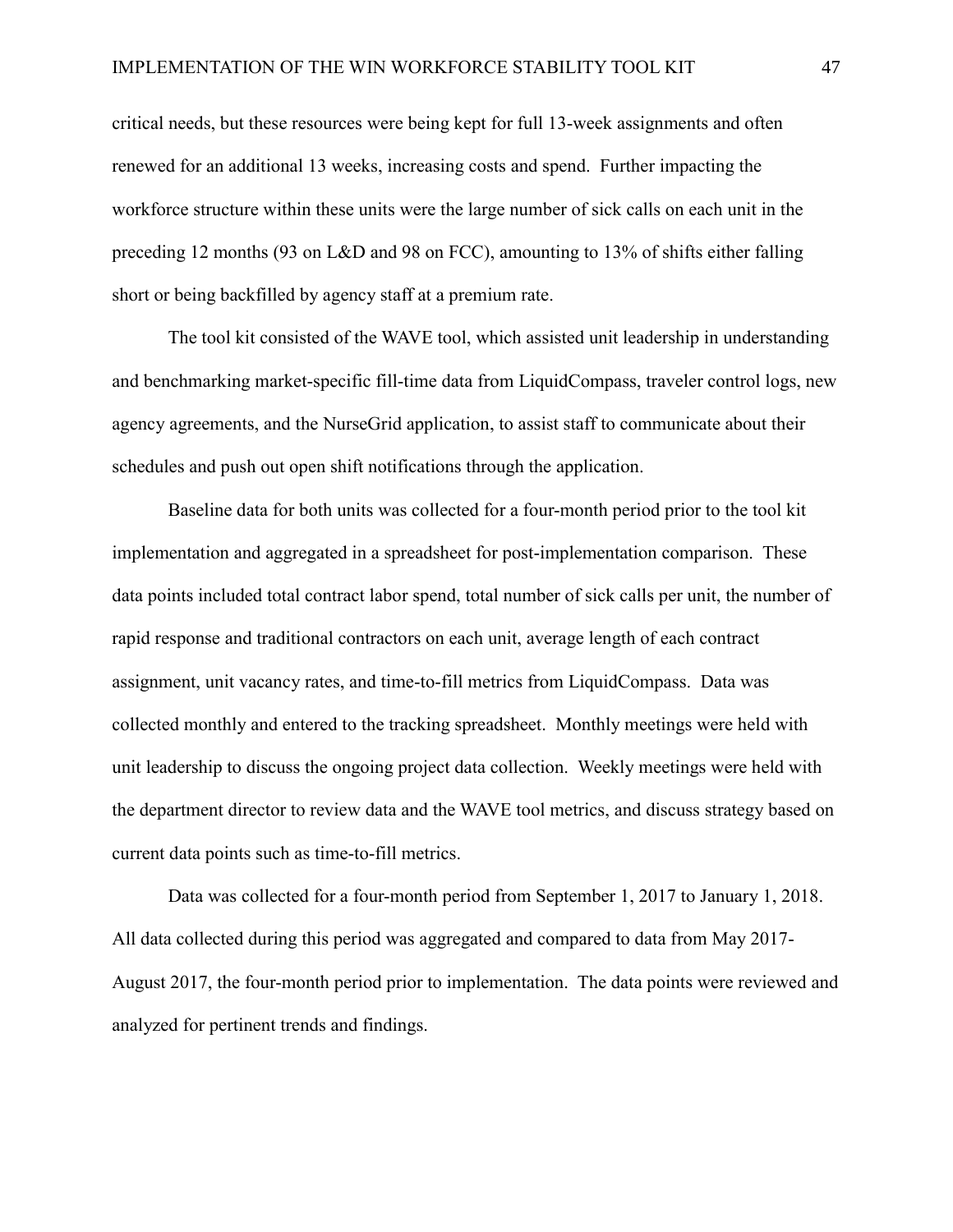critical needs, but these resources were being kept for full 13-week assignments and often renewed for an additional 13 weeks, increasing costs and spend. Further impacting the workforce structure within these units were the large number of sick calls on each unit in the preceding 12 months (93 on L&D and 98 on FCC), amounting to 13% of shifts either falling short or being backfilled by agency staff at a premium rate.

The tool kit consisted of the WAVE tool, which assisted unit leadership in understanding and benchmarking market-specific fill-time data from LiquidCompass, traveler control logs, new agency agreements, and the NurseGrid application, to assist staff to communicate about their schedules and push out open shift notifications through the application.

Baseline data for both units was collected for a four-month period prior to the tool kit implementation and aggregated in a spreadsheet for post-implementation comparison. These data points included total contract labor spend, total number of sick calls per unit, the number of rapid response and traditional contractors on each unit, average length of each contract assignment, unit vacancy rates, and time-to-fill metrics from LiquidCompass. Data was collected monthly and entered to the tracking spreadsheet. Monthly meetings were held with unit leadership to discuss the ongoing project data collection. Weekly meetings were held with the department director to review data and the WAVE tool metrics, and discuss strategy based on current data points such as time-to-fill metrics.

Data was collected for a four-month period from September 1, 2017 to January 1, 2018. All data collected during this period was aggregated and compared to data from May 2017-August 2017, the four-month period prior to implementation. The data points were reviewed and analyzed for pertinent trends and findings.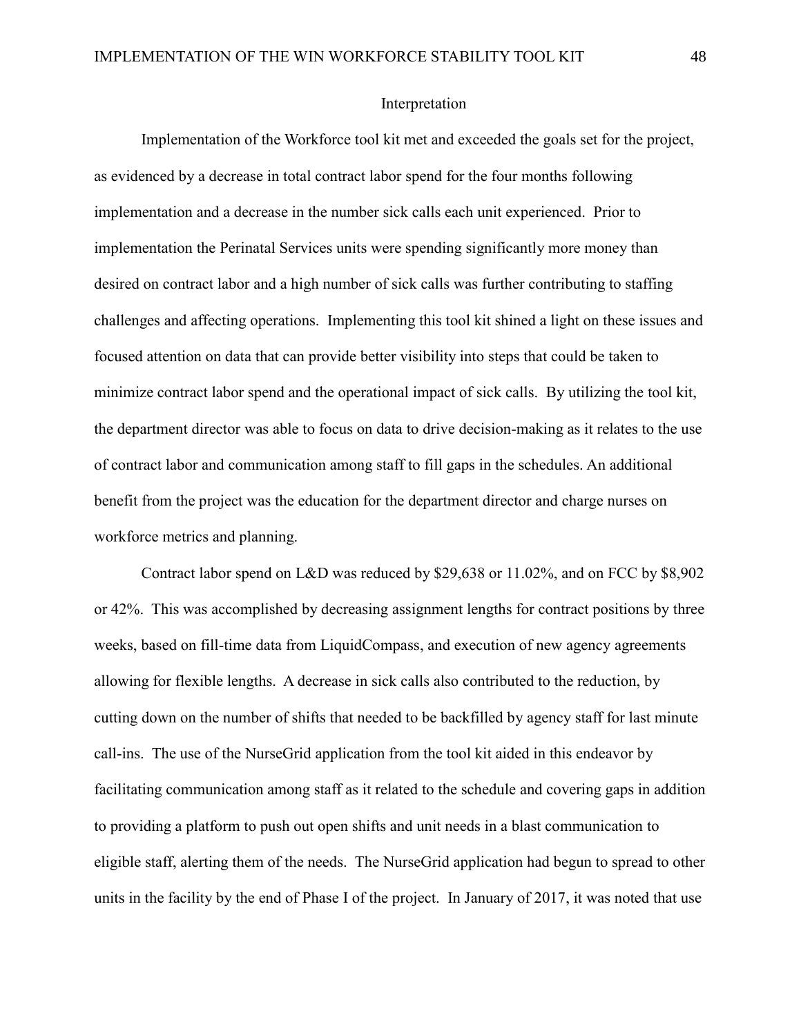## Interpretation

Implementation of the Workforce tool kit met and exceeded the goals set for the project, as evidenced by a decrease in total contract labor spend for the four months following implementation and a decrease in the number sick calls each unit experienced. Prior to implementation the Perinatal Services units were spending significantly more money than desired on contract labor and a high number of sick calls was further contributing to staffing challenges and affecting operations. Implementing this tool kit shined a light on these issues and focused attention on data that can provide better visibility into steps that could be taken to minimize contract labor spend and the operational impact of sick calls. By utilizing the tool kit, the department director was able to focus on data to drive decision-making as it relates to the use of contract labor and communication among staff to fill gaps in the schedules. An additional benefit from the project was the education for the department director and charge nurses on workforce metrics and planning.

Contract labor spend on L&D was reduced by $29,638 or 11.02%, and on FCC by $8,902 or 42%. This was accomplished by decreasing assignment lengths for contract positions by three weeks, based on fill-time data from LiquidCompass, and execution of new agency agreements allowing for flexible lengths. A decrease in sick calls also contributed to the reduction, by cutting down on the number of shifts that needed to be backfilled by agency staff for last minute call-ins. The use of the NurseGrid application from the tool kit aided in this endeavor by facilitating communication among staff as it related to the schedule and covering gaps in addition to providing a platform to push out open shifts and unit needs in a blast communication to eligible staff, alerting them of the needs. The NurseGrid application had begun to spread to other units in the facility by the end of Phase I of the project. In January of 2017, it was noted that use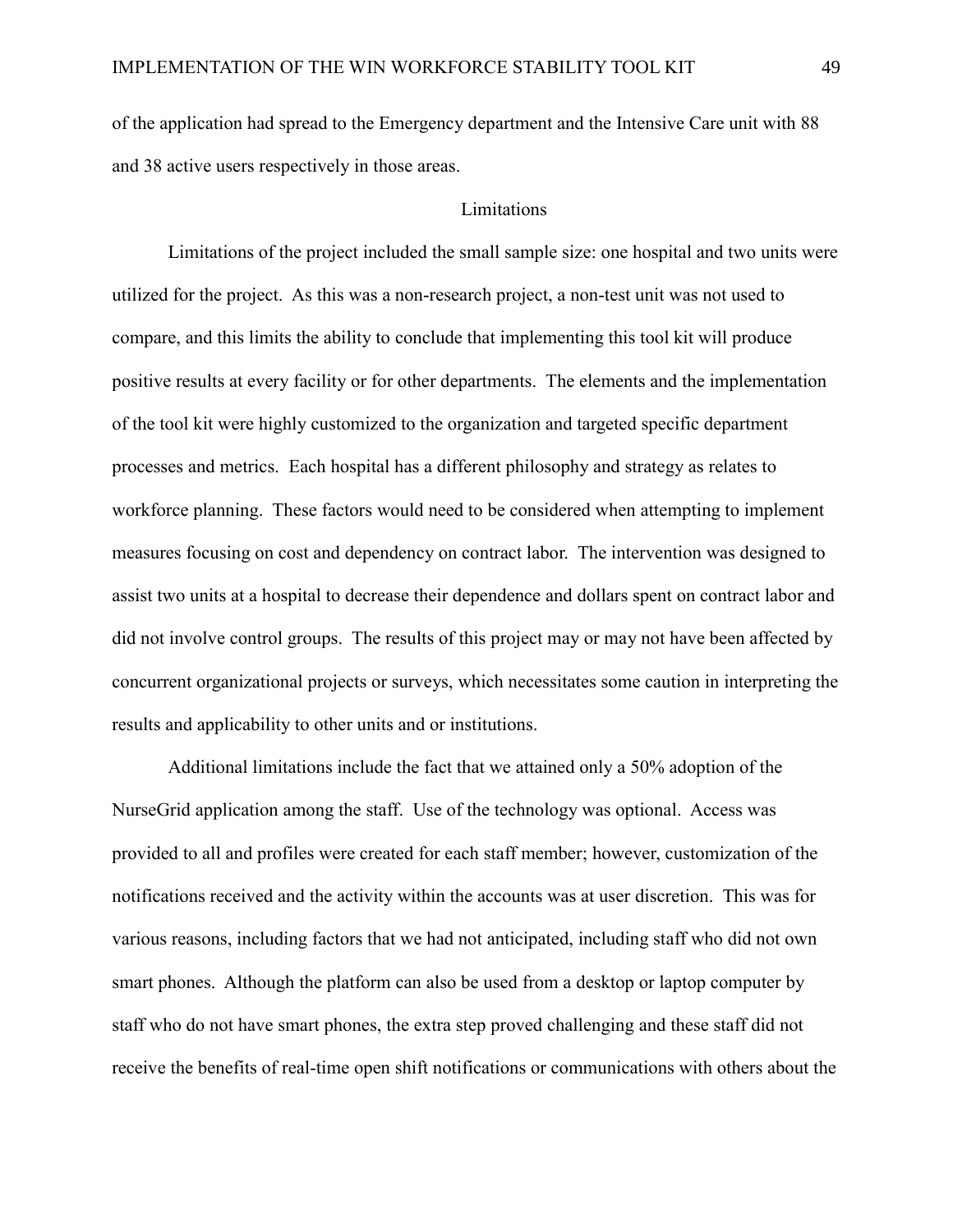of the application had spread to the Emergency department and the Intensive Care unit with 88 and 38 active users respectively in those areas.

## Limitations

Limitations of the project included the small sample size: one hospital and two units were utilized for the project. As this was a non-research project, a non-test unit was not used to compare, and this limits the ability to conclude that implementing this tool kit will produce positive results at every facility or for other departments. The elements and the implementation of the tool kit were highly customized to the organization and targeted specific department processes and metrics. Each hospital has a different philosophy and strategy as relates to workforce planning. These factors would need to be considered when attempting to implement measures focusing on cost and dependency on contract labor. The intervention was designed to assist two units at a hospital to decrease their dependence and dollars spent on contract labor and did not involve control groups. The results of this project may or may not have been affected by concurrent organizational projects or surveys, which necessitates some caution in interpreting the results and applicability to other units and or institutions.

Additional limitations include the fact that we attained only a 50% adoption of the NurseGrid application among the staff. Use of the technology was optional. Access was provided to all and profiles were created for each staff member; however, customization of the notifications received and the activity within the accounts was at user discretion. This was for various reasons, including factors that we had not anticipated, including staff who did not own smart phones. Although the platform can also be used from a desktop or laptop computer by staff who do not have smart phones, the extra step proved challenging and these staff did not receive the benefits of real-time open shift notifications or communications with others about the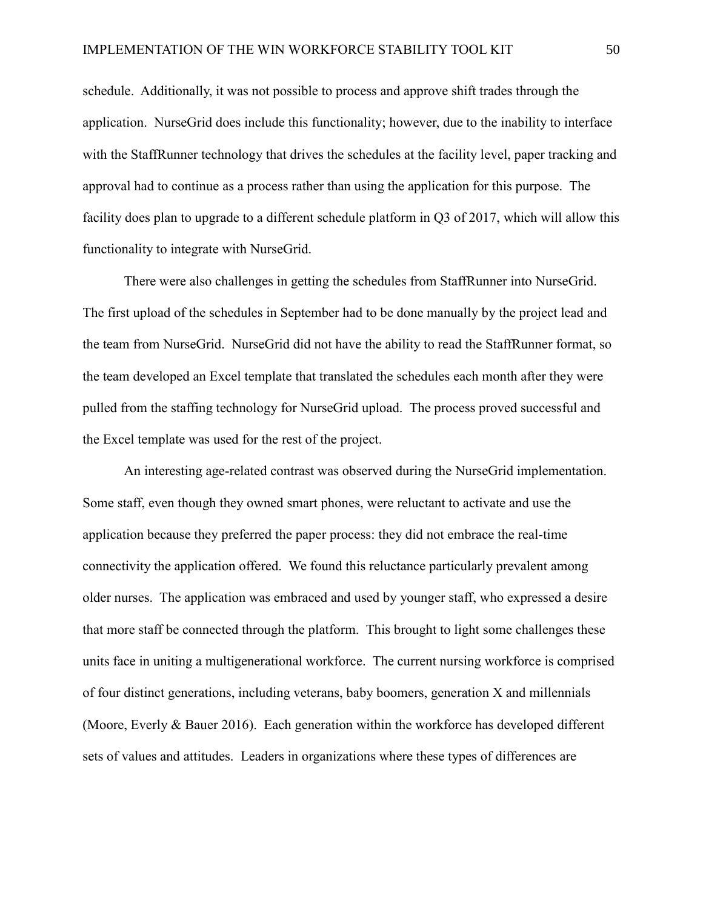schedule. Additionally, it was not possible to process and approve shift trades through the application. NurseGrid does include this functionality; however, due to the inability to interface with the StaffRunner technology that drives the schedules at the facility level, paper tracking and approval had to continue as a process rather than using the application for this purpose. The facility does plan to upgrade to a different schedule platform in Q3 of 2017, which will allow this functionality to integrate with NurseGrid.

There were also challenges in getting the schedules from StaffRunner into NurseGrid. The first upload of the schedules in September had to be done manually by the project lead and the team from NurseGrid. NurseGrid did not have the ability to read the StaffRunner format, so the team developed an Excel template that translated the schedules each month after they were pulled from the staffing technology for NurseGrid upload. The process proved successful and the Excel template was used for the rest of the project.

An interesting age-related contrast was observed during the NurseGrid implementation. Some staff, even though they owned smart phones, were reluctant to activate and use the application because they preferred the paper process: they did not embrace the real-time connectivity the application offered. We found this reluctance particularly prevalent among older nurses. The application was embraced and used by younger staff, who expressed a desire that more staff be connected through the platform. This brought to light some challenges these units face in uniting a multigenerational workforce. The current nursing workforce is comprised of four distinct generations, including veterans, baby boomers, generation X and millennials (Moore, Everly & Bauer 2016). Each generation within the workforce has developed different sets of values and attitudes. Leaders in organizations where these types of differences are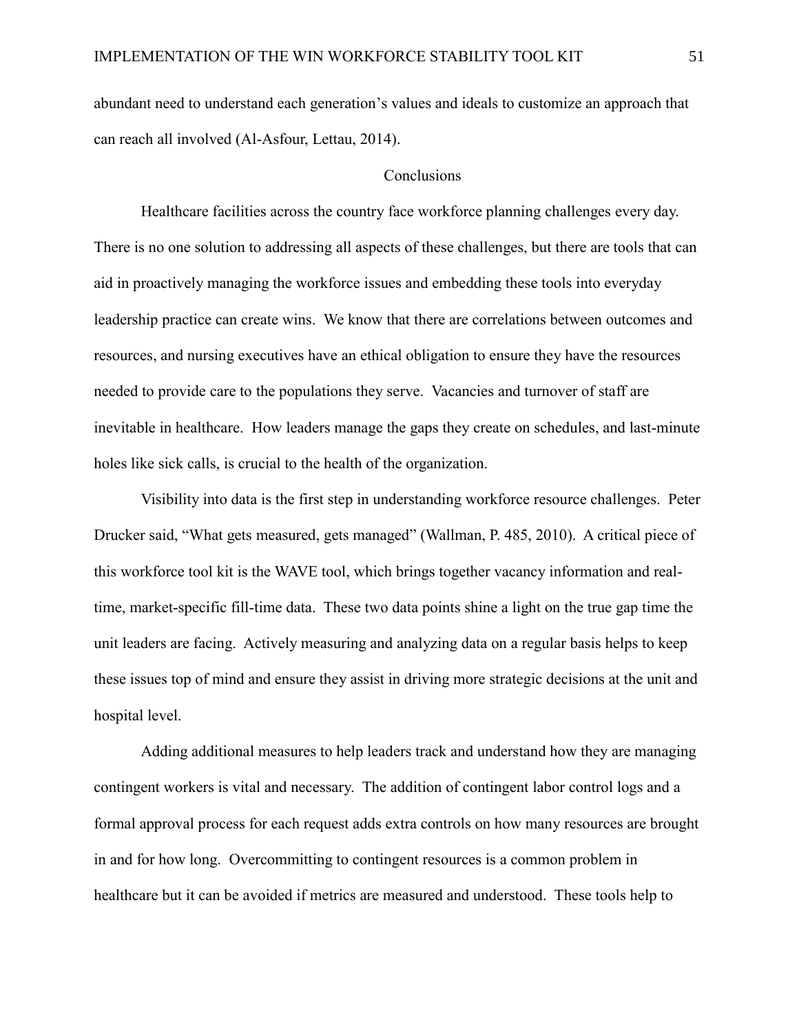abundant need to understand each generation's values and ideals to customize an approach that can reach all involved (Al-Asfour, Lettau, 2014).

## Conclusions

Healthcare facilities across the country face workforce planning challenges every day. There is no one solution to addressing all aspects of these challenges, but there are tools that can aid in proactively managing the workforce issues and embedding these tools into everyday leadership practice can create wins. We know that there are correlations between outcomes and resources, and nursing executives have an ethical obligation to ensure they have the resources needed to provide care to the populations they serve. Vacancies and turnover of staff are inevitable in healthcare. How leaders manage the gaps they create on schedules, and last-minute holes like sick calls, is crucial to the health of the organization.

Visibility into data is the first step in understanding workforce resource challenges. Peter Drucker said, "What gets measured, gets managed" (Wallman, P. 485, 2010). A critical piece of this workforce tool kit is the WAVE tool, which brings together vacancy information and real-time, market-specific fill-time data. These two data points shine a light on the true gap time the unit leaders are facing. Actively measuring and analyzing data on a regular basis helps to keep these issues top of mind and ensure they assist in driving more strategic decisions at the unit and hospital level.

Adding additional measures to help leaders track and understand how they are managing contingent workers is vital and necessary. The addition of contingent labor control logs and a formal approval process for each request adds extra controls on how many resources are brought in and for how long. Overcommitting to contingent resources is a common problem in healthcare but it can be avoided if metrics are measured and understood. These tools help to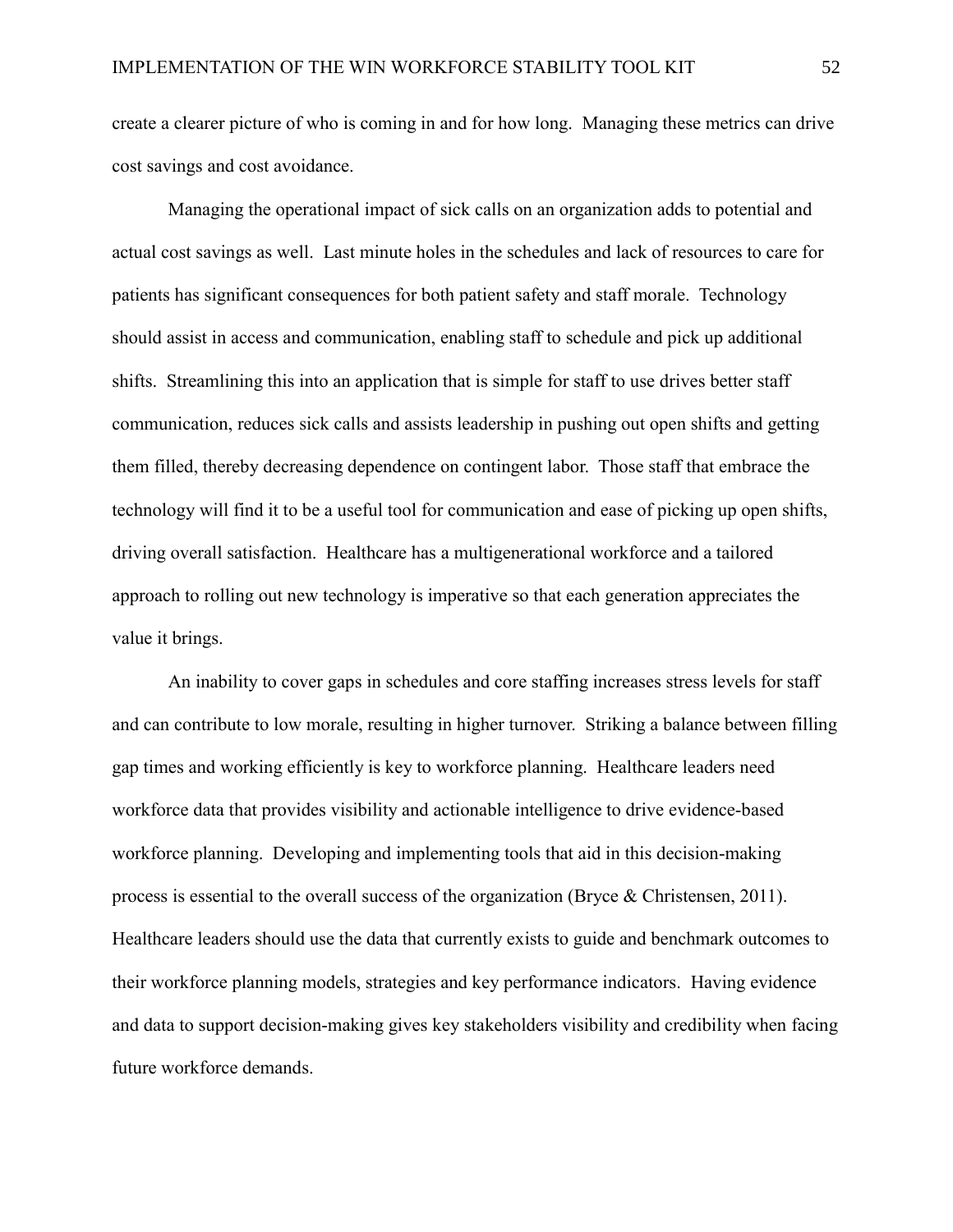create a clearer picture of who is coming in and for how long. Managing these metrics can drive cost savings and cost avoidance.

Managing the operational impact of sick calls on an organization adds to potential and actual cost savings as well. Last minute holes in the schedules and lack of resources to care for patients has significant consequences for both patient safety and staff morale. Technology should assist in access and communication, enabling staff to schedule and pick up additional shifts. Streamlining this into an application that is simple for staff to use drives better staff communication, reduces sick calls and assists leadership in pushing out open shifts and getting them filled, thereby decreasing dependence on contingent labor. Those staff that embrace the technology will find it to be a useful tool for communication and ease of picking up open shifts, driving overall satisfaction. Healthcare has a multigenerational workforce and a tailored approach to rolling out new technology is imperative so that each generation appreciates the value it brings.

An inability to cover gaps in schedules and core staffing increases stress levels for staff and can contribute to low morale, resulting in higher turnover. Striking a balance between filling gap times and working efficiently is key to workforce planning. Healthcare leaders need workforce data that provides visibility and actionable intelligence to drive evidence-based workforce planning. Developing and implementing tools that aid in this decision-making process is essential to the overall success of the organization (Bryce & Christensen, 2011). Healthcare leaders should use the data that currently exists to guide and benchmark outcomes to their workforce planning models, strategies and key performance indicators. Having evidence and data to support decision-making gives key stakeholders visibility and credibility when facing future workforce demands.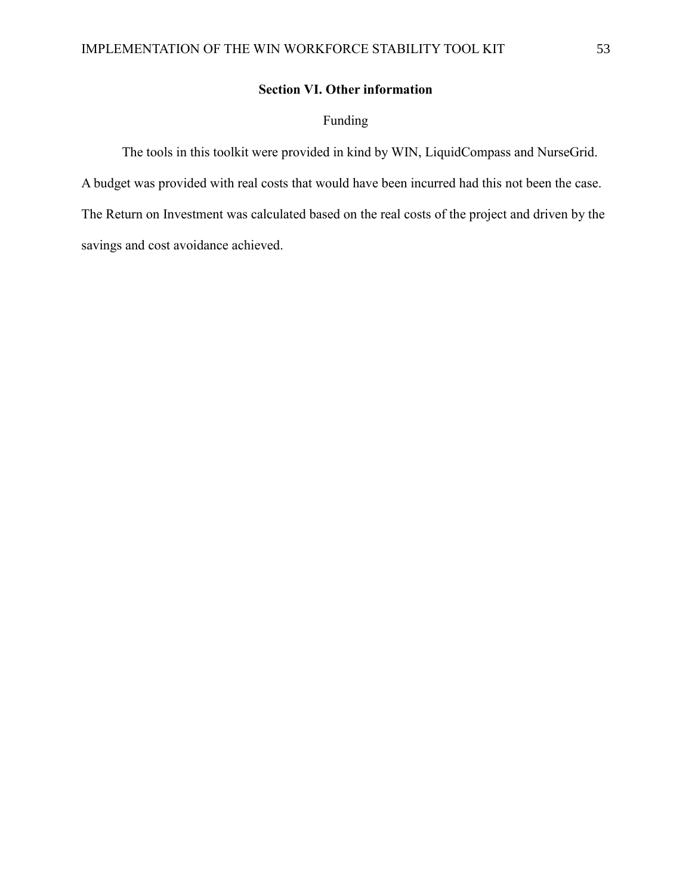## Section VI. Other information

### Funding

The tools in this toolkit were provided in kind by WIN, LiquidCompass and NurseGrid. A budget was provided with real costs that would have been incurred had this not been the case. The Return on Investment was calculated based on the real costs of the project and driven by the savings and cost avoidance achieved.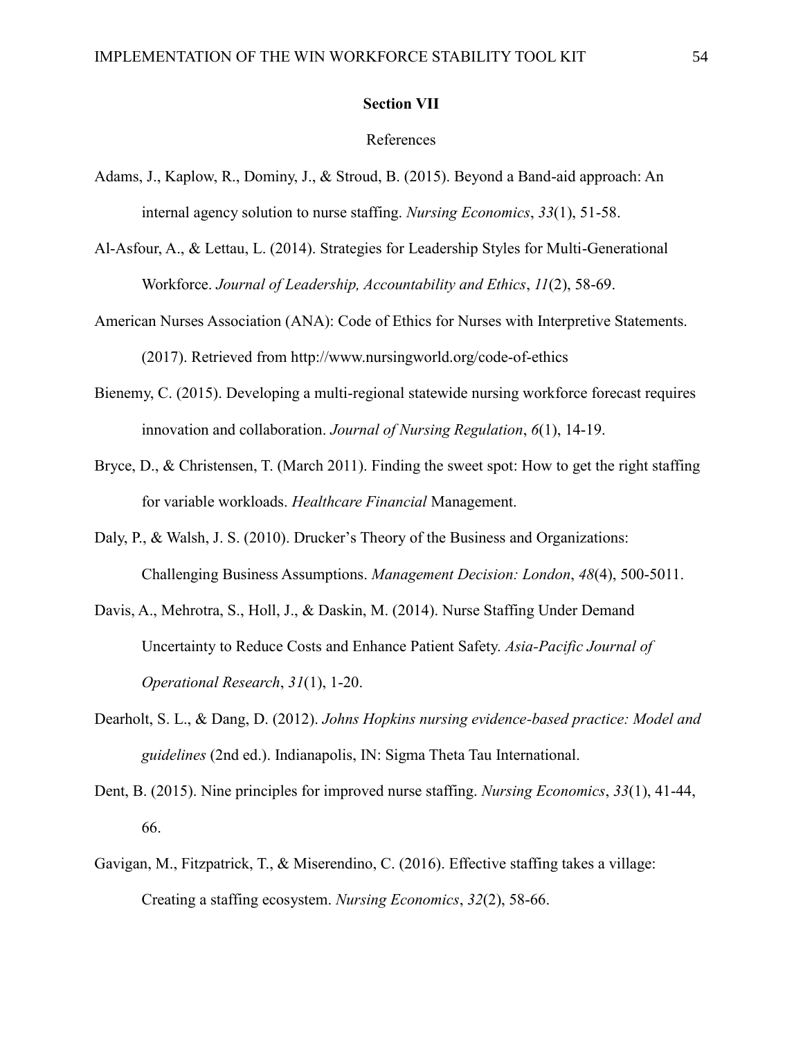**Section VII**

References

Adams, J., Kaplow, R., Dominy, J., & Stroud, B. (2015). Beyond a Band-aid approach: An internal agency solution to nurse staffing. *Nursing Economics*, *33*(1), 51-58.

Al-Asfour, A., & Lettau, L. (2014). Strategies for Leadership Styles for Multi-Generational Workforce. *Journal of Leadership, Accountability and Ethics*, *11*(2), 58-69.

American Nurses Association (ANA): Code of Ethics for Nurses with Interpretive Statements. (2017). Retrieved from http://www.nursingworld.org/code-of-ethics

Bienemy, C. (2015). Developing a multi-regional statewide nursing workforce forecast requires innovation and collaboration. *Journal of Nursing Regulation*, *6*(1), 14-19.

Bryce, D., & Christensen, T. (March 2011). Finding the sweet spot: How to get the right staffing for variable workloads. *Healthcare Financial* Management.

Daly, P., & Walsh, J. S. (2010). Drucker's Theory of the Business and Organizations: Challenging Business Assumptions. *Management Decision: London*, *48*(4), 500-5011.

Davis, A., Mehrotra, S., Holl, J., & Daskin, M. (2014). Nurse Staffing Under Demand Uncertainty to Reduce Costs and Enhance Patient Safety. *Asia-Pacific Journal of Operational Research*, *31*(1), 1-20.

Dearholt, S. L., & Dang, D. (2012). *Johns Hopkins nursing evidence-based practice: Model and guidelines* (2nd ed.). Indianapolis, IN: Sigma Theta Tau International.

Dent, B. (2015). Nine principles for improved nurse staffing. *Nursing Economics*, *33*(1), 41-44, 66.

Gavigan, M., Fitzpatrick, T., & Miserendino, C. (2016). Effective staffing takes a village: Creating a staffing ecosystem. *Nursing Economics*, *32*(2), 58-66.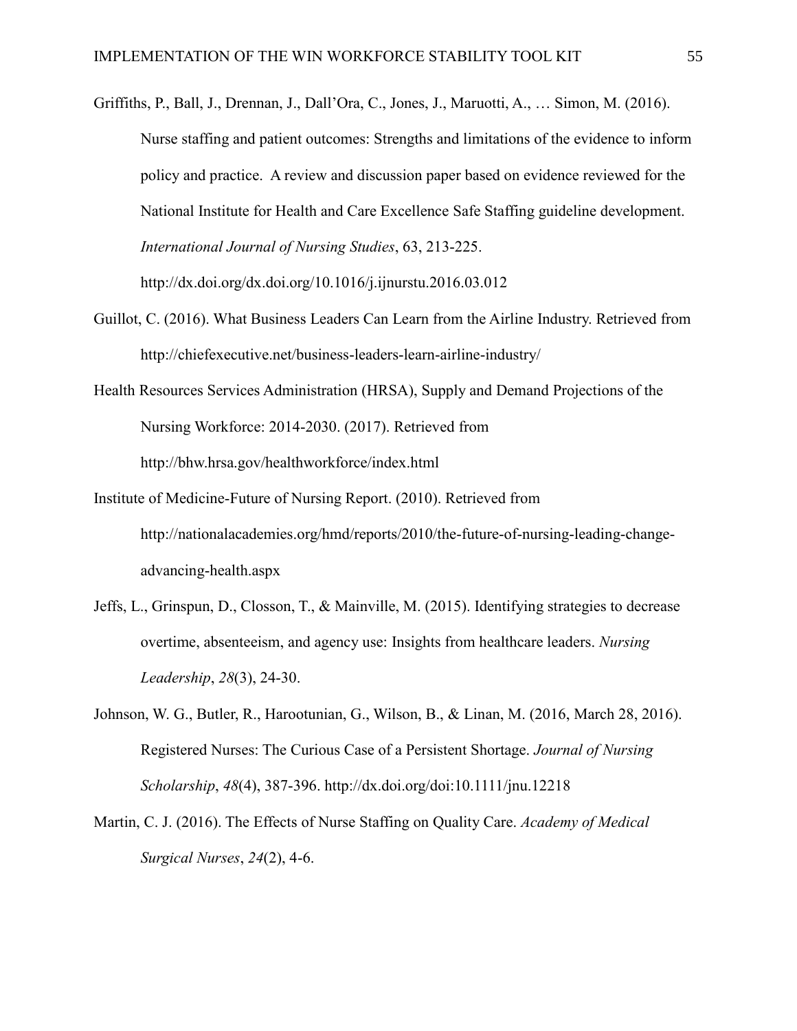Griffiths, P., Ball, J., Drennan, J., Dall'Ora, C., Jones, J., Maruotti, A., … Simon, M. (2016). Nurse staffing and patient outcomes: Strengths and limitations of the evidence to inform policy and practice. A review and discussion paper based on evidence reviewed for the National Institute for Health and Care Excellence Safe Staffing guideline development. *International Journal of Nursing Studies*, 63, 213-225. http://dx.doi.org/dx.doi.org/10.1016/j.ijnurstu.2016.03.012

Guillot, C. (2016). What Business Leaders Can Learn from the Airline Industry. Retrieved from http://chiefexecutive.net/business-leaders-learn-airline-industry/

Health Resources Services Administration (HRSA), Supply and Demand Projections of the Nursing Workforce: 2014-2030. (2017). Retrieved from http://bhw.hrsa.gov/healthworkforce/index.html

Institute of Medicine-Future of Nursing Report. (2010). Retrieved from http://nationalacademies.org/hmd/reports/2010/the-future-of-nursing-leading-change-advancing-health.aspx

Jeffs, L., Grinspun, D., Closson, T., & Mainville, M. (2015). Identifying strategies to decrease overtime, absenteeism, and agency use: Insights from healthcare leaders. *Nursing Leadership*, *28*(3), 24-30.

Johnson, W. G., Butler, R., Harootunian, G., Wilson, B., & Linan, M. (2016, March 28, 2016). Registered Nurses: The Curious Case of a Persistent Shortage. *Journal of Nursing Scholarship*, *48*(4), 387-396. http://dx.doi.org/doi:10.1111/jnu.12218

Martin, C. J. (2016). The Effects of Nurse Staffing on Quality Care. *Academy of Medical Surgical Nurses*, *24*(2), 4-6.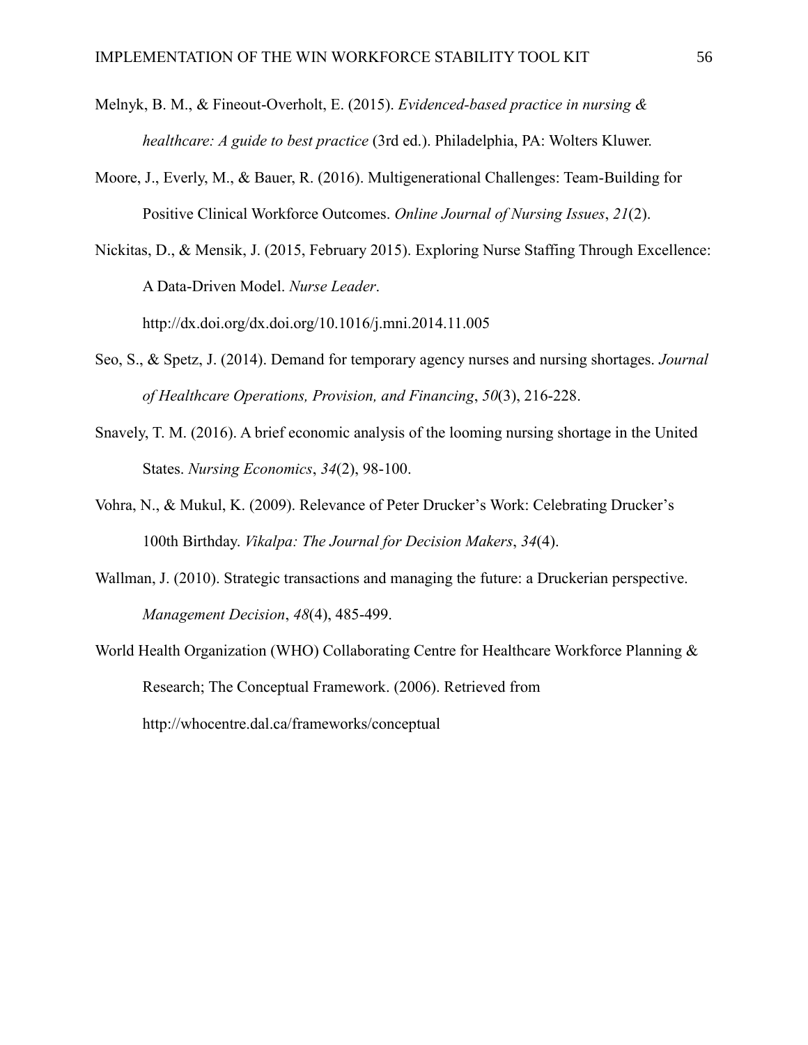Melnyk, B. M., & Fineout-Overholt, E. (2015). *Evidenced-based practice in nursing & healthcare: A guide to best practice* (3rd ed.). Philadelphia, PA: Wolters Kluwer.

Moore, J., Everly, M., & Bauer, R. (2016). Multigenerational Challenges: Team-Building for Positive Clinical Workforce Outcomes. *Online Journal of Nursing Issues*, *21*(2).

Nickitas, D., & Mensik, J. (2015, February 2015). Exploring Nurse Staffing Through Excellence: A Data-Driven Model. *Nurse Leader*. http://dx.doi.org/dx.doi.org/10.1016/j.mni.2014.11.005

Seo, S., & Spetz, J. (2014). Demand for temporary agency nurses and nursing shortages. *Journal of Healthcare Operations, Provision, and Financing*, *50*(3), 216-228.

Snavely, T. M. (2016). A brief economic analysis of the looming nursing shortage in the United States. *Nursing Economics*, *34*(2), 98-100.

Vohra, N., & Mukul, K. (2009). Relevance of Peter Drucker's Work: Celebrating Drucker's 100th Birthday. *Vikalpa: The Journal for Decision Makers*, *34*(4).

Wallman, J. (2010). Strategic transactions and managing the future: a Druckerian perspective. *Management Decision*, *48*(4), 485-499.

World Health Organization (WHO) Collaborating Centre for Healthcare Workforce Planning & Research; The Conceptual Framework. (2006). Retrieved from http://whocentre.dal.ca/frameworks/conceptual